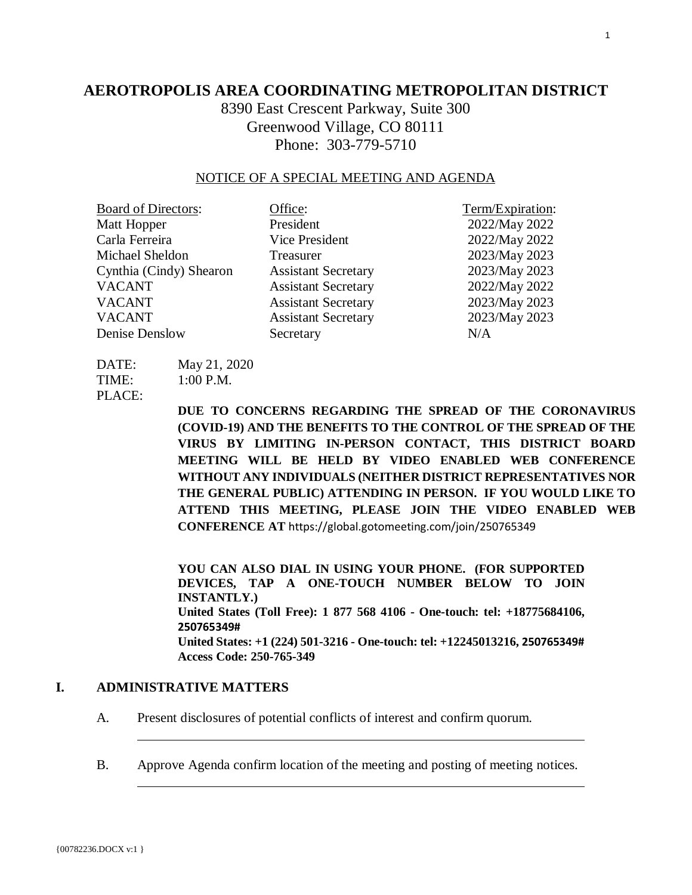# AEROTROPOLIS AREA COORDINATING METROPOLITAN DISTRICT

8390 East Crescent Parkway, Suite 300
Greenwood Village, CO 80111
Phone: 303-779-5710

NOTICE OF A SPECIAL MEETING AND AGENDA

| Board of Directors: | Office: | Term/Expiration: |
|---|---|---|
| Matt Hopper | President | 2022/May 2022 |
| Carla Ferreira | Vice President | 2022/May 2022 |
| Michael Sheldon | Treasurer | 2023/May 2023 |
| Cynthia (Cindy) Shearon | Assistant Secretary | 2023/May 2023 |
| VACANT | Assistant Secretary | 2022/May 2022 |
| VACANT | Assistant Secretary | 2023/May 2023 |
| VACANT | Assistant Secretary | 2023/May 2023 |
| Denise Denslow | Secretary | N/A |

DATE: May 21, 2020
TIME: 1:00 P.M.
PLACE:

**DUE TO CONCERNS REGARDING THE SPREAD OF THE CORONAVIRUS (COVID-19) AND THE BENEFITS TO THE CONTROL OF THE SPREAD OF THE VIRUS BY LIMITING IN-PERSON CONTACT, THIS DISTRICT BOARD MEETING WILL BE HELD BY VIDEO ENABLED WEB CONFERENCE WITHOUT ANY INDIVIDUALS (NEITHER DISTRICT REPRESENTATIVES NOR THE GENERAL PUBLIC) ATTENDING IN PERSON. IF YOU WOULD LIKE TO ATTEND THIS MEETING, PLEASE JOIN THE VIDEO ENABLED WEB CONFERENCE AT** https://global.gotomeeting.com/join/250765349

**YOU CAN ALSO DIAL IN USING YOUR PHONE. (FOR SUPPORTED DEVICES, TAP A ONE-TOUCH NUMBER BELOW TO JOIN INSTANTLY.)**
**United States (Toll Free): 1 877 568 4106 - One-touch: tel: +18775684106, 250765349#**
**United States: +1 (224) 501-3216 - One-touch: tel: +12245013216, 250765349#**
**Access Code: 250-765-349**

## I. ADMINISTRATIVE MATTERS

A. Present disclosures of potential conflicts of interest and confirm quorum.

B. Approve Agenda confirm location of the meeting and posting of meeting notices.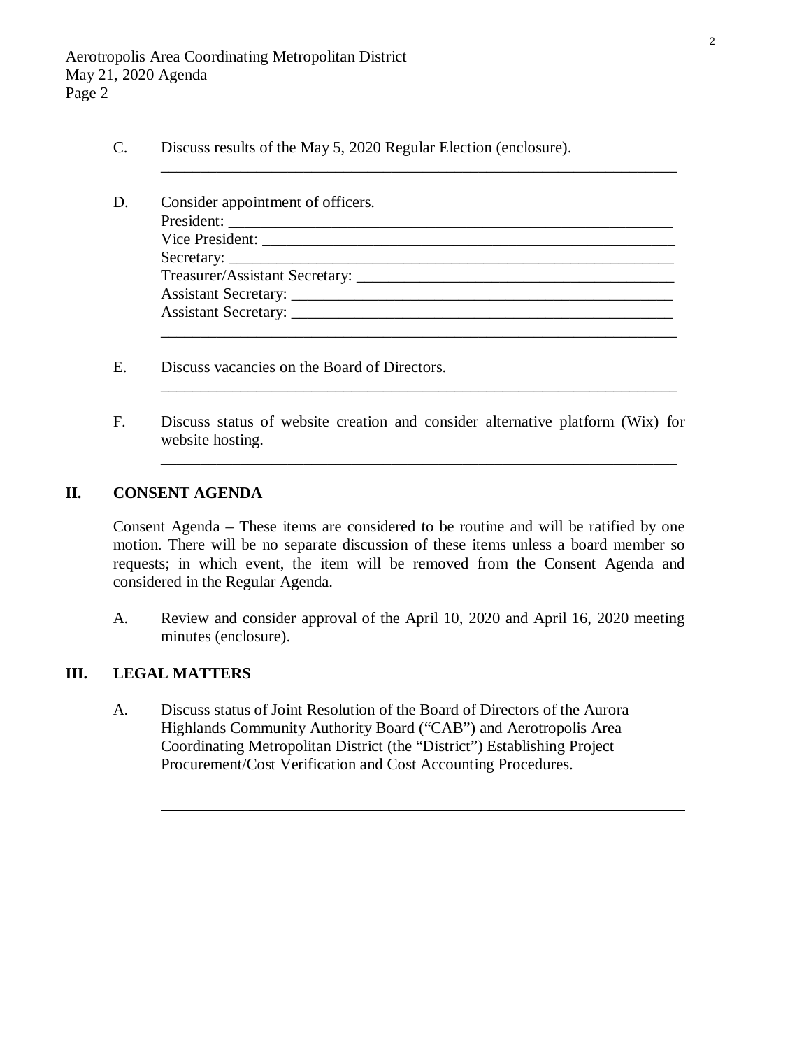C. Discuss results of the May 5, 2020 Regular Election (enclosure).

___________________________________________________________________

D. Consider appointment of officers.

President: ___________________________________________________

Vice President: _______________________________________________

Secretary: ___________________________________________________

Treasurer/Assistant Secretary: _________________________________

Assistant Secretary: __________________________________________

Assistant Secretary: __________________________________________

___________________________________________________________________

E. Discuss vacancies on the Board of Directors.

___________________________________________________________________

F. Discuss status of website creation and consider alternative platform (Wix) for website hosting.

___________________________________________________________________

## II. CONSENT AGENDA

Consent Agenda – These items are considered to be routine and will be ratified by one motion. There will be no separate discussion of these items unless a board member so requests; in which event, the item will be removed from the Consent Agenda and considered in the Regular Agenda.

A. Review and consider approval of the April 10, 2020 and April 16, 2020 meeting minutes (enclosure).

## III. LEGAL MATTERS

A. Discuss status of Joint Resolution of the Board of Directors of the Aurora Highlands Community Authority Board ("CAB") and Aerotropolis Area Coordinating Metropolitan District (the "District") Establishing Project Procurement/Cost Verification and Cost Accounting Procedures.

___________________________________________________________________

___________________________________________________________________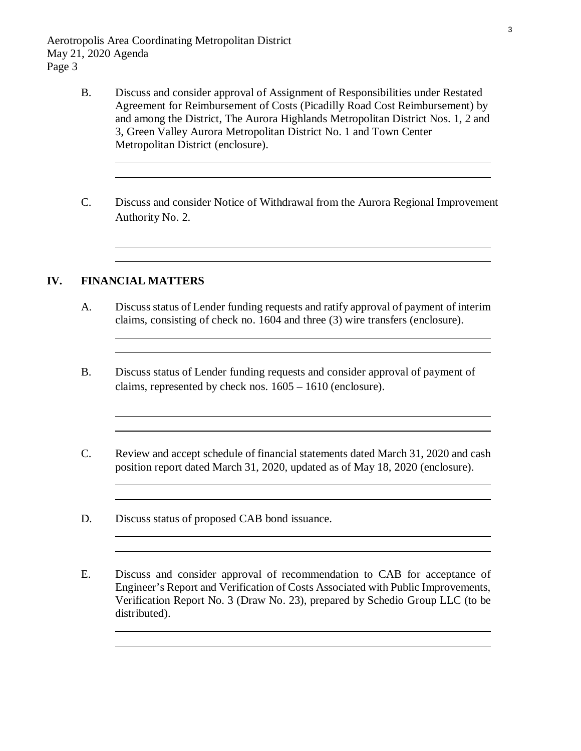B. Discuss and consider approval of Assignment of Responsibilities under Restated Agreement for Reimbursement of Costs (Picadilly Road Cost Reimbursement) by and among the District, The Aurora Highlands Metropolitan District Nos. 1, 2 and 3, Green Valley Aurora Metropolitan District No. 1 and Town Center Metropolitan District (enclosure).

C. Discuss and consider Notice of Withdrawal from the Aurora Regional Improvement Authority No. 2.

## IV. FINANCIAL MATTERS

A. Discuss status of Lender funding requests and ratify approval of payment of interim claims, consisting of check no. 1604 and three (3) wire transfers (enclosure).

B. Discuss status of Lender funding requests and consider approval of payment of claims, represented by check nos. 1605 – 1610 (enclosure).

C. Review and accept schedule of financial statements dated March 31, 2020 and cash position report dated March 31, 2020, updated as of May 18, 2020 (enclosure).

D. Discuss status of proposed CAB bond issuance.

E. Discuss and consider approval of recommendation to CAB for acceptance of Engineer's Report and Verification of Costs Associated with Public Improvements, Verification Report No. 3 (Draw No. 23), prepared by Schedio Group LLC (to be distributed).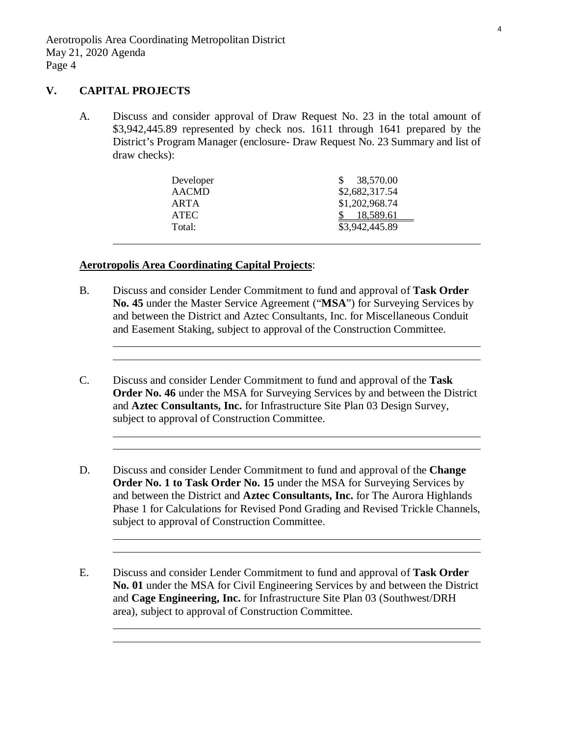## V. CAPITAL PROJECTS

A. Discuss and consider approval of Draw Request No. 23 in the total amount of $3,942,445.89 represented by check nos. 1611 through 1641 prepared by the District's Program Manager (enclosure- Draw Request No. 23 Summary and list of draw checks):

| | |
|---|---|
| Developer | $ 38,570.00 |
| AACMD | $2,682,317.54 |
| ARTA | $1,202,968.74 |
| ATEC | $ 18,589.61 |
| Total: | $3,942,445.89 |

______________________________________________________________________

**Aerotropolis Area Coordinating Capital Projects**:

B. Discuss and consider Lender Commitment to fund and approval of **Task Order No. 45** under the Master Service Agreement ("**MSA**") for Surveying Services by and between the District and Aztec Consultants, Inc. for Miscellaneous Conduit and Easement Staking, subject to approval of the Construction Committee.

______________________________________________________________________

______________________________________________________________________

C. Discuss and consider Lender Commitment to fund and approval of the **Task Order No. 46** under the MSA for Surveying Services by and between the District and **Aztec Consultants, Inc.** for Infrastructure Site Plan 03 Design Survey, subject to approval of Construction Committee.

______________________________________________________________________

______________________________________________________________________

D. Discuss and consider Lender Commitment to fund and approval of the **Change Order No. 1 to Task Order No. 15** under the MSA for Surveying Services by and between the District and **Aztec Consultants, Inc.** for The Aurora Highlands Phase 1 for Calculations for Revised Pond Grading and Revised Trickle Channels, subject to approval of Construction Committee.

______________________________________________________________________

______________________________________________________________________

E. Discuss and consider Lender Commitment to fund and approval of **Task Order No. 01** under the MSA for Civil Engineering Services by and between the District and **Cage Engineering, Inc.** for Infrastructure Site Plan 03 (Southwest/DRH area), subject to approval of Construction Committee.

______________________________________________________________________

______________________________________________________________________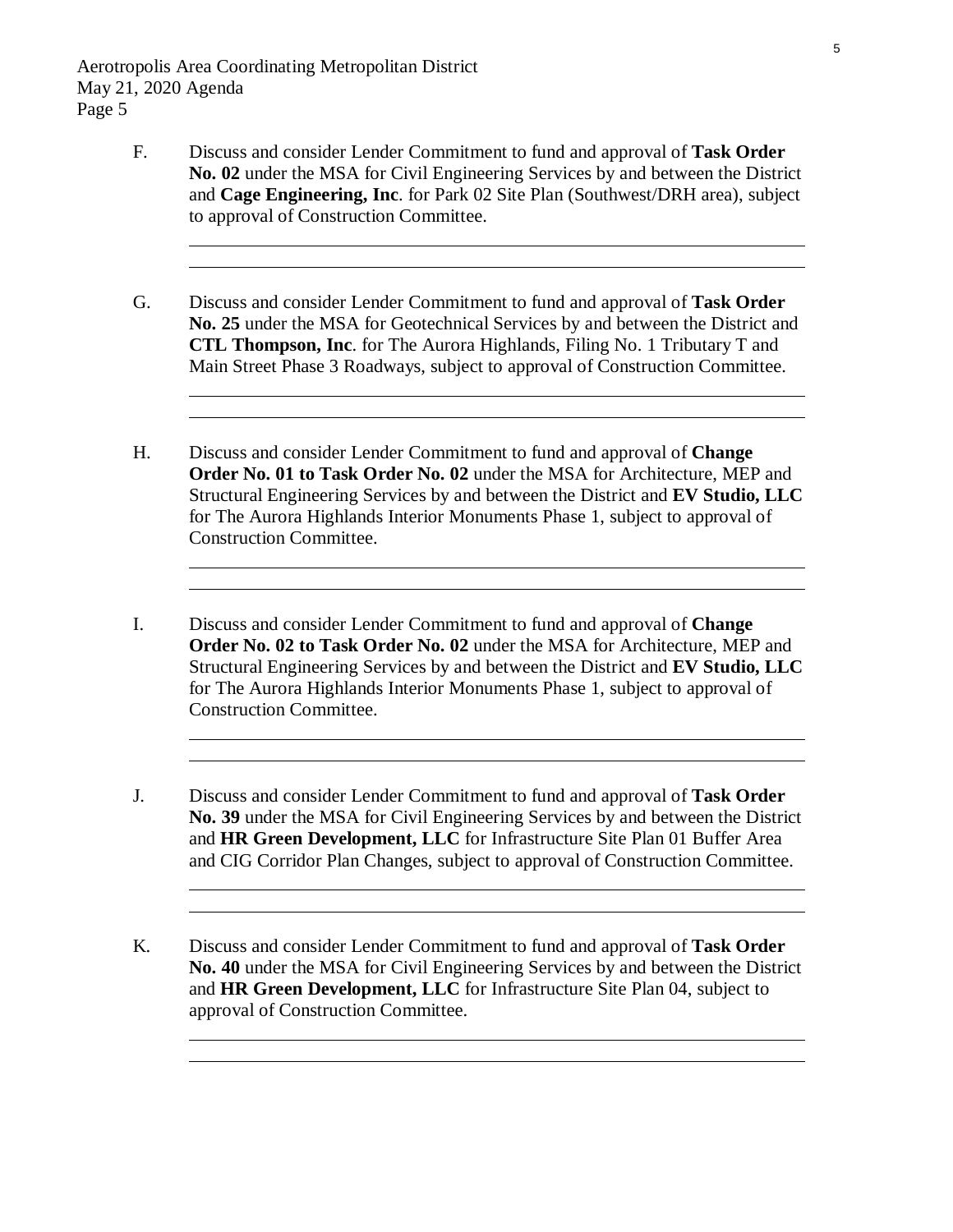F. Discuss and consider Lender Commitment to fund and approval of **Task Order No. 02** under the MSA for Civil Engineering Services by and between the District and **Cage Engineering, Inc**. for Park 02 Site Plan (Southwest/DRH area), subject to approval of Construction Committee.

G. Discuss and consider Lender Commitment to fund and approval of **Task Order No. 25** under the MSA for Geotechnical Services by and between the District and **CTL Thompson, Inc**. for The Aurora Highlands, Filing No. 1 Tributary T and Main Street Phase 3 Roadways, subject to approval of Construction Committee.

H. Discuss and consider Lender Commitment to fund and approval of **Change Order No. 01 to Task Order No. 02** under the MSA for Architecture, MEP and Structural Engineering Services by and between the District and **EV Studio, LLC** for The Aurora Highlands Interior Monuments Phase 1, subject to approval of Construction Committee.

I. Discuss and consider Lender Commitment to fund and approval of **Change Order No. 02 to Task Order No. 02** under the MSA for Architecture, MEP and Structural Engineering Services by and between the District and **EV Studio, LLC** for The Aurora Highlands Interior Monuments Phase 1, subject to approval of Construction Committee.

J. Discuss and consider Lender Commitment to fund and approval of **Task Order No. 39** under the MSA for Civil Engineering Services by and between the District and **HR Green Development, LLC** for Infrastructure Site Plan 01 Buffer Area and CIG Corridor Plan Changes, subject to approval of Construction Committee.

K. Discuss and consider Lender Commitment to fund and approval of **Task Order No. 40** under the MSA for Civil Engineering Services by and between the District and **HR Green Development, LLC** for Infrastructure Site Plan 04, subject to approval of Construction Committee.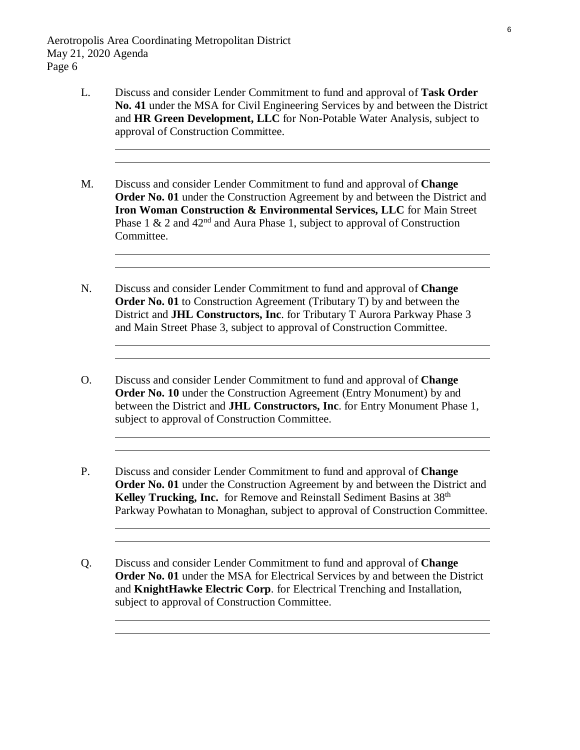L. Discuss and consider Lender Commitment to fund and approval of **Task Order No. 41** under the MSA for Civil Engineering Services by and between the District and **HR Green Development, LLC** for Non-Potable Water Analysis, subject to approval of Construction Committee.

M. Discuss and consider Lender Commitment to fund and approval of **Change Order No. 01** under the Construction Agreement by and between the District and **Iron Woman Construction & Environmental Services, LLC** for Main Street Phase 1 & 2 and 42nd and Aura Phase 1, subject to approval of Construction Committee.

N. Discuss and consider Lender Commitment to fund and approval of **Change Order No. 01** to Construction Agreement (Tributary T) by and between the District and **JHL Constructors, Inc**. for Tributary T Aurora Parkway Phase 3 and Main Street Phase 3, subject to approval of Construction Committee.

O. Discuss and consider Lender Commitment to fund and approval of **Change Order No. 10** under the Construction Agreement (Entry Monument) by and between the District and **JHL Constructors, Inc**. for Entry Monument Phase 1, subject to approval of Construction Committee.

P. Discuss and consider Lender Commitment to fund and approval of **Change Order No. 01** under the Construction Agreement by and between the District and **Kelley Trucking, Inc.** for Remove and Reinstall Sediment Basins at 38th Parkway Powhatan to Monaghan, subject to approval of Construction Committee.

Q. Discuss and consider Lender Commitment to fund and approval of **Change Order No. 01** under the MSA for Electrical Services by and between the District and **KnightHawke Electric Corp**. for Electrical Trenching and Installation, subject to approval of Construction Committee.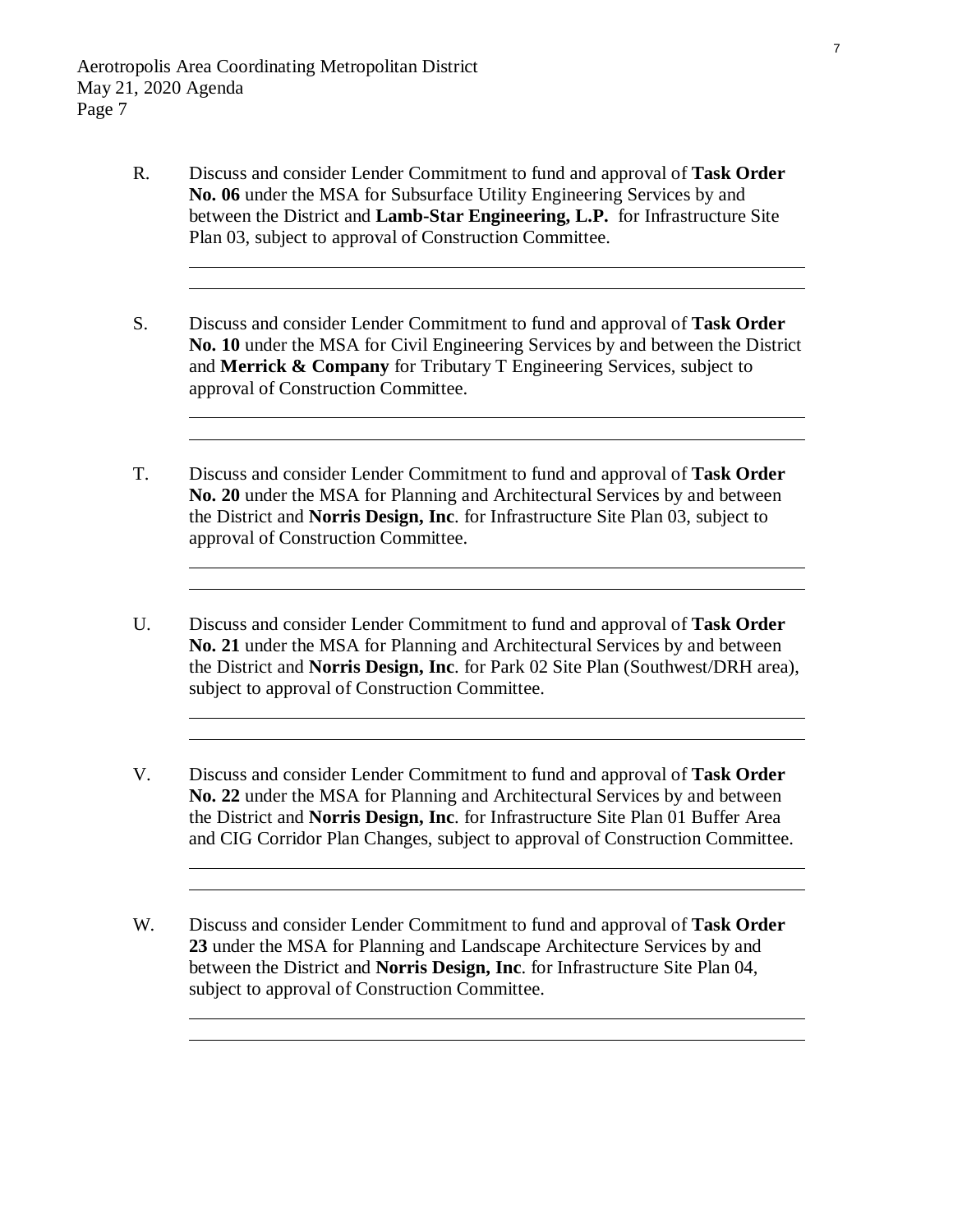R. Discuss and consider Lender Commitment to fund and approval of **Task Order No. 06** under the MSA for Subsurface Utility Engineering Services by and between the District and **Lamb-Star Engineering, L.P.** for Infrastructure Site Plan 03, subject to approval of Construction Committee.

S. Discuss and consider Lender Commitment to fund and approval of **Task Order No. 10** under the MSA for Civil Engineering Services by and between the District and **Merrick & Company** for Tributary T Engineering Services, subject to approval of Construction Committee.

T. Discuss and consider Lender Commitment to fund and approval of **Task Order No. 20** under the MSA for Planning and Architectural Services by and between the District and **Norris Design, Inc**. for Infrastructure Site Plan 03, subject to approval of Construction Committee.

U. Discuss and consider Lender Commitment to fund and approval of **Task Order No. 21** under the MSA for Planning and Architectural Services by and between the District and **Norris Design, Inc**. for Park 02 Site Plan (Southwest/DRH area), subject to approval of Construction Committee.

V. Discuss and consider Lender Commitment to fund and approval of **Task Order No. 22** under the MSA for Planning and Architectural Services by and between the District and **Norris Design, Inc**. for Infrastructure Site Plan 01 Buffer Area and CIG Corridor Plan Changes, subject to approval of Construction Committee.

W. Discuss and consider Lender Commitment to fund and approval of **Task Order 23** under the MSA for Planning and Landscape Architecture Services by and between the District and **Norris Design, Inc**. for Infrastructure Site Plan 04, subject to approval of Construction Committee.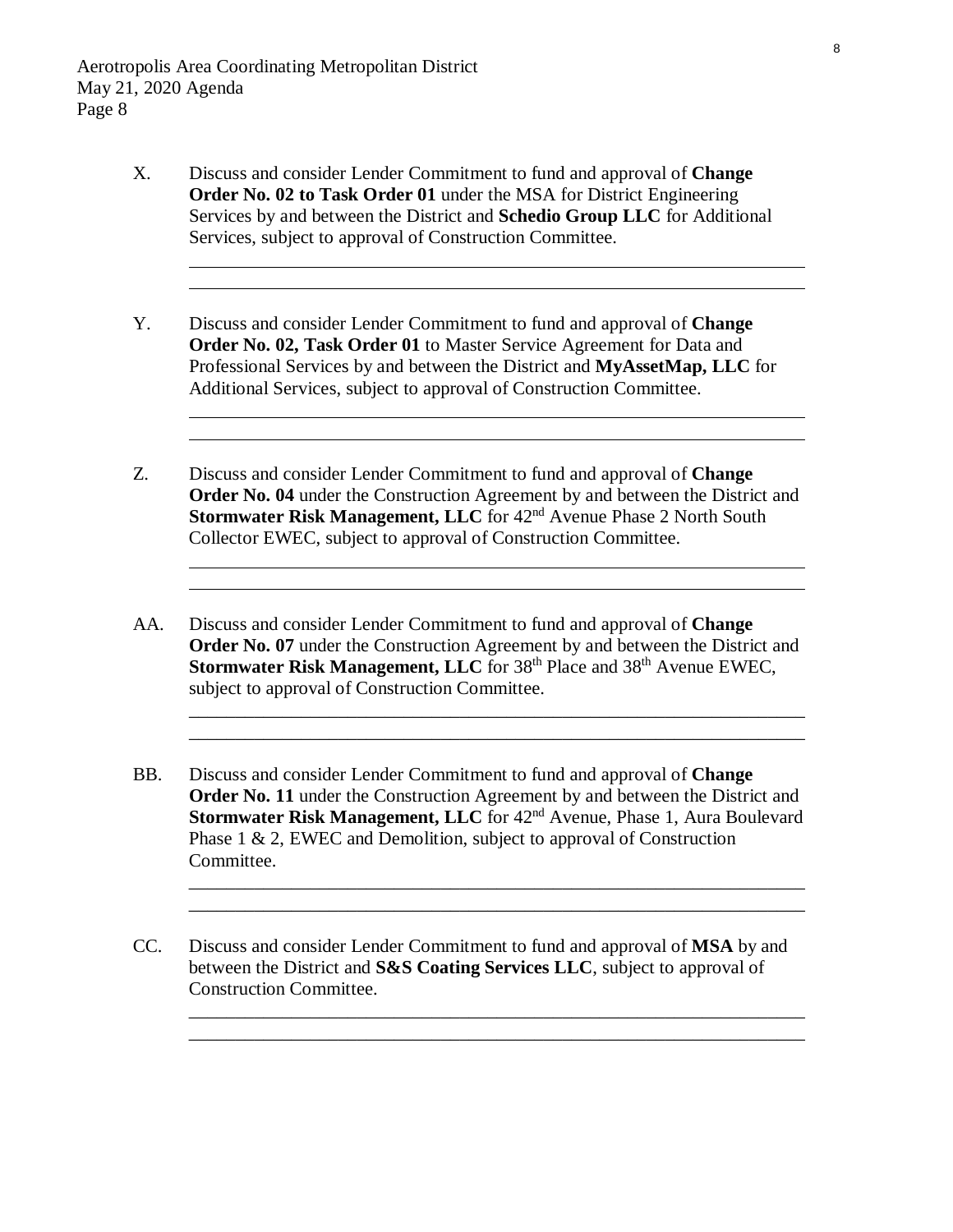X. Discuss and consider Lender Commitment to fund and approval of **Change Order No. 02 to Task Order 01** under the MSA for District Engineering Services by and between the District and **Schedio Group LLC** for Additional Services, subject to approval of Construction Committee.

Y. Discuss and consider Lender Commitment to fund and approval of **Change Order No. 02, Task Order 01** to Master Service Agreement for Data and Professional Services by and between the District and **MyAssetMap, LLC** for Additional Services, subject to approval of Construction Committee.

Z. Discuss and consider Lender Commitment to fund and approval of **Change Order No. 04** under the Construction Agreement by and between the District and **Stormwater Risk Management, LLC** for 42nd Avenue Phase 2 North South Collector EWEC, subject to approval of Construction Committee.

AA. Discuss and consider Lender Commitment to fund and approval of **Change Order No. 07** under the Construction Agreement by and between the District and **Stormwater Risk Management, LLC** for 38th Place and 38th Avenue EWEC, subject to approval of Construction Committee.

BB. Discuss and consider Lender Commitment to fund and approval of **Change Order No. 11** under the Construction Agreement by and between the District and **Stormwater Risk Management, LLC** for 42nd Avenue, Phase 1, Aura Boulevard Phase 1 & 2, EWEC and Demolition, subject to approval of Construction Committee.

CC. Discuss and consider Lender Commitment to fund and approval of **MSA** by and between the District and **S&S Coating Services LLC**, subject to approval of Construction Committee.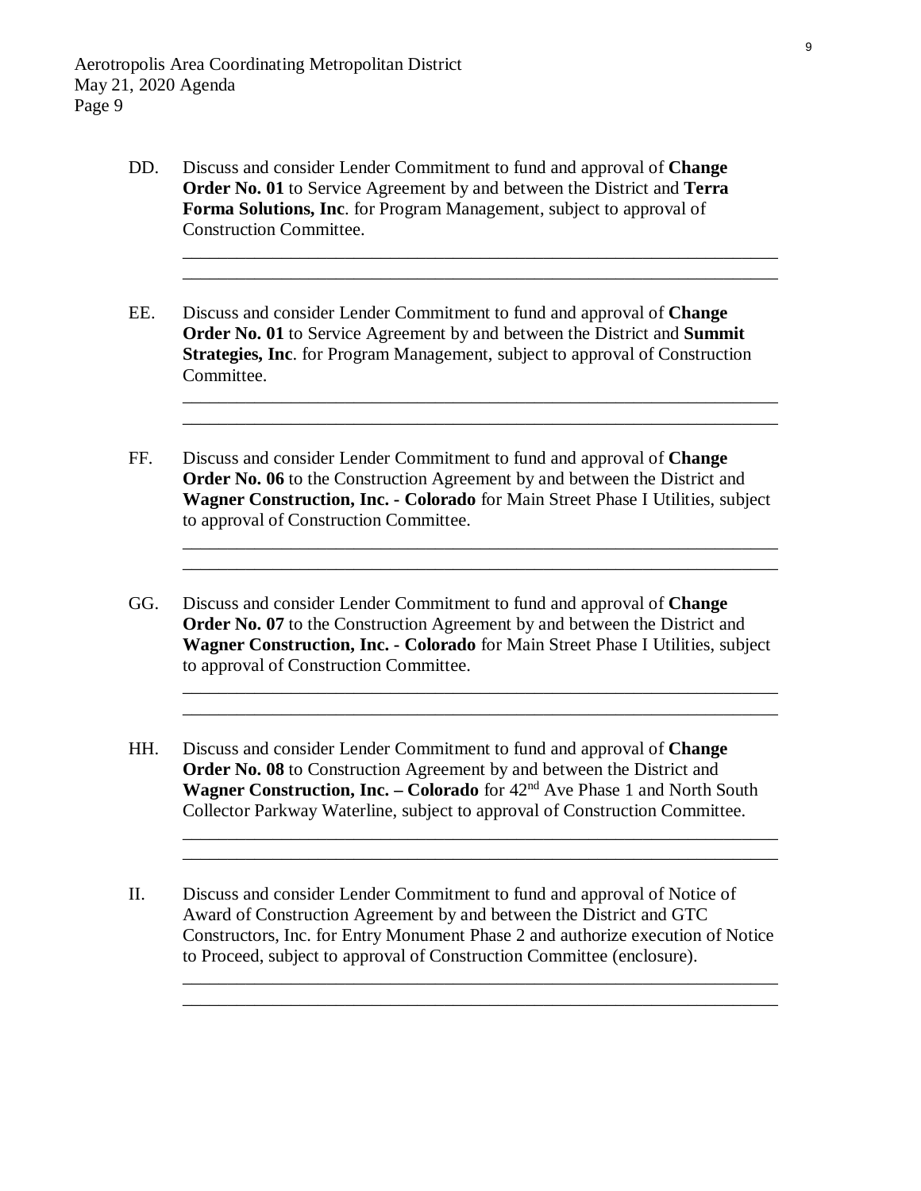DD. Discuss and consider Lender Commitment to fund and approval of **Change Order No. 01** to Service Agreement by and between the District and **Terra Forma Solutions, Inc**. for Program Management, subject to approval of Construction Committee.

\_\_\_\_\_\_\_\_\_\_\_\_\_\_\_\_\_\_\_\_\_\_\_\_\_\_\_\_\_\_\_\_\_\_\_\_\_\_\_\_\_\_\_\_\_\_\_\_\_\_\_\_\_\_\_\_\_\_\_\_\_\_\_\_

\_\_\_\_\_\_\_\_\_\_\_\_\_\_\_\_\_\_\_\_\_\_\_\_\_\_\_\_\_\_\_\_\_\_\_\_\_\_\_\_\_\_\_\_\_\_\_\_\_\_\_\_\_\_\_\_\_\_\_\_\_\_\_\_

EE. Discuss and consider Lender Commitment to fund and approval of **Change Order No. 01** to Service Agreement by and between the District and **Summit Strategies, Inc**. for Program Management, subject to approval of Construction Committee.

\_\_\_\_\_\_\_\_\_\_\_\_\_\_\_\_\_\_\_\_\_\_\_\_\_\_\_\_\_\_\_\_\_\_\_\_\_\_\_\_\_\_\_\_\_\_\_\_\_\_\_\_\_\_\_\_\_\_\_\_\_\_\_\_

\_\_\_\_\_\_\_\_\_\_\_\_\_\_\_\_\_\_\_\_\_\_\_\_\_\_\_\_\_\_\_\_\_\_\_\_\_\_\_\_\_\_\_\_\_\_\_\_\_\_\_\_\_\_\_\_\_\_\_\_\_\_\_\_

FF. Discuss and consider Lender Commitment to fund and approval of **Change Order No. 06** to the Construction Agreement by and between the District and **Wagner Construction, Inc. - Colorado** for Main Street Phase I Utilities, subject to approval of Construction Committee.

\_\_\_\_\_\_\_\_\_\_\_\_\_\_\_\_\_\_\_\_\_\_\_\_\_\_\_\_\_\_\_\_\_\_\_\_\_\_\_\_\_\_\_\_\_\_\_\_\_\_\_\_\_\_\_\_\_\_\_\_\_\_\_\_

\_\_\_\_\_\_\_\_\_\_\_\_\_\_\_\_\_\_\_\_\_\_\_\_\_\_\_\_\_\_\_\_\_\_\_\_\_\_\_\_\_\_\_\_\_\_\_\_\_\_\_\_\_\_\_\_\_\_\_\_\_\_\_\_

GG. Discuss and consider Lender Commitment to fund and approval of **Change Order No. 07** to the Construction Agreement by and between the District and **Wagner Construction, Inc. - Colorado** for Main Street Phase I Utilities, subject to approval of Construction Committee.

\_\_\_\_\_\_\_\_\_\_\_\_\_\_\_\_\_\_\_\_\_\_\_\_\_\_\_\_\_\_\_\_\_\_\_\_\_\_\_\_\_\_\_\_\_\_\_\_\_\_\_\_\_\_\_\_\_\_\_\_\_\_\_\_

\_\_\_\_\_\_\_\_\_\_\_\_\_\_\_\_\_\_\_\_\_\_\_\_\_\_\_\_\_\_\_\_\_\_\_\_\_\_\_\_\_\_\_\_\_\_\_\_\_\_\_\_\_\_\_\_\_\_\_\_\_\_\_\_

HH. Discuss and consider Lender Commitment to fund and approval of **Change Order No. 08** to Construction Agreement by and between the District and **Wagner Construction, Inc. – Colorado** for 42nd Ave Phase 1 and North South Collector Parkway Waterline, subject to approval of Construction Committee.

\_\_\_\_\_\_\_\_\_\_\_\_\_\_\_\_\_\_\_\_\_\_\_\_\_\_\_\_\_\_\_\_\_\_\_\_\_\_\_\_\_\_\_\_\_\_\_\_\_\_\_\_\_\_\_\_\_\_\_\_\_\_\_\_

\_\_\_\_\_\_\_\_\_\_\_\_\_\_\_\_\_\_\_\_\_\_\_\_\_\_\_\_\_\_\_\_\_\_\_\_\_\_\_\_\_\_\_\_\_\_\_\_\_\_\_\_\_\_\_\_\_\_\_\_\_\_\_\_

II. Discuss and consider Lender Commitment to fund and approval of Notice of Award of Construction Agreement by and between the District and GTC Constructors, Inc. for Entry Monument Phase 2 and authorize execution of Notice to Proceed, subject to approval of Construction Committee (enclosure).

\_\_\_\_\_\_\_\_\_\_\_\_\_\_\_\_\_\_\_\_\_\_\_\_\_\_\_\_\_\_\_\_\_\_\_\_\_\_\_\_\_\_\_\_\_\_\_\_\_\_\_\_\_\_\_\_\_\_\_\_\_\_\_\_

\_\_\_\_\_\_\_\_\_\_\_\_\_\_\_\_\_\_\_\_\_\_\_\_\_\_\_\_\_\_\_\_\_\_\_\_\_\_\_\_\_\_\_\_\_\_\_\_\_\_\_\_\_\_\_\_\_\_\_\_\_\_\_\_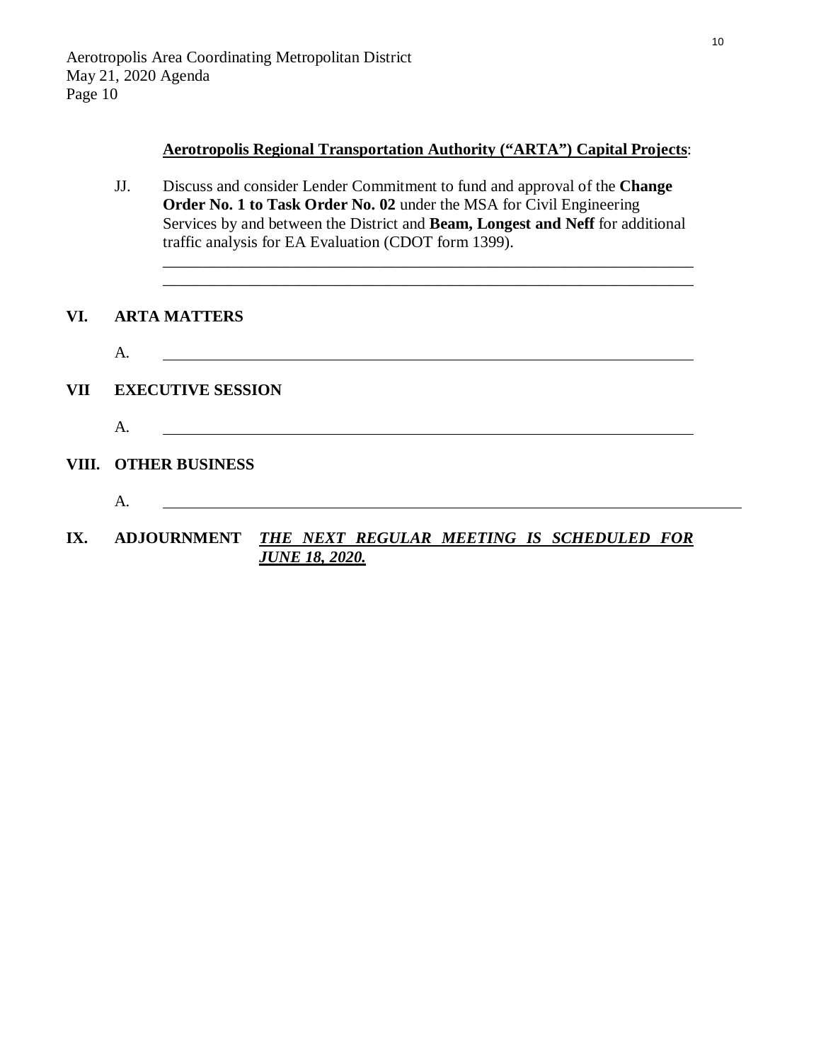**Aerotropolis Regional Transportation Authority ("ARTA") Capital Projects**:

JJ. Discuss and consider Lender Commitment to fund and approval of the **Change Order No. 1 to Task Order No. 02** under the MSA for Civil Engineering Services by and between the District and **Beam, Longest and Neff** for additional traffic analysis for EA Evaluation (CDOT form 1399).

\_\_\_\_\_\_\_\_\_\_\_\_\_\_\_\_\_\_\_\_\_\_\_\_\_\_\_\_\_\_\_\_\_\_\_\_\_\_\_\_\_\_\_\_\_\_\_\_\_\_\_\_\_\_\_\_\_\_\_\_\_\_\_\_
\_\_\_\_\_\_\_\_\_\_\_\_\_\_\_\_\_\_\_\_\_\_\_\_\_\_\_\_\_\_\_\_\_\_\_\_\_\_\_\_\_\_\_\_\_\_\_\_\_\_\_\_\_\_\_\_\_\_\_\_\_\_\_\_

## VI. ARTA MATTERS

A. \_\_\_\_\_\_\_\_\_\_\_\_\_\_\_\_\_\_\_\_\_\_\_\_\_\_\_\_\_\_\_\_\_\_\_\_\_\_\_\_\_\_\_\_\_\_\_\_\_\_\_\_\_\_\_\_\_\_\_\_\_\_\_\_

## VII EXECUTIVE SESSION

A. \_\_\_\_\_\_\_\_\_\_\_\_\_\_\_\_\_\_\_\_\_\_\_\_\_\_\_\_\_\_\_\_\_\_\_\_\_\_\_\_\_\_\_\_\_\_\_\_\_\_\_\_\_\_\_\_\_\_\_\_\_\_\_\_

## VIII. OTHER BUSINESS

A. \_\_\_\_\_\_\_\_\_\_\_\_\_\_\_\_\_\_\_\_\_\_\_\_\_\_\_\_\_\_\_\_\_\_\_\_\_\_\_\_\_\_\_\_\_\_\_\_\_\_\_\_\_\_\_\_\_\_\_\_\_\_\_\_

## IX. ADJOURNMENT ***THE NEXT REGULAR MEETING IS SCHEDULED FOR JUNE 18, 2020.***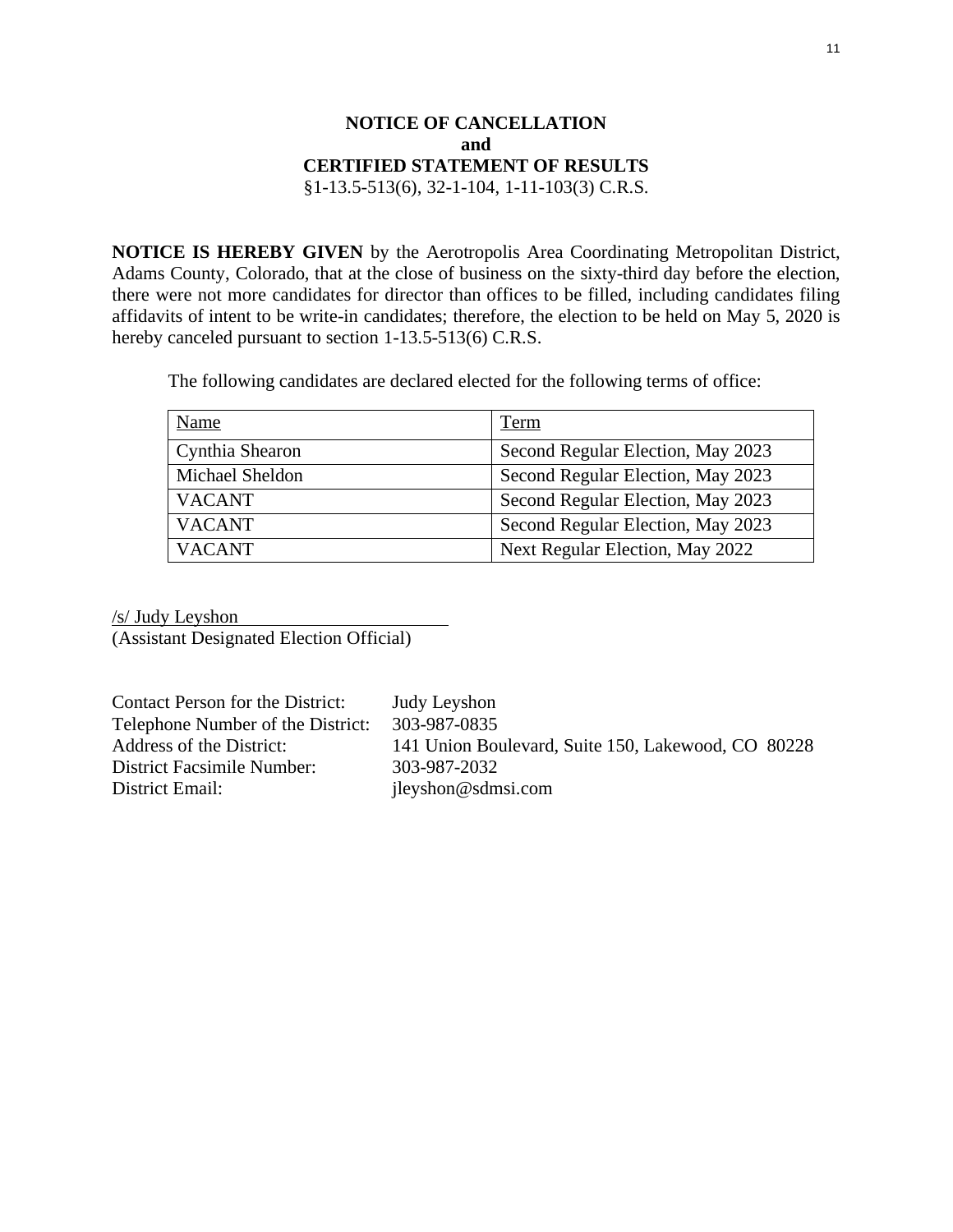**NOTICE OF CANCELLATION**
**and**
**CERTIFIED STATEMENT OF RESULTS**
§1-13.5-513(6), 32-1-104, 1-11-103(3) C.R.S.

**NOTICE IS HEREBY GIVEN** by the Aerotropolis Area Coordinating Metropolitan District, Adams County, Colorado, that at the close of business on the sixty-third day before the election, there were not more candidates for director than offices to be filled, including candidates filing affidavits of intent to be write-in candidates; therefore, the election to be held on May 5, 2020 is hereby canceled pursuant to section 1-13.5-513(6) C.R.S.

The following candidates are declared elected for the following terms of office:

| Name | Term |
|---|---|
| Cynthia Shearon | Second Regular Election, May 2023 |
| Michael Sheldon | Second Regular Election, May 2023 |
| VACANT | Second Regular Election, May 2023 |
| VACANT | Second Regular Election, May 2023 |
| VACANT | Next Regular Election, May 2022 |

/s/ Judy Leyshon
(Assistant Designated Election Official)

Contact Person for the District: Judy Leyshon
Telephone Number of the District: 303-987-0835
Address of the District: 141 Union Boulevard, Suite 150, Lakewood, CO 80228
District Facsimile Number: 303-987-2032
District Email: jleyshon@sdmsi.com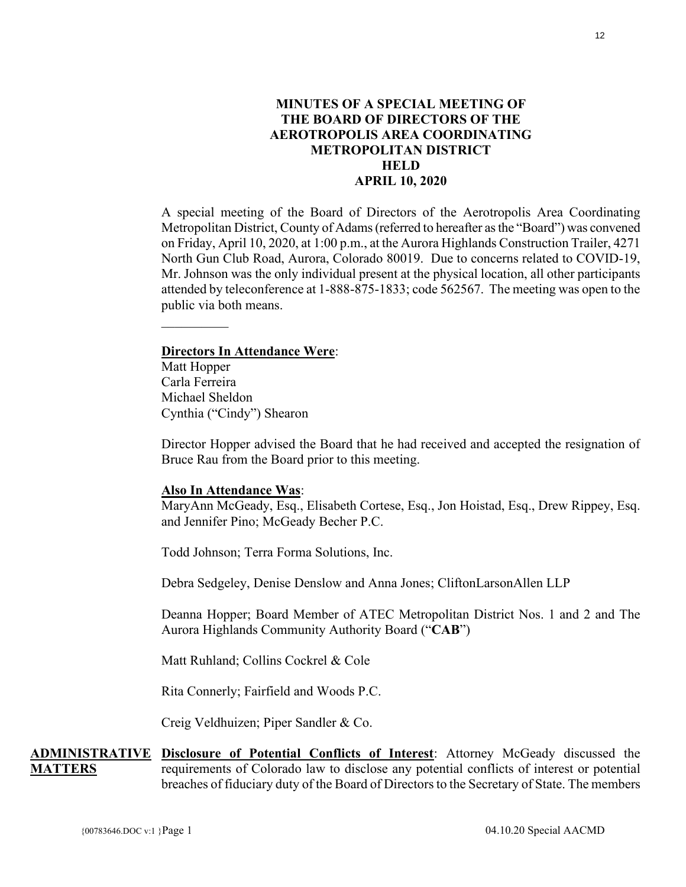# MINUTES OF A SPECIAL MEETING OF THE BOARD OF DIRECTORS OF THE AEROTROPOLIS AREA COORDINATING METROPOLITAN DISTRICT HELD APRIL 10, 2020

A special meeting of the Board of Directors of the Aerotropolis Area Coordinating Metropolitan District, County of Adams (referred to hereafter as the "Board") was convened on Friday, April 10, 2020, at 1:00 p.m., at the Aurora Highlands Construction Trailer, 4271 North Gun Club Road, Aurora, Colorado 80019. Due to concerns related to COVID-19, Mr. Johnson was the only individual present at the physical location, all other participants attended by teleconference at 1-888-875-1833; code 562567. The meeting was open to the public via both means.

---

**Directors In Attendance Were**:

Matt Hopper
Carla Ferreira
Michael Sheldon
Cynthia ("Cindy") Shearon

Director Hopper advised the Board that he had received and accepted the resignation of Bruce Rau from the Board prior to this meeting.

**Also In Attendance Was**:

MaryAnn McGeady, Esq., Elisabeth Cortese, Esq., Jon Hoistad, Esq., Drew Rippey, Esq. and Jennifer Pino; McGeady Becher P.C.

Todd Johnson; Terra Forma Solutions, Inc.

Debra Sedgeley, Denise Denslow and Anna Jones; CliftonLarsonAllen LLP

Deanna Hopper; Board Member of ATEC Metropolitan District Nos. 1 and 2 and The Aurora Highlands Community Authority Board ("**CAB**")

Matt Ruhland; Collins Cockrel & Cole

Rita Connerly; Fairfield and Woods P.C.

Creig Veldhuizen; Piper Sandler & Co.

**ADMINISTRATIVE MATTERS**

**Disclosure of Potential Conflicts of Interest**: Attorney McGeady discussed the requirements of Colorado law to disclose any potential conflicts of interest or potential breaches of fiduciary duty of the Board of Directors to the Secretary of State. The members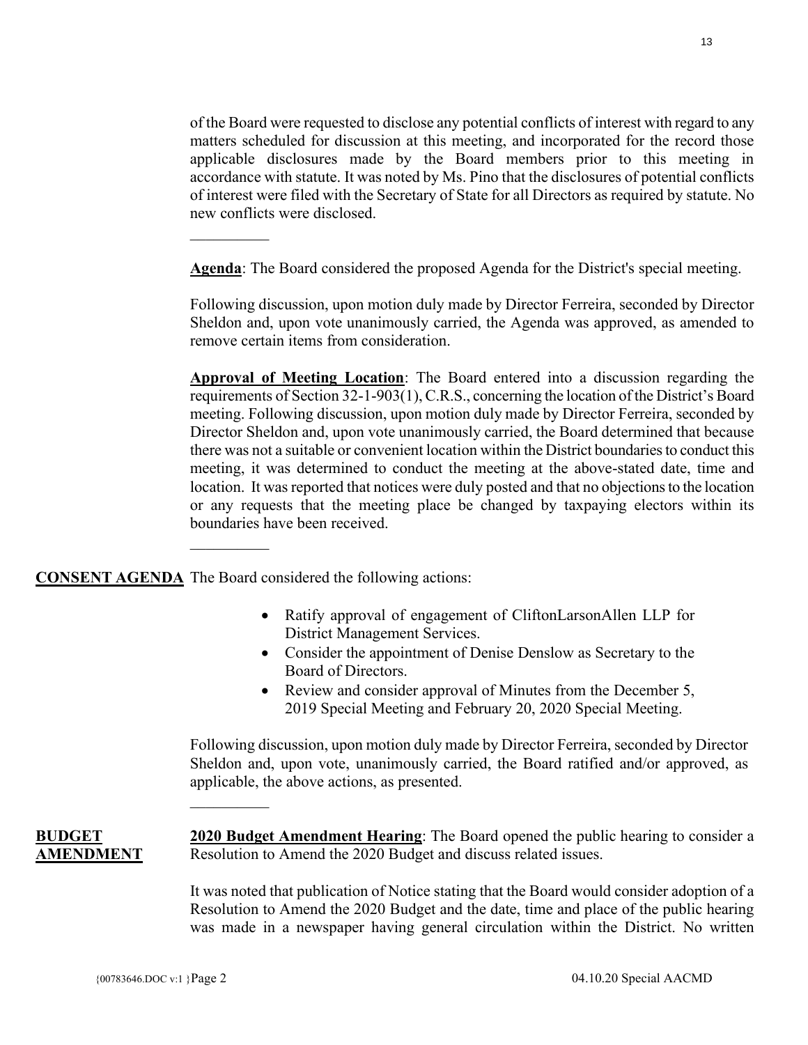of the Board were requested to disclose any potential conflicts of interest with regard to any matters scheduled for discussion at this meeting, and incorporated for the record those applicable disclosures made by the Board members prior to this meeting in accordance with statute. It was noted by Ms. Pino that the disclosures of potential conflicts of interest were filed with the Secretary of State for all Directors as required by statute. No new conflicts were disclosed.

__________

**Agenda**: The Board considered the proposed Agenda for the District's special meeting.

Following discussion, upon motion duly made by Director Ferreira, seconded by Director Sheldon and, upon vote unanimously carried, the Agenda was approved, as amended to remove certain items from consideration.

**Approval of Meeting Location**: The Board entered into a discussion regarding the requirements of Section 32-1-903(1), C.R.S., concerning the location of the District's Board meeting. Following discussion, upon motion duly made by Director Ferreira, seconded by Director Sheldon and, upon vote unanimously carried, the Board determined that because there was not a suitable or convenient location within the District boundaries to conduct this meeting, it was determined to conduct the meeting at the above-stated date, time and location. It was reported that notices were duly posted and that no objections to the location or any requests that the meeting place be changed by taxpaying electors within its boundaries have been received.

__________

**CONSENT AGENDA** The Board considered the following actions:

- Ratify approval of engagement of CliftonLarsonAllen LLP for District Management Services.
- Consider the appointment of Denise Denslow as Secretary to the Board of Directors.
- Review and consider approval of Minutes from the December 5, 2019 Special Meeting and February 20, 2020 Special Meeting.

Following discussion, upon motion duly made by Director Ferreira, seconded by Director Sheldon and, upon vote, unanimously carried, the Board ratified and/or approved, as applicable, the above actions, as presented.

__________

**BUDGET AMENDMENT**

**2020 Budget Amendment Hearing**: The Board opened the public hearing to consider a Resolution to Amend the 2020 Budget and discuss related issues.

It was noted that publication of Notice stating that the Board would consider adoption of a Resolution to Amend the 2020 Budget and the date, time and place of the public hearing was made in a newspaper having general circulation within the District. No written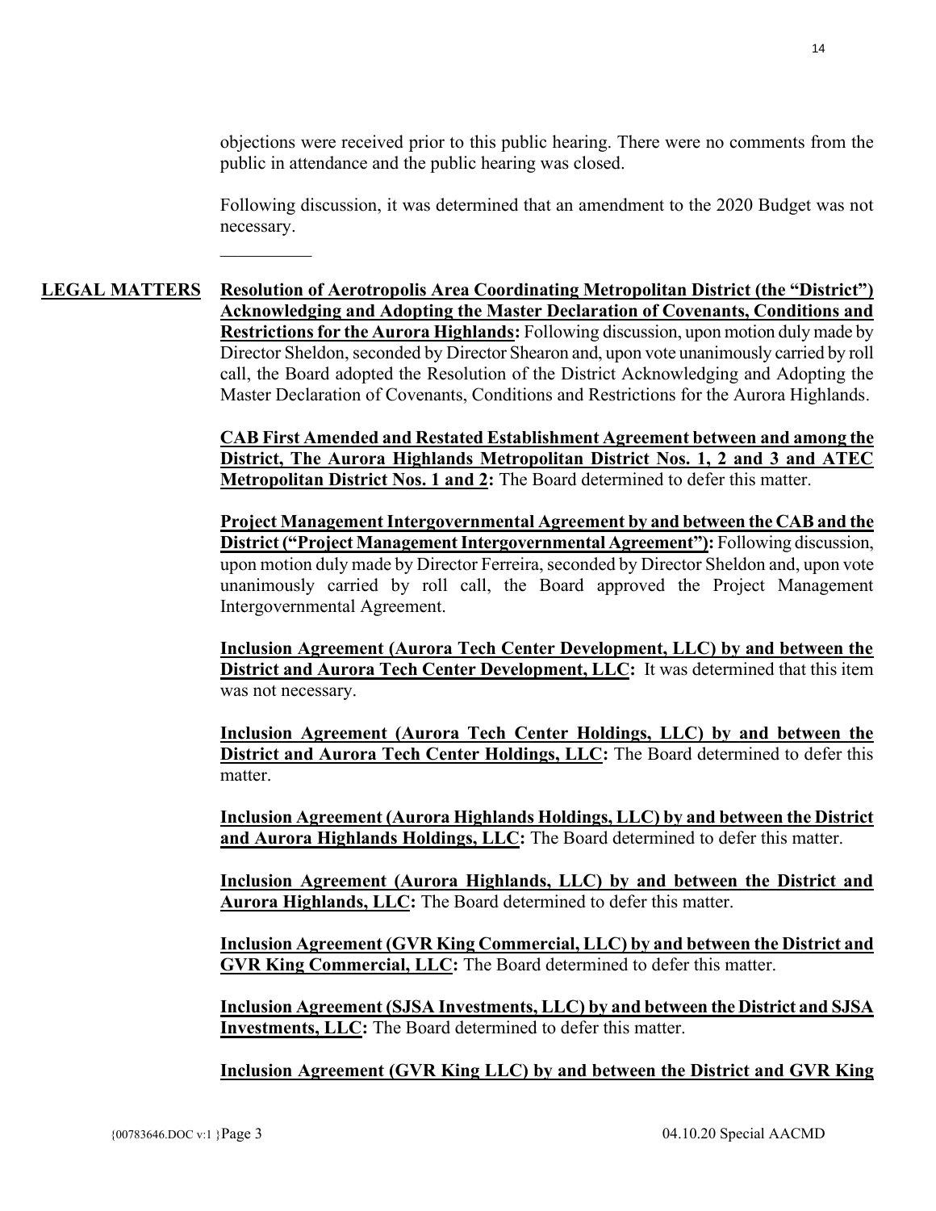objections were received prior to this public hearing. There were no comments from the public in attendance and the public hearing was closed.

Following discussion, it was determined that an amendment to the 2020 Budget was not necessary.

__________

**LEGAL MATTERS**

**Resolution of Aerotropolis Area Coordinating Metropolitan District (the "District") Acknowledging and Adopting the Master Declaration of Covenants, Conditions and Restrictions for the Aurora Highlands:** Following discussion, upon motion duly made by Director Sheldon, seconded by Director Shearon and, upon vote unanimously carried by roll call, the Board adopted the Resolution of the District Acknowledging and Adopting the Master Declaration of Covenants, Conditions and Restrictions for the Aurora Highlands.

**CAB First Amended and Restated Establishment Agreement between and among the District, The Aurora Highlands Metropolitan District Nos. 1, 2 and 3 and ATEC Metropolitan District Nos. 1 and 2:** The Board determined to defer this matter.

**Project Management Intergovernmental Agreement by and between the CAB and the District ("Project Management Intergovernmental Agreement"):** Following discussion, upon motion duly made by Director Ferreira, seconded by Director Sheldon and, upon vote unanimously carried by roll call, the Board approved the Project Management Intergovernmental Agreement.

**Inclusion Agreement (Aurora Tech Center Development, LLC) by and between the District and Aurora Tech Center Development, LLC:** It was determined that this item was not necessary.

**Inclusion Agreement (Aurora Tech Center Holdings, LLC) by and between the District and Aurora Tech Center Holdings, LLC:** The Board determined to defer this matter.

**Inclusion Agreement (Aurora Highlands Holdings, LLC) by and between the District and Aurora Highlands Holdings, LLC:** The Board determined to defer this matter.

**Inclusion Agreement (Aurora Highlands, LLC) by and between the District and Aurora Highlands, LLC:** The Board determined to defer this matter.

**Inclusion Agreement (GVR King Commercial, LLC) by and between the District and GVR King Commercial, LLC:** The Board determined to defer this matter.

**Inclusion Agreement (SJSA Investments, LLC) by and between the District and SJSA Investments, LLC:** The Board determined to defer this matter.

**Inclusion Agreement (GVR King LLC) by and between the District and GVR King**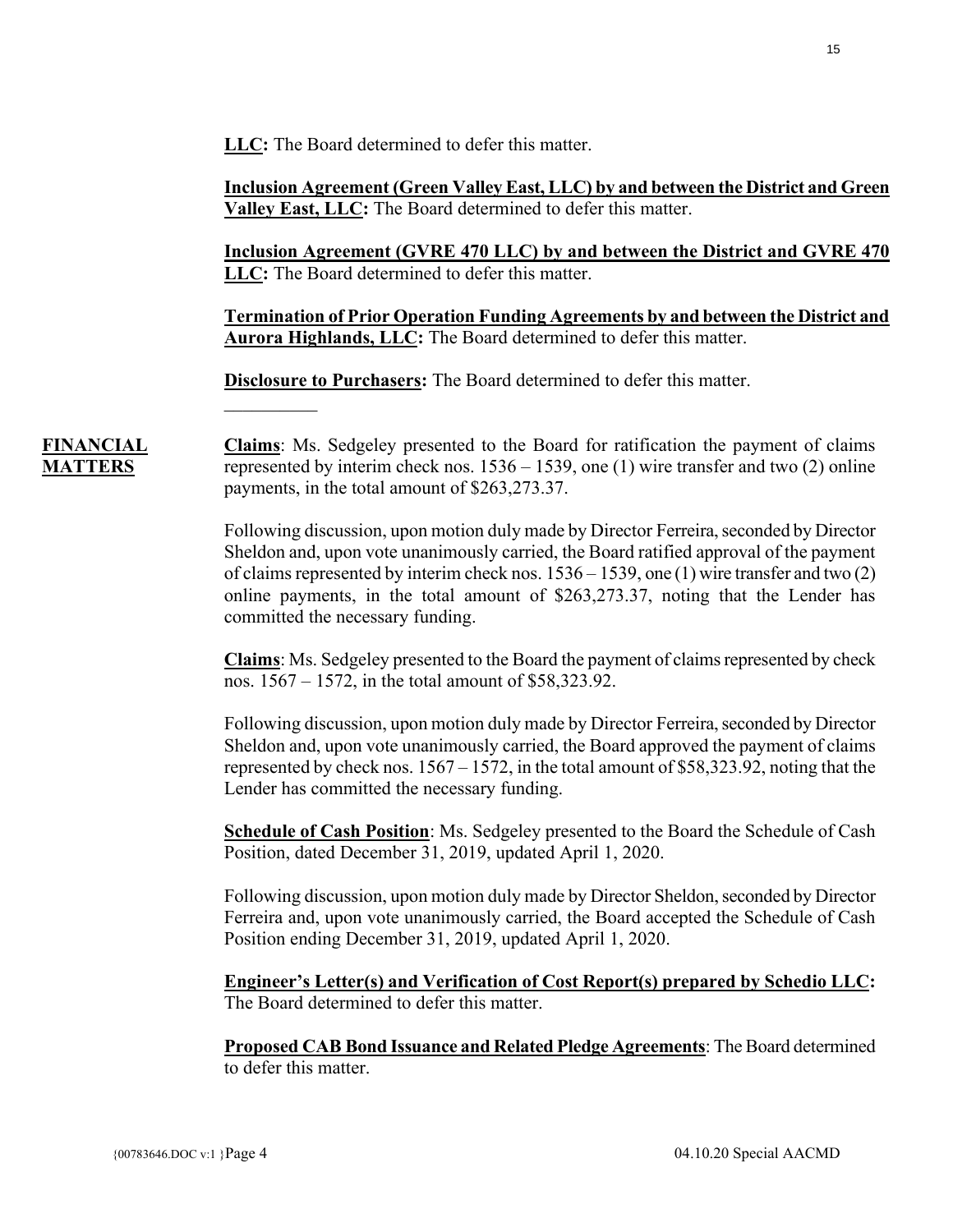**LLC:** The Board determined to defer this matter.

**Inclusion Agreement (Green Valley East, LLC) by and between the District and Green Valley East, LLC:** The Board determined to defer this matter.

**Inclusion Agreement (GVRE 470 LLC) by and between the District and GVRE 470 LLC:** The Board determined to defer this matter.

**Termination of Prior Operation Funding Agreements by and between the District and Aurora Highlands, LLC:** The Board determined to defer this matter.

**Disclosure to Purchasers:** The Board determined to defer this matter.

__________

**FINANCIAL MATTERS**

**Claims**: Ms. Sedgeley presented to the Board for ratification the payment of claims represented by interim check nos. 1536 – 1539, one (1) wire transfer and two (2) online payments, in the total amount of $263,273.37.

Following discussion, upon motion duly made by Director Ferreira, seconded by Director Sheldon and, upon vote unanimously carried, the Board ratified approval of the payment of claims represented by interim check nos. 1536 – 1539, one (1) wire transfer and two (2) online payments, in the total amount of $263,273.37, noting that the Lender has committed the necessary funding.

**Claims**: Ms. Sedgeley presented to the Board the payment of claims represented by check nos. 1567 – 1572, in the total amount of $58,323.92.

Following discussion, upon motion duly made by Director Ferreira, seconded by Director Sheldon and, upon vote unanimously carried, the Board approved the payment of claims represented by check nos. 1567 – 1572, in the total amount of $58,323.92, noting that the Lender has committed the necessary funding.

**Schedule of Cash Position**: Ms. Sedgeley presented to the Board the Schedule of Cash Position, dated December 31, 2019, updated April 1, 2020.

Following discussion, upon motion duly made by Director Sheldon, seconded by Director Ferreira and, upon vote unanimously carried, the Board accepted the Schedule of Cash Position ending December 31, 2019, updated April 1, 2020.

**Engineer's Letter(s) and Verification of Cost Report(s) prepared by Schedio LLC:** The Board determined to defer this matter.

**Proposed CAB Bond Issuance and Related Pledge Agreements**: The Board determined to defer this matter.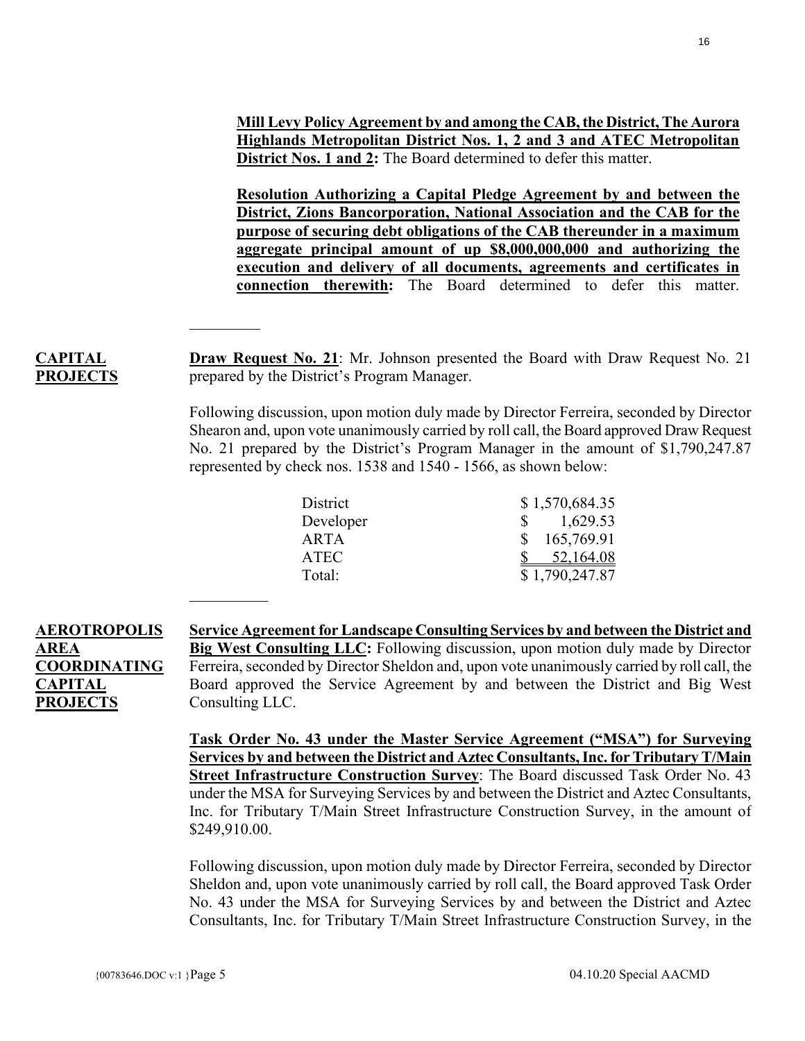**Mill Levy Policy Agreement by and among the CAB, the District, The Aurora Highlands Metropolitan District Nos. 1, 2 and 3 and ATEC Metropolitan District Nos. 1 and 2:** The Board determined to defer this matter.

**Resolution Authorizing a Capital Pledge Agreement by and between the District, Zions Bancorporation, National Association and the CAB for the purpose of securing debt obligations of the CAB thereunder in a maximum aggregate principal amount of up $8,000,000,000 and authorizing the execution and delivery of all documents, agreements and certificates in connection therewith:** The Board determined to defer this matter.

---

**CAPITAL PROJECTS**

**Draw Request No. 21**: Mr. Johnson presented the Board with Draw Request No. 21 prepared by the District's Program Manager.

Following discussion, upon motion duly made by Director Ferreira, seconded by Director Shearon and, upon vote unanimously carried by roll call, the Board approved Draw Request No. 21 prepared by the District's Program Manager in the amount of $1,790,247.87 represented by check nos. 1538 and 1540 - 1566, as shown below:

| | |
|---|---|
| District | $ 1,570,684.35 |
| Developer | $ 1,629.53 |
| ARTA | $ 165,769.91 |
| ATEC | $ 52,164.08 |
| Total: | $ 1,790,247.87 |

---

**AEROTROPOLIS AREA COORDINATING CAPITAL PROJECTS**

**Service Agreement for Landscape Consulting Services by and between the District and Big West Consulting LLC:** Following discussion, upon motion duly made by Director Ferreira, seconded by Director Sheldon and, upon vote unanimously carried by roll call, the Board approved the Service Agreement by and between the District and Big West Consulting LLC.

**Task Order No. 43 under the Master Service Agreement ("MSA") for Surveying Services by and between the District and Aztec Consultants, Inc. for Tributary T/Main Street Infrastructure Construction Survey**: The Board discussed Task Order No. 43 under the MSA for Surveying Services by and between the District and Aztec Consultants, Inc. for Tributary T/Main Street Infrastructure Construction Survey, in the amount of $249,910.00.

Following discussion, upon motion duly made by Director Ferreira, seconded by Director Sheldon and, upon vote unanimously carried by roll call, the Board approved Task Order No. 43 under the MSA for Surveying Services by and between the District and Aztec Consultants, Inc. for Tributary T/Main Street Infrastructure Construction Survey, in the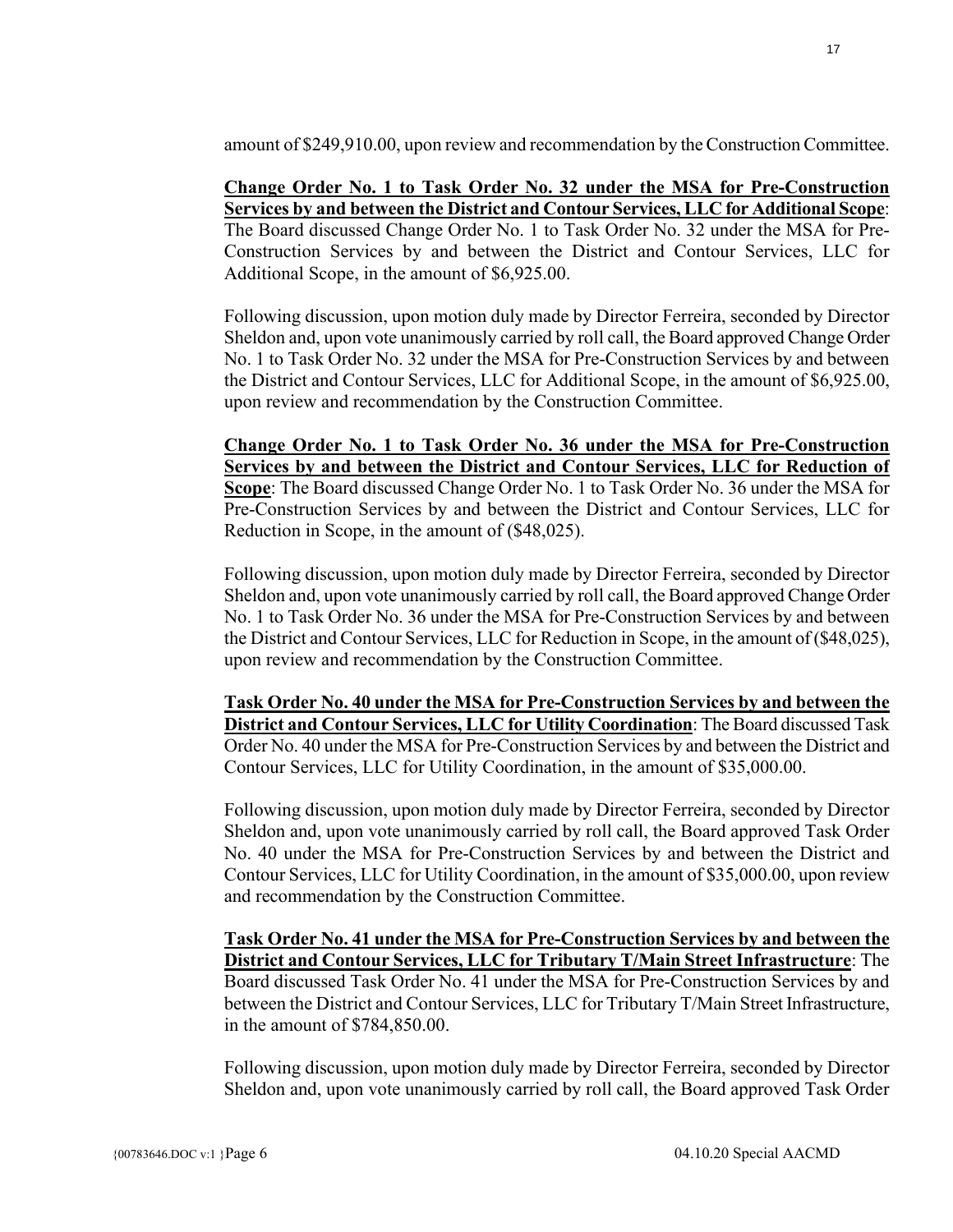amount of $249,910.00, upon review and recommendation by the Construction Committee.

**Change Order No. 1 to Task Order No. 32 under the MSA for Pre-Construction Services by and between the District and Contour Services, LLC for Additional Scope**: The Board discussed Change Order No. 1 to Task Order No. 32 under the MSA for Pre-Construction Services by and between the District and Contour Services, LLC for Additional Scope, in the amount of $6,925.00.

Following discussion, upon motion duly made by Director Ferreira, seconded by Director Sheldon and, upon vote unanimously carried by roll call, the Board approved Change Order No. 1 to Task Order No. 32 under the MSA for Pre-Construction Services by and between the District and Contour Services, LLC for Additional Scope, in the amount of $6,925.00, upon review and recommendation by the Construction Committee.

**Change Order No. 1 to Task Order No. 36 under the MSA for Pre-Construction Services by and between the District and Contour Services, LLC for Reduction of Scope**: The Board discussed Change Order No. 1 to Task Order No. 36 under the MSA for Pre-Construction Services by and between the District and Contour Services, LLC for Reduction in Scope, in the amount of ($48,025).

Following discussion, upon motion duly made by Director Ferreira, seconded by Director Sheldon and, upon vote unanimously carried by roll call, the Board approved Change Order No. 1 to Task Order No. 36 under the MSA for Pre-Construction Services by and between the District and Contour Services, LLC for Reduction in Scope, in the amount of ($48,025), upon review and recommendation by the Construction Committee.

**Task Order No. 40 under the MSA for Pre-Construction Services by and between the District and Contour Services, LLC for Utility Coordination**: The Board discussed Task Order No. 40 under the MSA for Pre-Construction Services by and between the District and Contour Services, LLC for Utility Coordination, in the amount of $35,000.00.

Following discussion, upon motion duly made by Director Ferreira, seconded by Director Sheldon and, upon vote unanimously carried by roll call, the Board approved Task Order No. 40 under the MSA for Pre-Construction Services by and between the District and Contour Services, LLC for Utility Coordination, in the amount of $35,000.00, upon review and recommendation by the Construction Committee.

**Task Order No. 41 under the MSA for Pre-Construction Services by and between the District and Contour Services, LLC for Tributary T/Main Street Infrastructure**: The Board discussed Task Order No. 41 under the MSA for Pre-Construction Services by and between the District and Contour Services, LLC for Tributary T/Main Street Infrastructure, in the amount of $784,850.00.

Following discussion, upon motion duly made by Director Ferreira, seconded by Director Sheldon and, upon vote unanimously carried by roll call, the Board approved Task Order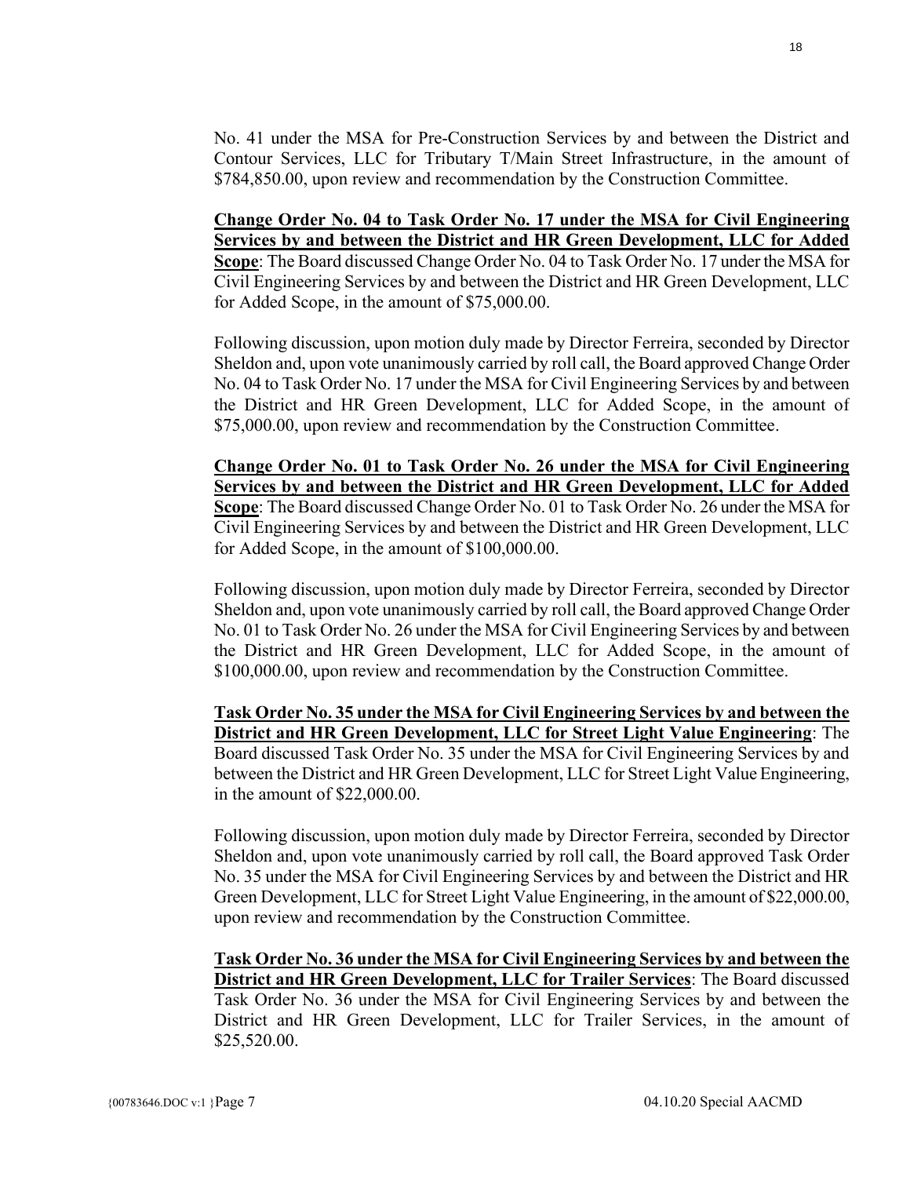No. 41 under the MSA for Pre-Construction Services by and between the District and Contour Services, LLC for Tributary T/Main Street Infrastructure, in the amount of $784,850.00, upon review and recommendation by the Construction Committee.

**Change Order No. 04 to Task Order No. 17 under the MSA for Civil Engineering Services by and between the District and HR Green Development, LLC for Added Scope**: The Board discussed Change Order No. 04 to Task Order No. 17 under the MSA for Civil Engineering Services by and between the District and HR Green Development, LLC for Added Scope, in the amount of $75,000.00.

Following discussion, upon motion duly made by Director Ferreira, seconded by Director Sheldon and, upon vote unanimously carried by roll call, the Board approved Change Order No. 04 to Task Order No. 17 under the MSA for Civil Engineering Services by and between the District and HR Green Development, LLC for Added Scope, in the amount of $75,000.00, upon review and recommendation by the Construction Committee.

**Change Order No. 01 to Task Order No. 26 under the MSA for Civil Engineering Services by and between the District and HR Green Development, LLC for Added Scope**: The Board discussed Change Order No. 01 to Task Order No. 26 under the MSA for Civil Engineering Services by and between the District and HR Green Development, LLC for Added Scope, in the amount of $100,000.00.

Following discussion, upon motion duly made by Director Ferreira, seconded by Director Sheldon and, upon vote unanimously carried by roll call, the Board approved Change Order No. 01 to Task Order No. 26 under the MSA for Civil Engineering Services by and between the District and HR Green Development, LLC for Added Scope, in the amount of $100,000.00, upon review and recommendation by the Construction Committee.

**Task Order No. 35 under the MSA for Civil Engineering Services by and between the District and HR Green Development, LLC for Street Light Value Engineering**: The Board discussed Task Order No. 35 under the MSA for Civil Engineering Services by and between the District and HR Green Development, LLC for Street Light Value Engineering, in the amount of $22,000.00.

Following discussion, upon motion duly made by Director Ferreira, seconded by Director Sheldon and, upon vote unanimously carried by roll call, the Board approved Task Order No. 35 under the MSA for Civil Engineering Services by and between the District and HR Green Development, LLC for Street Light Value Engineering, in the amount of $22,000.00, upon review and recommendation by the Construction Committee.

**Task Order No. 36 under the MSA for Civil Engineering Services by and between the District and HR Green Development, LLC for Trailer Services**: The Board discussed Task Order No. 36 under the MSA for Civil Engineering Services by and between the District and HR Green Development, LLC for Trailer Services, in the amount of $25,520.00.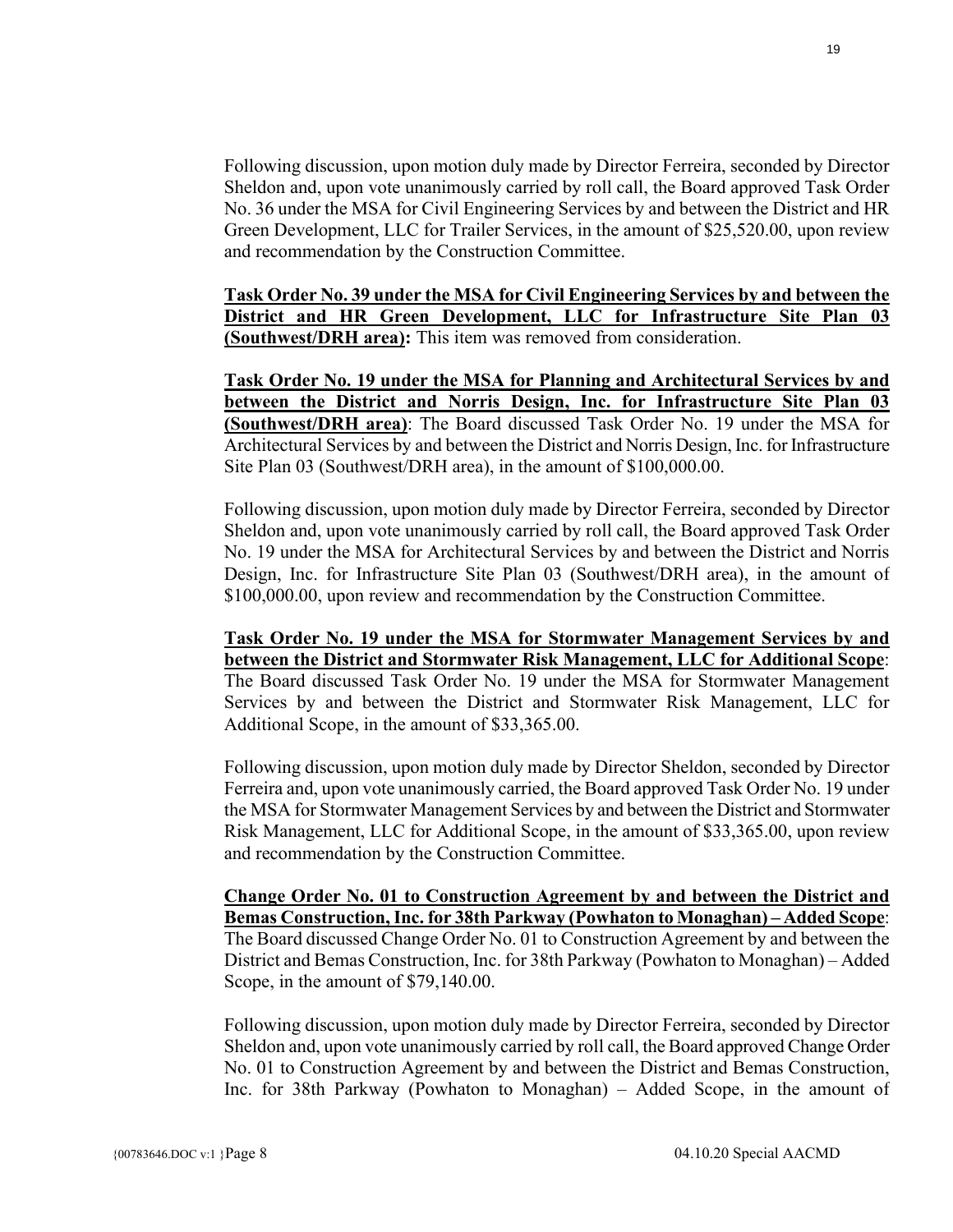Following discussion, upon motion duly made by Director Ferreira, seconded by Director Sheldon and, upon vote unanimously carried by roll call, the Board approved Task Order No. 36 under the MSA for Civil Engineering Services by and between the District and HR Green Development, LLC for Trailer Services, in the amount of $25,520.00, upon review and recommendation by the Construction Committee.

**Task Order No. 39 under the MSA for Civil Engineering Services by and between the District and HR Green Development, LLC for Infrastructure Site Plan 03 (Southwest/DRH area):** This item was removed from consideration.

**Task Order No. 19 under the MSA for Planning and Architectural Services by and between the District and Norris Design, Inc. for Infrastructure Site Plan 03 (Southwest/DRH area)**: The Board discussed Task Order No. 19 under the MSA for Architectural Services by and between the District and Norris Design, Inc. for Infrastructure Site Plan 03 (Southwest/DRH area), in the amount of $100,000.00.

Following discussion, upon motion duly made by Director Ferreira, seconded by Director Sheldon and, upon vote unanimously carried by roll call, the Board approved Task Order No. 19 under the MSA for Architectural Services by and between the District and Norris Design, Inc. for Infrastructure Site Plan 03 (Southwest/DRH area), in the amount of $100,000.00, upon review and recommendation by the Construction Committee.

**Task Order No. 19 under the MSA for Stormwater Management Services by and between the District and Stormwater Risk Management, LLC for Additional Scope**: The Board discussed Task Order No. 19 under the MSA for Stormwater Management Services by and between the District and Stormwater Risk Management, LLC for Additional Scope, in the amount of $33,365.00.

Following discussion, upon motion duly made by Director Sheldon, seconded by Director Ferreira and, upon vote unanimously carried, the Board approved Task Order No. 19 under the MSA for Stormwater Management Services by and between the District and Stormwater Risk Management, LLC for Additional Scope, in the amount of $33,365.00, upon review and recommendation by the Construction Committee.

**Change Order No. 01 to Construction Agreement by and between the District and Bemas Construction, Inc. for 38th Parkway (Powhaton to Monaghan) – Added Scope**: The Board discussed Change Order No. 01 to Construction Agreement by and between the District and Bemas Construction, Inc. for 38th Parkway (Powhaton to Monaghan) – Added Scope, in the amount of $79,140.00.

Following discussion, upon motion duly made by Director Ferreira, seconded by Director Sheldon and, upon vote unanimously carried by roll call, the Board approved Change Order No. 01 to Construction Agreement by and between the District and Bemas Construction, Inc. for 38th Parkway (Powhaton to Monaghan) – Added Scope, in the amount of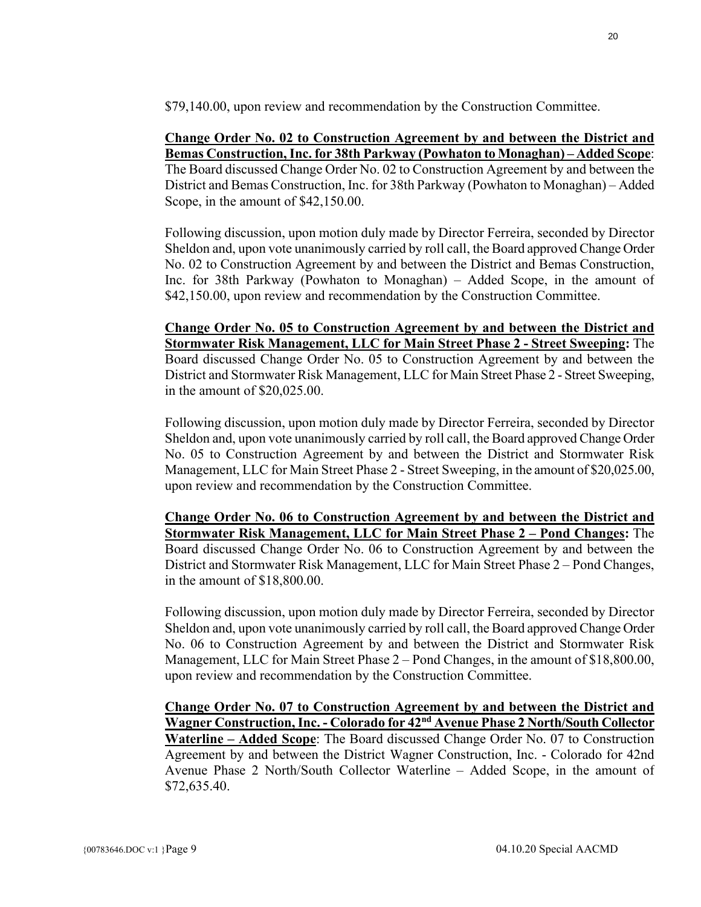$79,140.00, upon review and recommendation by the Construction Committee.

**Change Order No. 02 to Construction Agreement by and between the District and Bemas Construction, Inc. for 38th Parkway (Powhaton to Monaghan) – Added Scope**: The Board discussed Change Order No. 02 to Construction Agreement by and between the District and Bemas Construction, Inc. for 38th Parkway (Powhaton to Monaghan) – Added Scope, in the amount of $42,150.00.

Following discussion, upon motion duly made by Director Ferreira, seconded by Director Sheldon and, upon vote unanimously carried by roll call, the Board approved Change Order No. 02 to Construction Agreement by and between the District and Bemas Construction, Inc. for 38th Parkway (Powhaton to Monaghan) – Added Scope, in the amount of $42,150.00, upon review and recommendation by the Construction Committee.

**Change Order No. 05 to Construction Agreement by and between the District and Stormwater Risk Management, LLC for Main Street Phase 2 - Street Sweeping:** The Board discussed Change Order No. 05 to Construction Agreement by and between the District and Stormwater Risk Management, LLC for Main Street Phase 2 - Street Sweeping, in the amount of $20,025.00.

Following discussion, upon motion duly made by Director Ferreira, seconded by Director Sheldon and, upon vote unanimously carried by roll call, the Board approved Change Order No. 05 to Construction Agreement by and between the District and Stormwater Risk Management, LLC for Main Street Phase 2 - Street Sweeping, in the amount of $20,025.00, upon review and recommendation by the Construction Committee.

**Change Order No. 06 to Construction Agreement by and between the District and Stormwater Risk Management, LLC for Main Street Phase 2 – Pond Changes:** The Board discussed Change Order No. 06 to Construction Agreement by and between the District and Stormwater Risk Management, LLC for Main Street Phase 2 – Pond Changes, in the amount of $18,800.00.

Following discussion, upon motion duly made by Director Ferreira, seconded by Director Sheldon and, upon vote unanimously carried by roll call, the Board approved Change Order No. 06 to Construction Agreement by and between the District and Stormwater Risk Management, LLC for Main Street Phase 2 – Pond Changes, in the amount of $18,800.00, upon review and recommendation by the Construction Committee.

**Change Order No. 07 to Construction Agreement by and between the District and Wagner Construction, Inc. - Colorado for 42nd Avenue Phase 2 North/South Collector Waterline – Added Scope**: The Board discussed Change Order No. 07 to Construction Agreement by and between the District Wagner Construction, Inc. - Colorado for 42nd Avenue Phase 2 North/South Collector Waterline – Added Scope, in the amount of $72,635.40.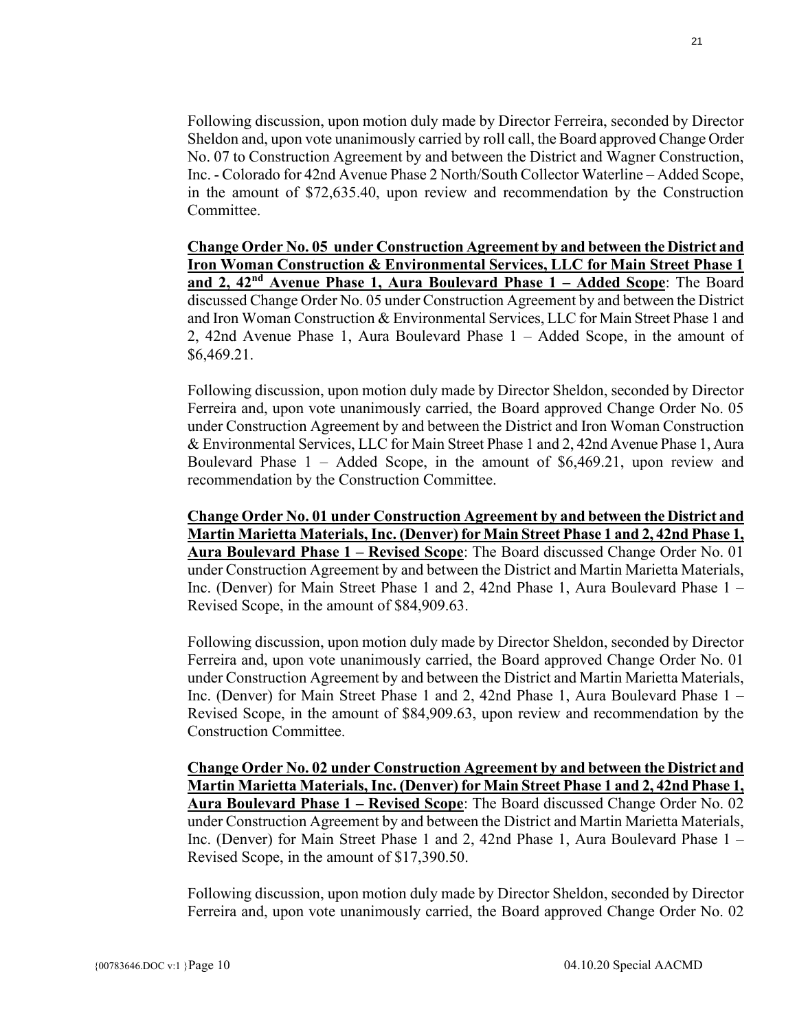Following discussion, upon motion duly made by Director Ferreira, seconded by Director Sheldon and, upon vote unanimously carried by roll call, the Board approved Change Order No. 07 to Construction Agreement by and between the District and Wagner Construction, Inc. - Colorado for 42nd Avenue Phase 2 North/South Collector Waterline – Added Scope, in the amount of $72,635.40, upon review and recommendation by the Construction Committee.

**Change Order No. 05 under Construction Agreement by and between the District and Iron Woman Construction & Environmental Services, LLC for Main Street Phase 1 and 2, 42nd Avenue Phase 1, Aura Boulevard Phase 1 – Added Scope**: The Board discussed Change Order No. 05 under Construction Agreement by and between the District and Iron Woman Construction & Environmental Services, LLC for Main Street Phase 1 and 2, 42nd Avenue Phase 1, Aura Boulevard Phase 1 – Added Scope, in the amount of $6,469.21.

Following discussion, upon motion duly made by Director Sheldon, seconded by Director Ferreira and, upon vote unanimously carried, the Board approved Change Order No. 05 under Construction Agreement by and between the District and Iron Woman Construction & Environmental Services, LLC for Main Street Phase 1 and 2, 42nd Avenue Phase 1, Aura Boulevard Phase 1 – Added Scope, in the amount of $6,469.21, upon review and recommendation by the Construction Committee.

**Change Order No. 01 under Construction Agreement by and between the District and Martin Marietta Materials, Inc. (Denver) for Main Street Phase 1 and 2, 42nd Phase 1, Aura Boulevard Phase 1 – Revised Scope**: The Board discussed Change Order No. 01 under Construction Agreement by and between the District and Martin Marietta Materials, Inc. (Denver) for Main Street Phase 1 and 2, 42nd Phase 1, Aura Boulevard Phase 1 – Revised Scope, in the amount of $84,909.63.

Following discussion, upon motion duly made by Director Sheldon, seconded by Director Ferreira and, upon vote unanimously carried, the Board approved Change Order No. 01 under Construction Agreement by and between the District and Martin Marietta Materials, Inc. (Denver) for Main Street Phase 1 and 2, 42nd Phase 1, Aura Boulevard Phase 1 – Revised Scope, in the amount of $84,909.63, upon review and recommendation by the Construction Committee.

**Change Order No. 02 under Construction Agreement by and between the District and Martin Marietta Materials, Inc. (Denver) for Main Street Phase 1 and 2, 42nd Phase 1, Aura Boulevard Phase 1 – Revised Scope**: The Board discussed Change Order No. 02 under Construction Agreement by and between the District and Martin Marietta Materials, Inc. (Denver) for Main Street Phase 1 and 2, 42nd Phase 1, Aura Boulevard Phase 1 – Revised Scope, in the amount of $17,390.50.

Following discussion, upon motion duly made by Director Sheldon, seconded by Director Ferreira and, upon vote unanimously carried, the Board approved Change Order No. 02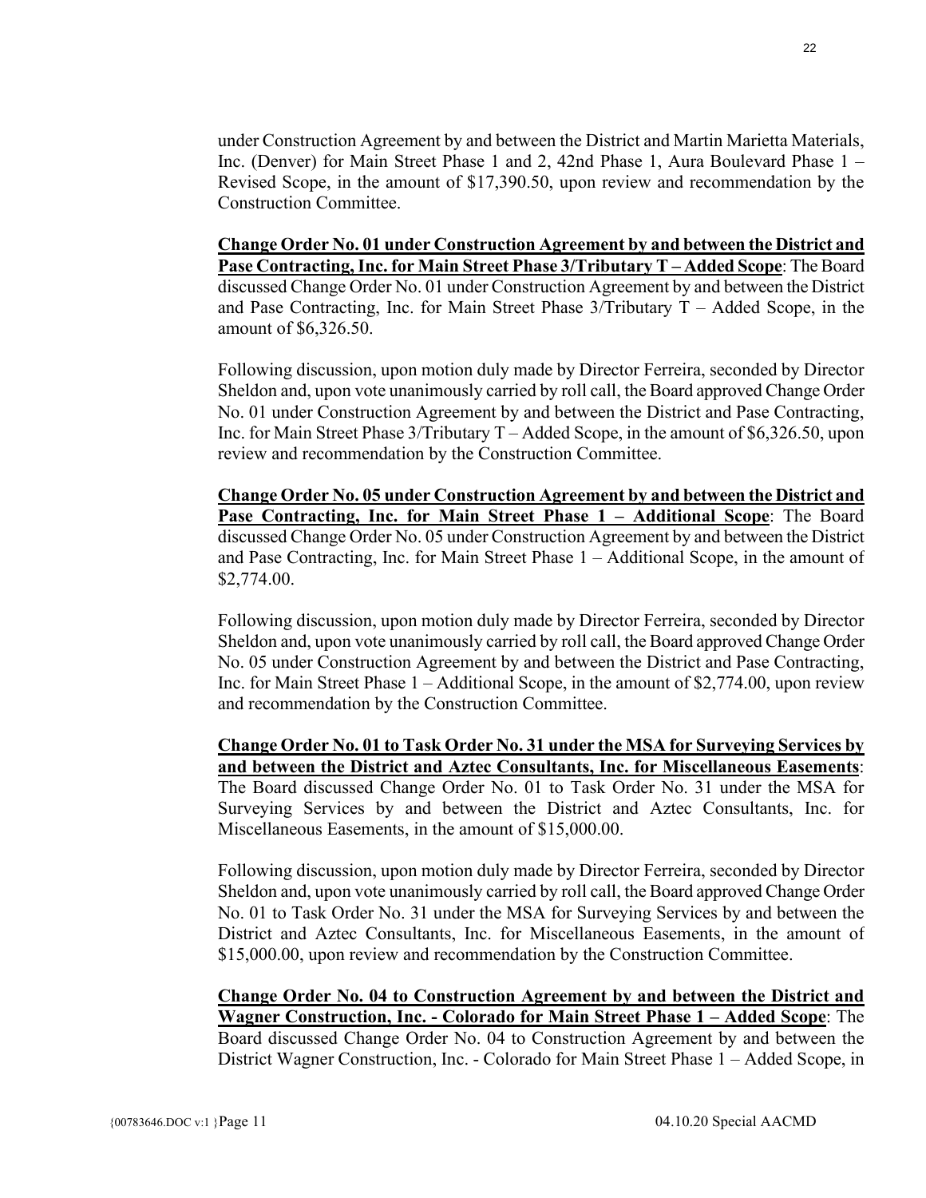under Construction Agreement by and between the District and Martin Marietta Materials, Inc. (Denver) for Main Street Phase 1 and 2, 42nd Phase 1, Aura Boulevard Phase 1 – Revised Scope, in the amount of $17,390.50, upon review and recommendation by the Construction Committee.

**Change Order No. 01 under Construction Agreement by and between the District and Pase Contracting, Inc. for Main Street Phase 3/Tributary T – Added Scope**: The Board discussed Change Order No. 01 under Construction Agreement by and between the District and Pase Contracting, Inc. for Main Street Phase 3/Tributary T – Added Scope, in the amount of $6,326.50.

Following discussion, upon motion duly made by Director Ferreira, seconded by Director Sheldon and, upon vote unanimously carried by roll call, the Board approved Change Order No. 01 under Construction Agreement by and between the District and Pase Contracting, Inc. for Main Street Phase 3/Tributary T – Added Scope, in the amount of $6,326.50, upon review and recommendation by the Construction Committee.

**Change Order No. 05 under Construction Agreement by and between the District and Pase Contracting, Inc. for Main Street Phase 1 – Additional Scope**: The Board discussed Change Order No. 05 under Construction Agreement by and between the District and Pase Contracting, Inc. for Main Street Phase 1 – Additional Scope, in the amount of $2,774.00.

Following discussion, upon motion duly made by Director Ferreira, seconded by Director Sheldon and, upon vote unanimously carried by roll call, the Board approved Change Order No. 05 under Construction Agreement by and between the District and Pase Contracting, Inc. for Main Street Phase 1 – Additional Scope, in the amount of $2,774.00, upon review and recommendation by the Construction Committee.

**Change Order No. 01 to Task Order No. 31 under the MSA for Surveying Services by and between the District and Aztec Consultants, Inc. for Miscellaneous Easements**: The Board discussed Change Order No. 01 to Task Order No. 31 under the MSA for Surveying Services by and between the District and Aztec Consultants, Inc. for Miscellaneous Easements, in the amount of $15,000.00.

Following discussion, upon motion duly made by Director Ferreira, seconded by Director Sheldon and, upon vote unanimously carried by roll call, the Board approved Change Order No. 01 to Task Order No. 31 under the MSA for Surveying Services by and between the District and Aztec Consultants, Inc. for Miscellaneous Easements, in the amount of $15,000.00, upon review and recommendation by the Construction Committee.

**Change Order No. 04 to Construction Agreement by and between the District and Wagner Construction, Inc. - Colorado for Main Street Phase 1 – Added Scope**: The Board discussed Change Order No. 04 to Construction Agreement by and between the District Wagner Construction, Inc. - Colorado for Main Street Phase 1 – Added Scope, in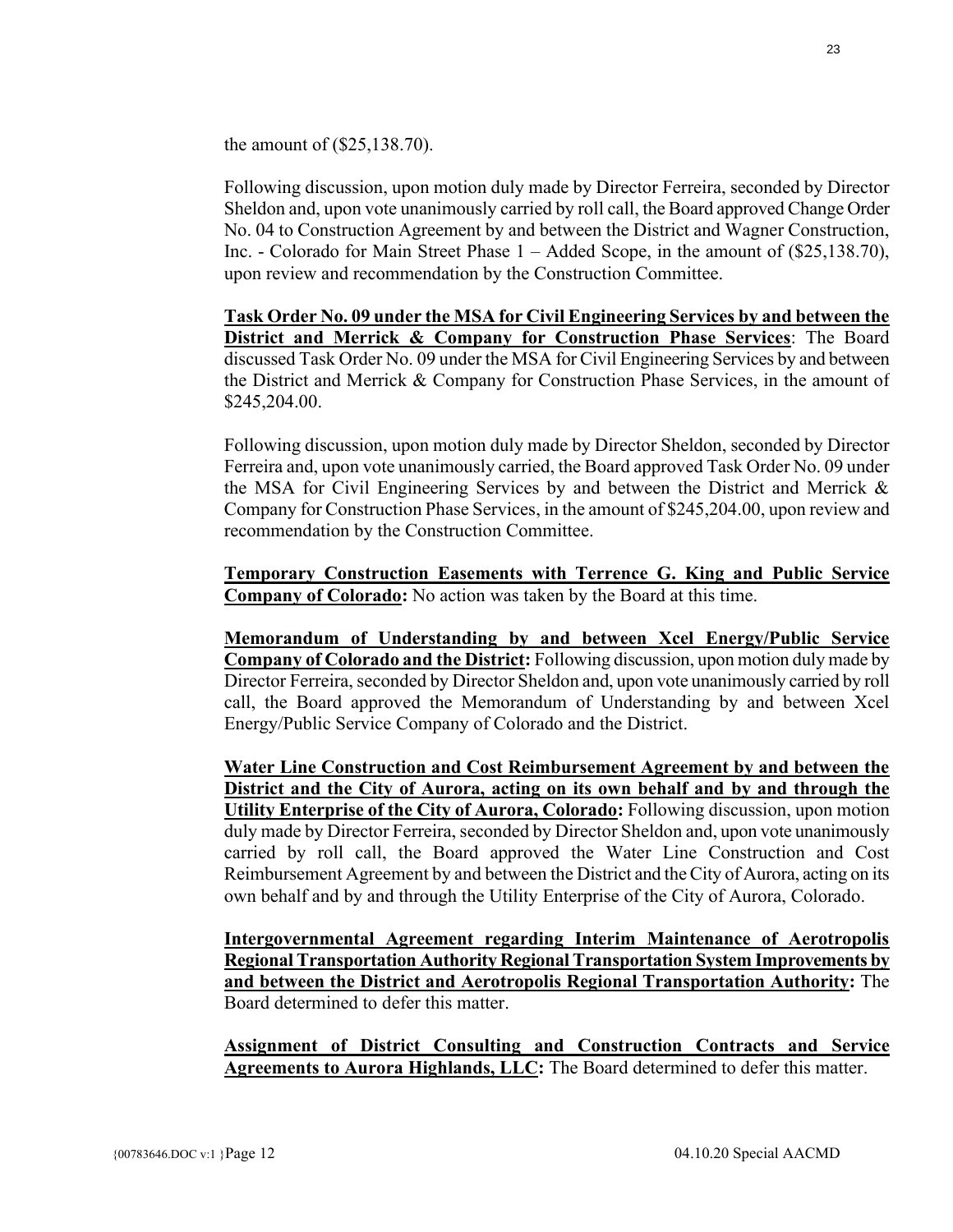the amount of ($25,138.70).

Following discussion, upon motion duly made by Director Ferreira, seconded by Director Sheldon and, upon vote unanimously carried by roll call, the Board approved Change Order No. 04 to Construction Agreement by and between the District and Wagner Construction, Inc. - Colorado for Main Street Phase 1 – Added Scope, in the amount of ($25,138.70), upon review and recommendation by the Construction Committee.

**Task Order No. 09 under the MSA for Civil Engineering Services by and between the District and Merrick & Company for Construction Phase Services**: The Board discussed Task Order No. 09 under the MSA for Civil Engineering Services by and between the District and Merrick & Company for Construction Phase Services, in the amount of $245,204.00.

Following discussion, upon motion duly made by Director Sheldon, seconded by Director Ferreira and, upon vote unanimously carried, the Board approved Task Order No. 09 under the MSA for Civil Engineering Services by and between the District and Merrick & Company for Construction Phase Services, in the amount of $245,204.00, upon review and recommendation by the Construction Committee.

**Temporary Construction Easements with Terrence G. King and Public Service Company of Colorado:** No action was taken by the Board at this time.

**Memorandum of Understanding by and between Xcel Energy/Public Service Company of Colorado and the District:** Following discussion, upon motion duly made by Director Ferreira, seconded by Director Sheldon and, upon vote unanimously carried by roll call, the Board approved the Memorandum of Understanding by and between Xcel Energy/Public Service Company of Colorado and the District.

**Water Line Construction and Cost Reimbursement Agreement by and between the District and the City of Aurora, acting on its own behalf and by and through the Utility Enterprise of the City of Aurora, Colorado:** Following discussion, upon motion duly made by Director Ferreira, seconded by Director Sheldon and, upon vote unanimously carried by roll call, the Board approved the Water Line Construction and Cost Reimbursement Agreement by and between the District and the City of Aurora, acting on its own behalf and by and through the Utility Enterprise of the City of Aurora, Colorado.

**Intergovernmental Agreement regarding Interim Maintenance of Aerotropolis Regional Transportation Authority Regional Transportation System Improvements by and between the District and Aerotropolis Regional Transportation Authority:** The Board determined to defer this matter.

**Assignment of District Consulting and Construction Contracts and Service Agreements to Aurora Highlands, LLC:** The Board determined to defer this matter.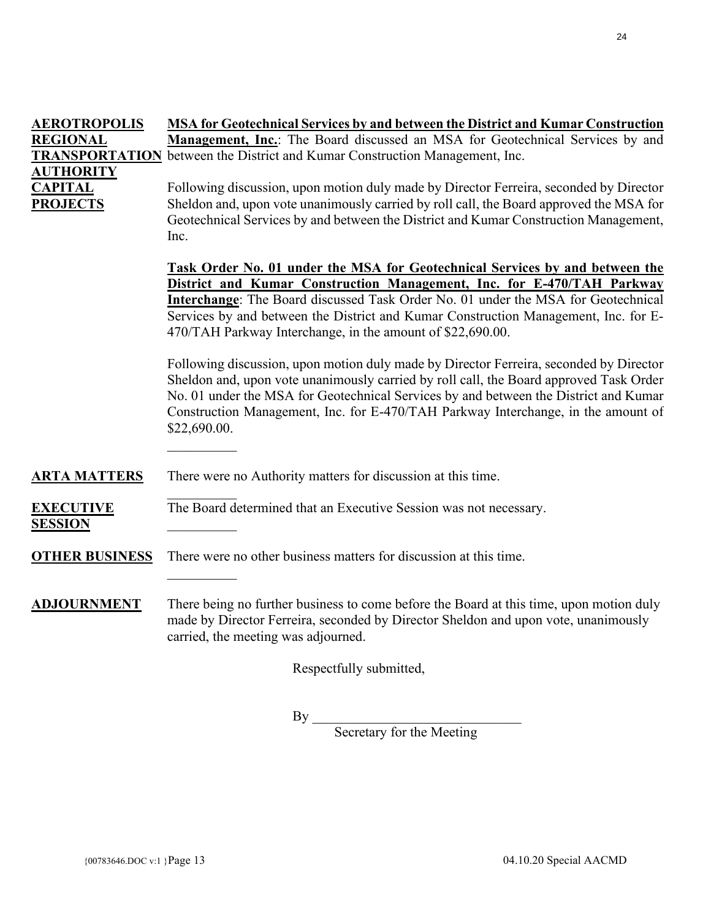**AEROTROPOLIS REGIONAL TRANSPORTATION AUTHORITY CAPITAL PROJECTS**

**MSA for Geotechnical Services by and between the District and Kumar Construction Management, Inc.**: The Board discussed an MSA for Geotechnical Services by and between the District and Kumar Construction Management, Inc.

Following discussion, upon motion duly made by Director Ferreira, seconded by Director Sheldon and, upon vote unanimously carried by roll call, the Board approved the MSA for Geotechnical Services by and between the District and Kumar Construction Management, Inc.

**Task Order No. 01 under the MSA for Geotechnical Services by and between the District and Kumar Construction Management, Inc. for E-470/TAH Parkway Interchange**: The Board discussed Task Order No. 01 under the MSA for Geotechnical Services by and between the District and Kumar Construction Management, Inc. for E-470/TAH Parkway Interchange, in the amount of $22,690.00.

Following discussion, upon motion duly made by Director Ferreira, seconded by Director Sheldon and, upon vote unanimously carried by roll call, the Board approved Task Order No. 01 under the MSA for Geotechnical Services by and between the District and Kumar Construction Management, Inc. for E-470/TAH Parkway Interchange, in the amount of $22,690.00.

__________

**ARTA MATTERS**

There were no Authority matters for discussion at this time.

__________

**EXECUTIVE SESSION**

The Board determined that an Executive Session was not necessary.

__________

**OTHER BUSINESS**

There were no other business matters for discussion at this time.

__________

**ADJOURNMENT**

There being no further business to come before the Board at this time, upon motion duly made by Director Ferreira, seconded by Director Sheldon and upon vote, unanimously carried, the meeting was adjourned.

Respectfully submitted,

By ______________________________
Secretary for the Meeting

{00783646.DOC v:1 }Page 13 04.10.20 Special AACMD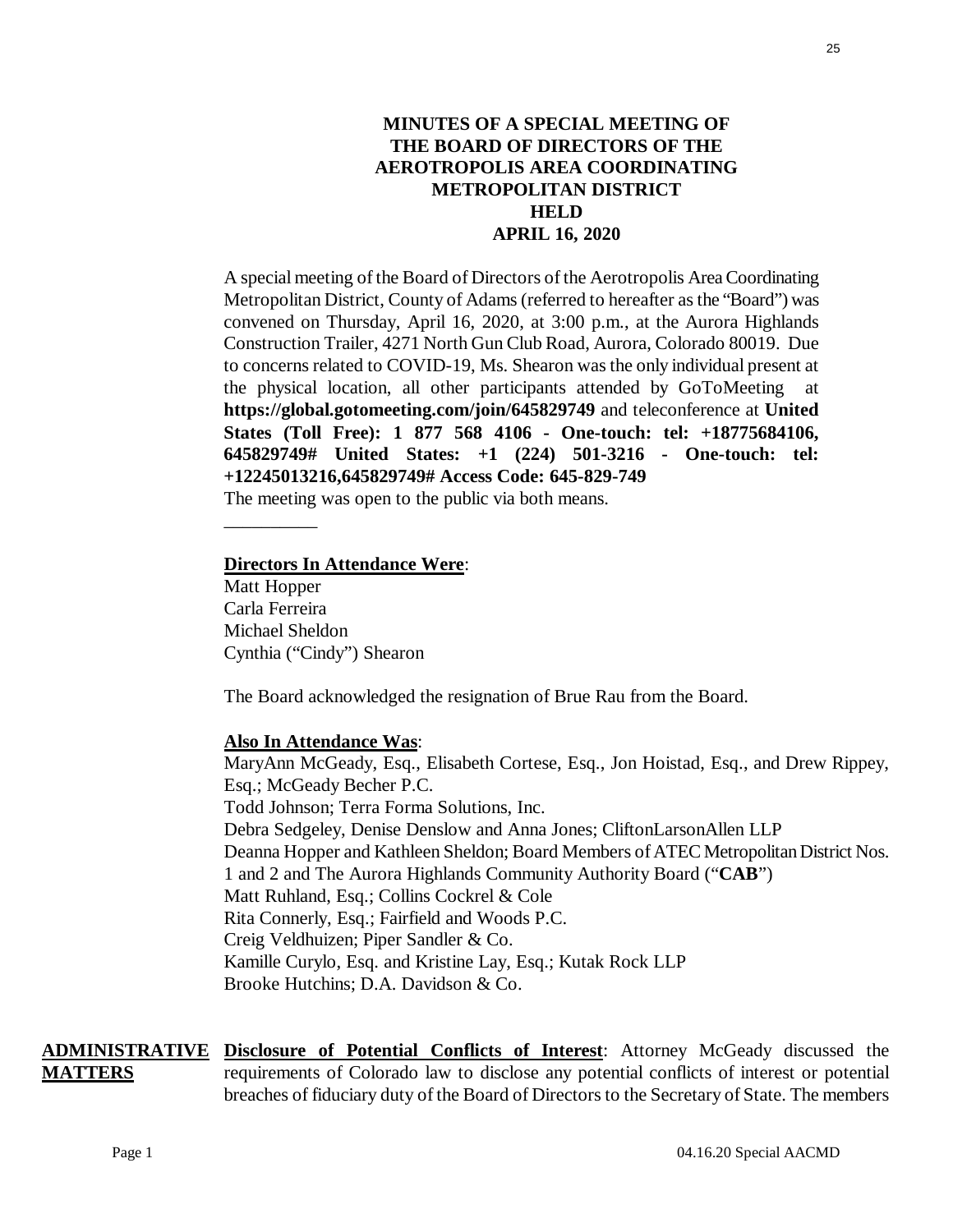# MINUTES OF A SPECIAL MEETING OF THE BOARD OF DIRECTORS OF THE AEROTROPOLIS AREA COORDINATING METROPOLITAN DISTRICT HELD APRIL 16, 2020

A special meeting of the Board of Directors of the Aerotropolis Area Coordinating Metropolitan District, County of Adams (referred to hereafter as the "Board") was convened on Thursday, April 16, 2020, at 3:00 p.m., at the Aurora Highlands Construction Trailer, 4271 North Gun Club Road, Aurora, Colorado 80019. Due to concerns related to COVID-19, Ms. Shearon was the only individual present at the physical location, all other participants attended by GoToMeeting at **https://global.gotomeeting.com/join/645829749** and teleconference at **United States (Toll Free): 1 877 568 4106 - One-touch: tel: +18775684106, 645829749# United States: +1 (224) 501-3216 - One-touch: tel: +12245013216,645829749# Access Code: 645-829-749**
The meeting was open to the public via both means.

__________

**Directors In Attendance Were**:
Matt Hopper
Carla Ferreira
Michael Sheldon
Cynthia ("Cindy") Shearon

The Board acknowledged the resignation of Brue Rau from the Board.

**Also In Attendance Was**:
MaryAnn McGeady, Esq., Elisabeth Cortese, Esq., Jon Hoistad, Esq., and Drew Rippey, Esq.; McGeady Becher P.C.
Todd Johnson; Terra Forma Solutions, Inc.
Debra Sedgeley, Denise Denslow and Anna Jones; CliftonLarsonAllen LLP
Deanna Hopper and Kathleen Sheldon; Board Members of ATEC Metropolitan District Nos. 1 and 2 and The Aurora Highlands Community Authority Board ("**CAB**")
Matt Ruhland, Esq.; Collins Cockrel & Cole
Rita Connerly, Esq.; Fairfield and Woods P.C.
Creig Veldhuizen; Piper Sandler & Co.
Kamille Curylo, Esq. and Kristine Lay, Esq.; Kutak Rock LLP
Brooke Hutchins; D.A. Davidson & Co.

**ADMINISTRATIVE MATTERS**

**Disclosure of Potential Conflicts of Interest**: Attorney McGeady discussed the requirements of Colorado law to disclose any potential conflicts of interest or potential breaches of fiduciary duty of the Board of Directors to the Secretary of State. The members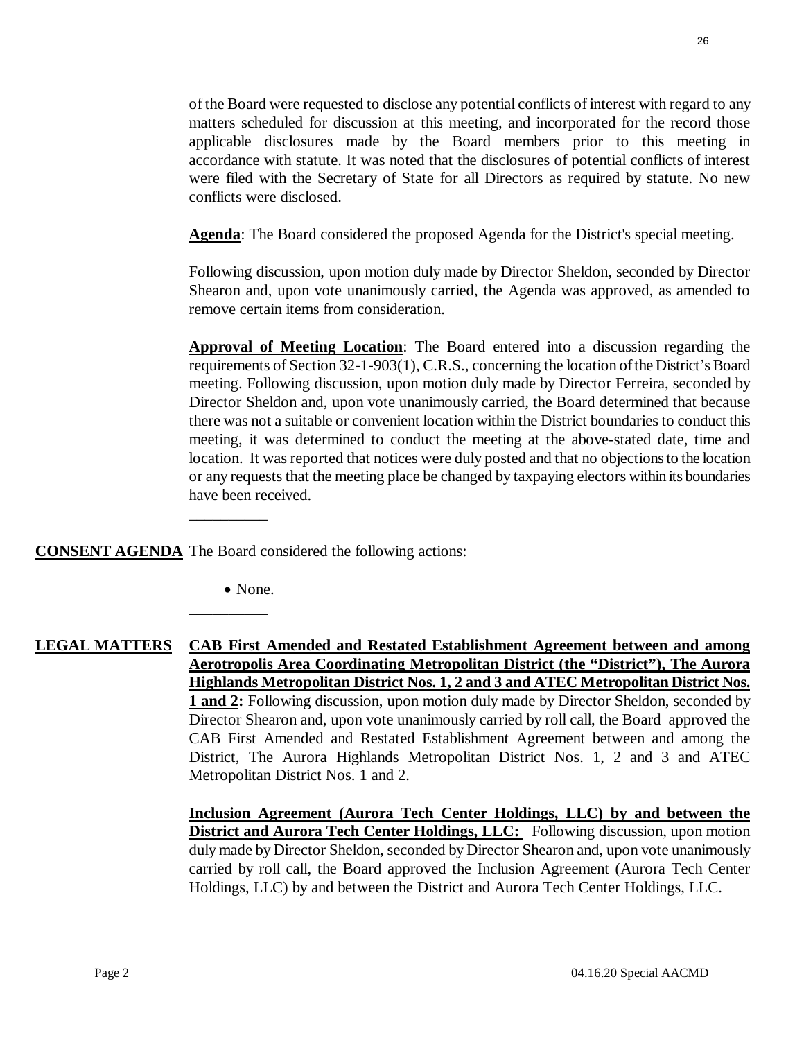of the Board were requested to disclose any potential conflicts of interest with regard to any matters scheduled for discussion at this meeting, and incorporated for the record those applicable disclosures made by the Board members prior to this meeting in accordance with statute. It was noted that the disclosures of potential conflicts of interest were filed with the Secretary of State for all Directors as required by statute. No new conflicts were disclosed.

**Agenda**: The Board considered the proposed Agenda for the District's special meeting.

Following discussion, upon motion duly made by Director Sheldon, seconded by Director Shearon and, upon vote unanimously carried, the Agenda was approved, as amended to remove certain items from consideration.

**Approval of Meeting Location**: The Board entered into a discussion regarding the requirements of Section 32-1-903(1), C.R.S., concerning the location of the District's Board meeting. Following discussion, upon motion duly made by Director Ferreira, seconded by Director Sheldon and, upon vote unanimously carried, the Board determined that because there was not a suitable or convenient location within the District boundaries to conduct this meeting, it was determined to conduct the meeting at the above-stated date, time and location. It was reported that notices were duly posted and that no objections to the location or any requests that the meeting place be changed by taxpaying electors within its boundaries have been received.

__________

**CONSENT AGENDA** The Board considered the following actions:

- None.

__________

**LEGAL MATTERS**

**CAB First Amended and Restated Establishment Agreement between and among Aerotropolis Area Coordinating Metropolitan District (the "District"), The Aurora Highlands Metropolitan District Nos. 1, 2 and 3 and ATEC Metropolitan District Nos. 1 and 2:** Following discussion, upon motion duly made by Director Sheldon, seconded by Director Shearon and, upon vote unanimously carried by roll call, the Board approved the CAB First Amended and Restated Establishment Agreement between and among the District, The Aurora Highlands Metropolitan District Nos. 1, 2 and 3 and ATEC Metropolitan District Nos. 1 and 2.

**Inclusion Agreement (Aurora Tech Center Holdings, LLC) by and between the District and Aurora Tech Center Holdings, LLC:** Following discussion, upon motion duly made by Director Sheldon, seconded by Director Shearon and, upon vote unanimously carried by roll call, the Board approved the Inclusion Agreement (Aurora Tech Center Holdings, LLC) by and between the District and Aurora Tech Center Holdings, LLC.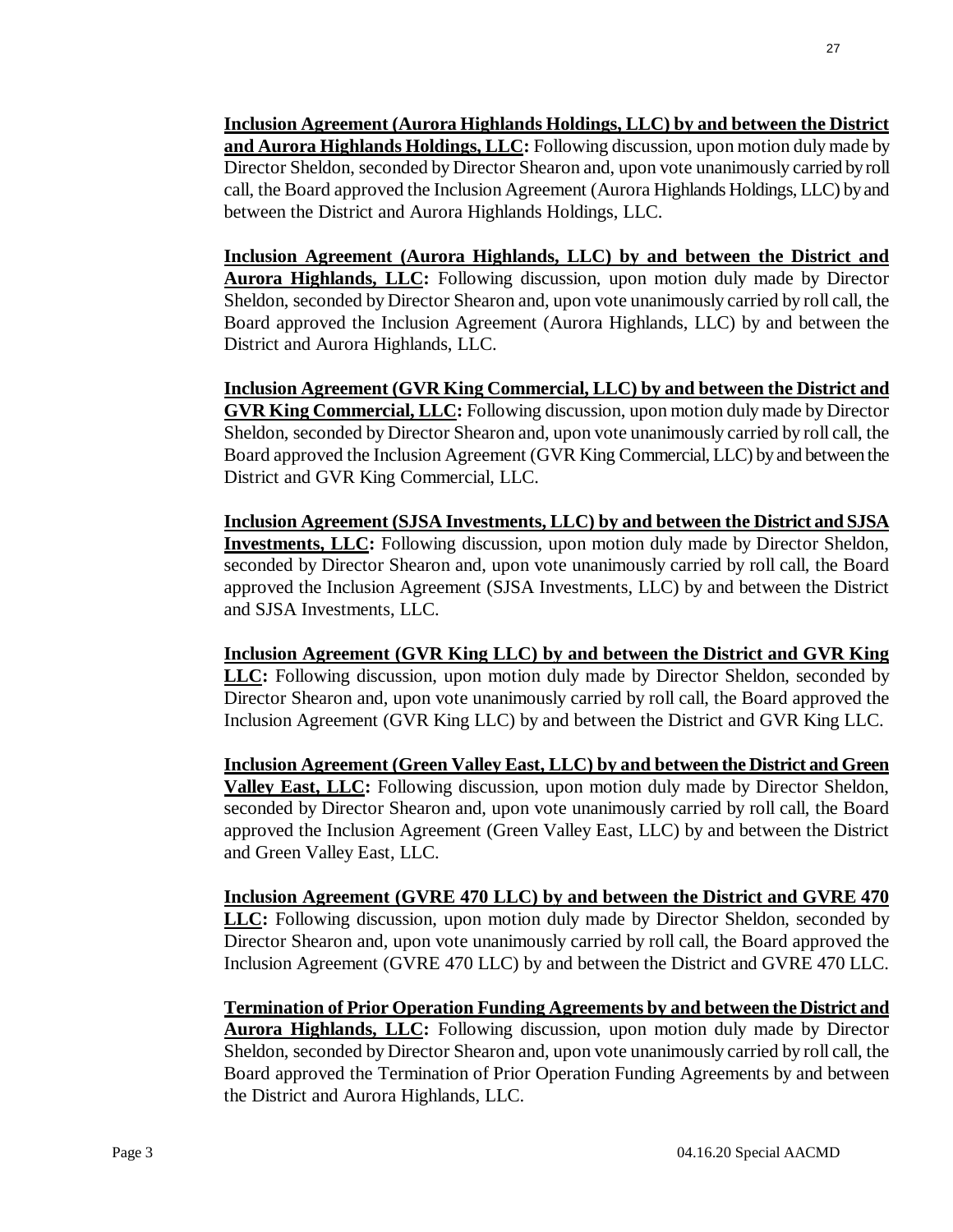**<u>Inclusion Agreement (Aurora Highlands Holdings, LLC) by and between the District and Aurora Highlands Holdings, LLC</u>:** Following discussion, upon motion duly made by Director Sheldon, seconded by Director Shearon and, upon vote unanimously carried by roll call, the Board approved the Inclusion Agreement (Aurora Highlands Holdings, LLC) by and between the District and Aurora Highlands Holdings, LLC.

**<u>Inclusion Agreement (Aurora Highlands, LLC) by and between the District and Aurora Highlands, LLC</u>:** Following discussion, upon motion duly made by Director Sheldon, seconded by Director Shearon and, upon vote unanimously carried by roll call, the Board approved the Inclusion Agreement (Aurora Highlands, LLC) by and between the District and Aurora Highlands, LLC.

**<u>Inclusion Agreement (GVR King Commercial, LLC) by and between the District and GVR King Commercial, LLC</u>:** Following discussion, upon motion duly made by Director Sheldon, seconded by Director Shearon and, upon vote unanimously carried by roll call, the Board approved the Inclusion Agreement (GVR King Commercial, LLC) by and between the District and GVR King Commercial, LLC.

**<u>Inclusion Agreement (SJSA Investments, LLC) by and between the District and SJSA Investments, LLC</u>:** Following discussion, upon motion duly made by Director Sheldon, seconded by Director Shearon and, upon vote unanimously carried by roll call, the Board approved the Inclusion Agreement (SJSA Investments, LLC) by and between the District and SJSA Investments, LLC.

**<u>Inclusion Agreement (GVR King LLC) by and between the District and GVR King LLC</u>:** Following discussion, upon motion duly made by Director Sheldon, seconded by Director Shearon and, upon vote unanimously carried by roll call, the Board approved the Inclusion Agreement (GVR King LLC) by and between the District and GVR King LLC.

**<u>Inclusion Agreement (Green Valley East, LLC) by and between the District and Green Valley East, LLC</u>:** Following discussion, upon motion duly made by Director Sheldon, seconded by Director Shearon and, upon vote unanimously carried by roll call, the Board approved the Inclusion Agreement (Green Valley East, LLC) by and between the District and Green Valley East, LLC.

**<u>Inclusion Agreement (GVRE 470 LLC) by and between the District and GVRE 470 LLC</u>:** Following discussion, upon motion duly made by Director Sheldon, seconded by Director Shearon and, upon vote unanimously carried by roll call, the Board approved the Inclusion Agreement (GVRE 470 LLC) by and between the District and GVRE 470 LLC.

**<u>Termination of Prior Operation Funding Agreements by and between the District and Aurora Highlands, LLC</u>:** Following discussion, upon motion duly made by Director Sheldon, seconded by Director Shearon and, upon vote unanimously carried by roll call, the Board approved the Termination of Prior Operation Funding Agreements by and between the District and Aurora Highlands, LLC.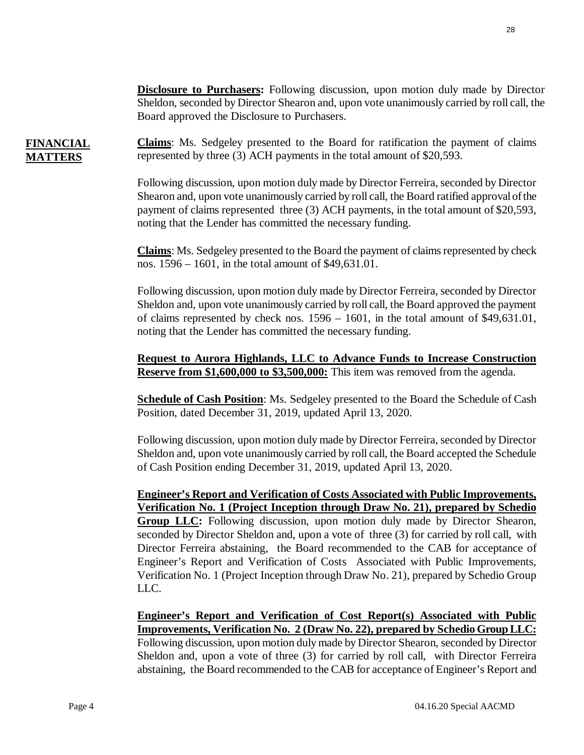**Disclosure to Purchasers:** Following discussion, upon motion duly made by Director Sheldon, seconded by Director Shearon and, upon vote unanimously carried by roll call, the Board approved the Disclosure to Purchasers.

**FINANCIAL MATTERS**

**Claims**: Ms. Sedgeley presented to the Board for ratification the payment of claims represented by three (3) ACH payments in the total amount of $20,593.

Following discussion, upon motion duly made by Director Ferreira, seconded by Director Shearon and, upon vote unanimously carried by roll call, the Board ratified approval of the payment of claims represented three (3) ACH payments, in the total amount of $20,593, noting that the Lender has committed the necessary funding.

**Claims**: Ms. Sedgeley presented to the Board the payment of claims represented by check nos. 1596 – 1601, in the total amount of $49,631.01.

Following discussion, upon motion duly made by Director Ferreira, seconded by Director Sheldon and, upon vote unanimously carried by roll call, the Board approved the payment of claims represented by check nos. 1596 – 1601, in the total amount of $49,631.01, noting that the Lender has committed the necessary funding.

**Request to Aurora Highlands, LLC to Advance Funds to Increase Construction Reserve from $1,600,000 to $3,500,000:** This item was removed from the agenda.

**Schedule of Cash Position**: Ms. Sedgeley presented to the Board the Schedule of Cash Position, dated December 31, 2019, updated April 13, 2020.

Following discussion, upon motion duly made by Director Ferreira, seconded by Director Sheldon and, upon vote unanimously carried by roll call, the Board accepted the Schedule of Cash Position ending December 31, 2019, updated April 13, 2020.

**Engineer's Report and Verification of Costs Associated with Public Improvements, Verification No. 1 (Project Inception through Draw No. 21), prepared by Schedio Group LLC:** Following discussion, upon motion duly made by Director Shearon, seconded by Director Sheldon and, upon a vote of three (3) for carried by roll call, with Director Ferreira abstaining, the Board recommended to the CAB for acceptance of Engineer's Report and Verification of Costs Associated with Public Improvements, Verification No. 1 (Project Inception through Draw No. 21), prepared by Schedio Group LLC.

**Engineer's Report and Verification of Cost Report(s) Associated with Public Improvements, Verification No. 2 (Draw No. 22), prepared by Schedio Group LLC:** Following discussion, upon motion duly made by Director Shearon, seconded by Director Sheldon and, upon a vote of three (3) for carried by roll call, with Director Ferreira abstaining, the Board recommended to the CAB for acceptance of Engineer's Report and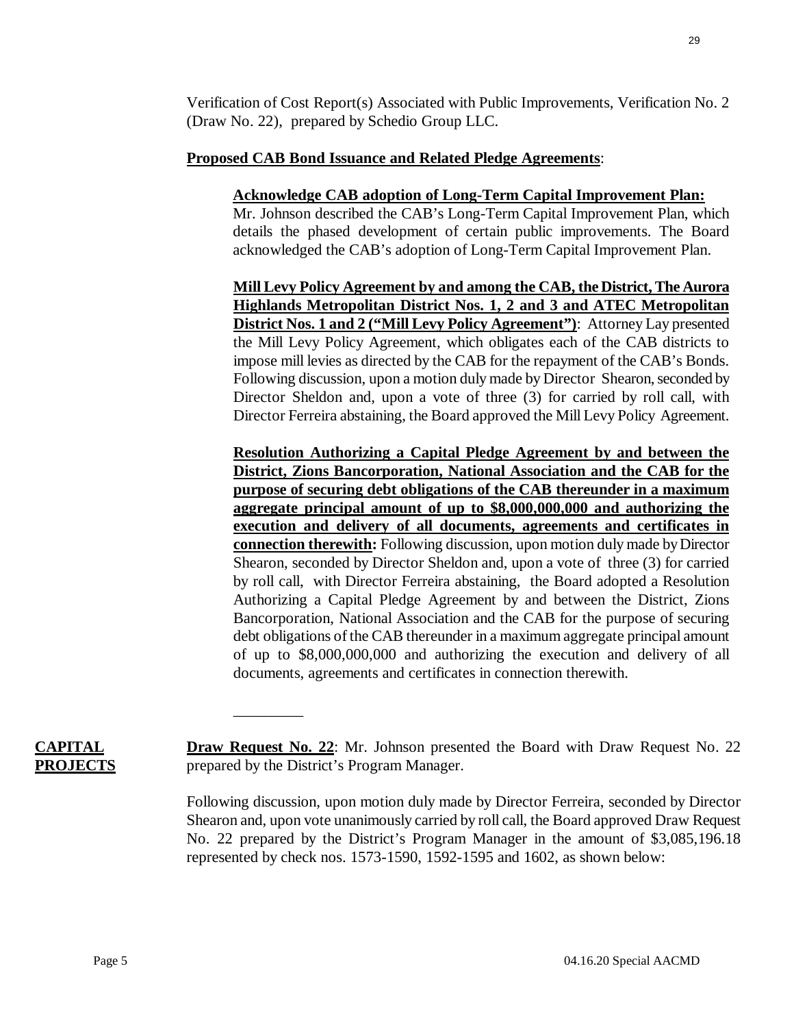Verification of Cost Report(s) Associated with Public Improvements, Verification No. 2 (Draw No. 22), prepared by Schedio Group LLC.

**Proposed CAB Bond Issuance and Related Pledge Agreements**:

**Acknowledge CAB adoption of Long-Term Capital Improvement Plan:** Mr. Johnson described the CAB's Long-Term Capital Improvement Plan, which details the phased development of certain public improvements. The Board acknowledged the CAB's adoption of Long-Term Capital Improvement Plan.

**Mill Levy Policy Agreement by and among the CAB, the District, The Aurora Highlands Metropolitan District Nos. 1, 2 and 3 and ATEC Metropolitan District Nos. 1 and 2 ("Mill Levy Policy Agreement")**: Attorney Lay presented the Mill Levy Policy Agreement, which obligates each of the CAB districts to impose mill levies as directed by the CAB for the repayment of the CAB's Bonds. Following discussion, upon a motion duly made by Director Shearon, seconded by Director Sheldon and, upon a vote of three (3) for carried by roll call, with Director Ferreira abstaining, the Board approved the Mill Levy Policy Agreement.

**Resolution Authorizing a Capital Pledge Agreement by and between the District, Zions Bancorporation, National Association and the CAB for the purpose of securing debt obligations of the CAB thereunder in a maximum aggregate principal amount of up to $8,000,000,000 and authorizing the execution and delivery of all documents, agreements and certificates in connection therewith:** Following discussion, upon motion duly made by Director Shearon, seconded by Director Sheldon and, upon a vote of three (3) for carried by roll call, with Director Ferreira abstaining, the Board adopted a Resolution Authorizing a Capital Pledge Agreement by and between the District, Zions Bancorporation, National Association and the CAB for the purpose of securing debt obligations of the CAB thereunder in a maximum aggregate principal amount of up to $8,000,000,000 and authorizing the execution and delivery of all documents, agreements and certificates in connection therewith.

\_\_\_\_\_\_\_\_\_

**CAPITAL PROJECTS**

**Draw Request No. 22**: Mr. Johnson presented the Board with Draw Request No. 22 prepared by the District's Program Manager.

Following discussion, upon motion duly made by Director Ferreira, seconded by Director Shearon and, upon vote unanimously carried by roll call, the Board approved Draw Request No. 22 prepared by the District's Program Manager in the amount of $3,085,196.18 represented by check nos. 1573-1590, 1592-1595 and 1602, as shown below: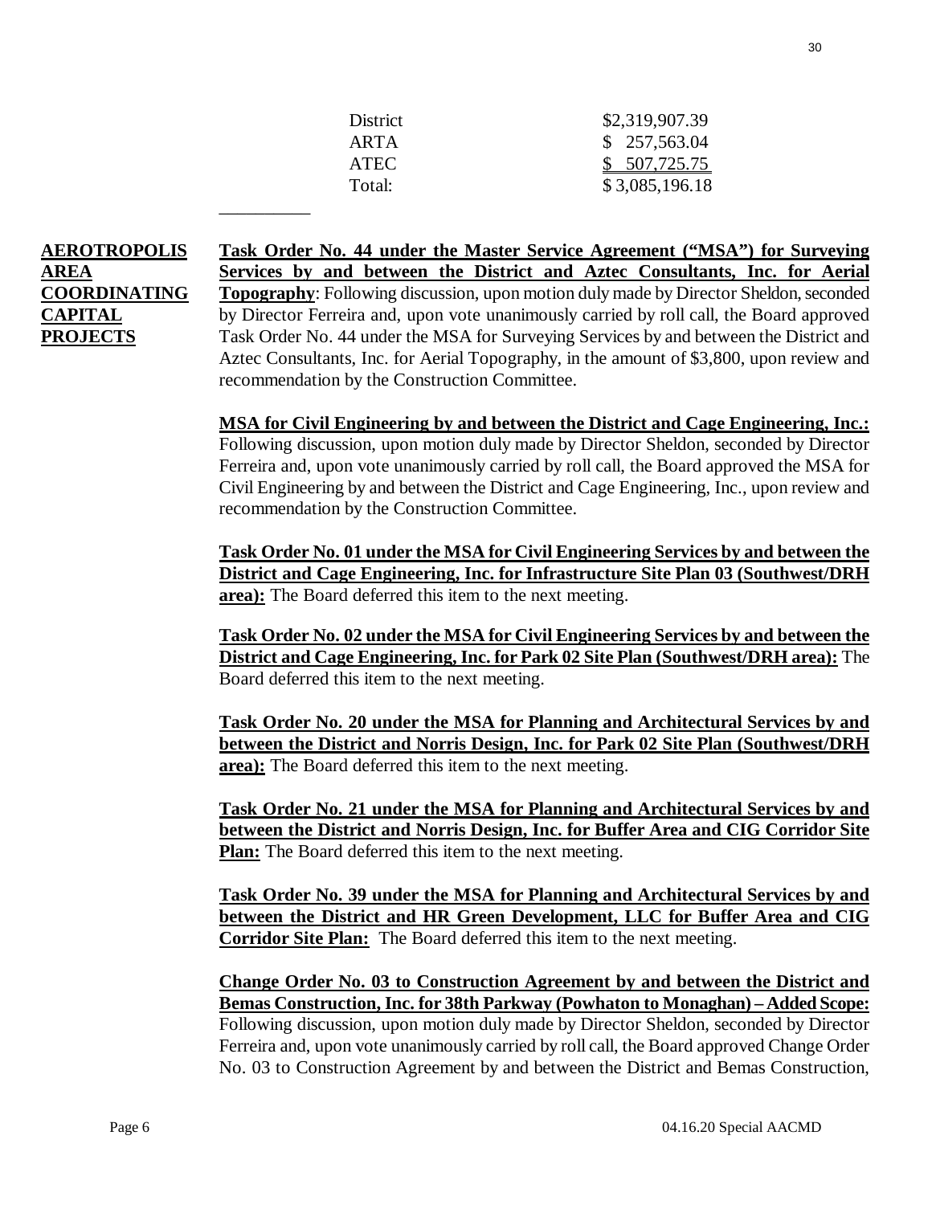| | |
|---|---|
| District | $2,319,907.39 |
| ARTA | $ 257,563.04 |
| ATEC | $ 507,725.75 |
| Total: | $ 3,085,196.18 |

\_\_\_\_\_\_\_\_\_\_

**AEROTROPOLIS AREA COORDINATING CAPITAL PROJECTS**

**Task Order No. 44 under the Master Service Agreement ("MSA") for Surveying Services by and between the District and Aztec Consultants, Inc. for Aerial Topography**: Following discussion, upon motion duly made by Director Sheldon, seconded by Director Ferreira and, upon vote unanimously carried by roll call, the Board approved Task Order No. 44 under the MSA for Surveying Services by and between the District and Aztec Consultants, Inc. for Aerial Topography, in the amount of $3,800, upon review and recommendation by the Construction Committee.

**MSA for Civil Engineering by and between the District and Cage Engineering, Inc.:** Following discussion, upon motion duly made by Director Sheldon, seconded by Director Ferreira and, upon vote unanimously carried by roll call, the Board approved the MSA for Civil Engineering by and between the District and Cage Engineering, Inc., upon review and recommendation by the Construction Committee.

**Task Order No. 01 under the MSA for Civil Engineering Services by and between the District and Cage Engineering, Inc. for Infrastructure Site Plan 03 (Southwest/DRH area):** The Board deferred this item to the next meeting.

**Task Order No. 02 under the MSA for Civil Engineering Services by and between the District and Cage Engineering, Inc. for Park 02 Site Plan (Southwest/DRH area):** The Board deferred this item to the next meeting.

**Task Order No. 20 under the MSA for Planning and Architectural Services by and between the District and Norris Design, Inc. for Park 02 Site Plan (Southwest/DRH area):** The Board deferred this item to the next meeting.

**Task Order No. 21 under the MSA for Planning and Architectural Services by and between the District and Norris Design, Inc. for Buffer Area and CIG Corridor Site Plan:** The Board deferred this item to the next meeting.

**Task Order No. 39 under the MSA for Planning and Architectural Services by and between the District and HR Green Development, LLC for Buffer Area and CIG Corridor Site Plan:** The Board deferred this item to the next meeting.

**Change Order No. 03 to Construction Agreement by and between the District and Bemas Construction, Inc. for 38th Parkway (Powhaton to Monaghan) – Added Scope:** Following discussion, upon motion duly made by Director Sheldon, seconded by Director Ferreira and, upon vote unanimously carried by roll call, the Board approved Change Order No. 03 to Construction Agreement by and between the District and Bemas Construction,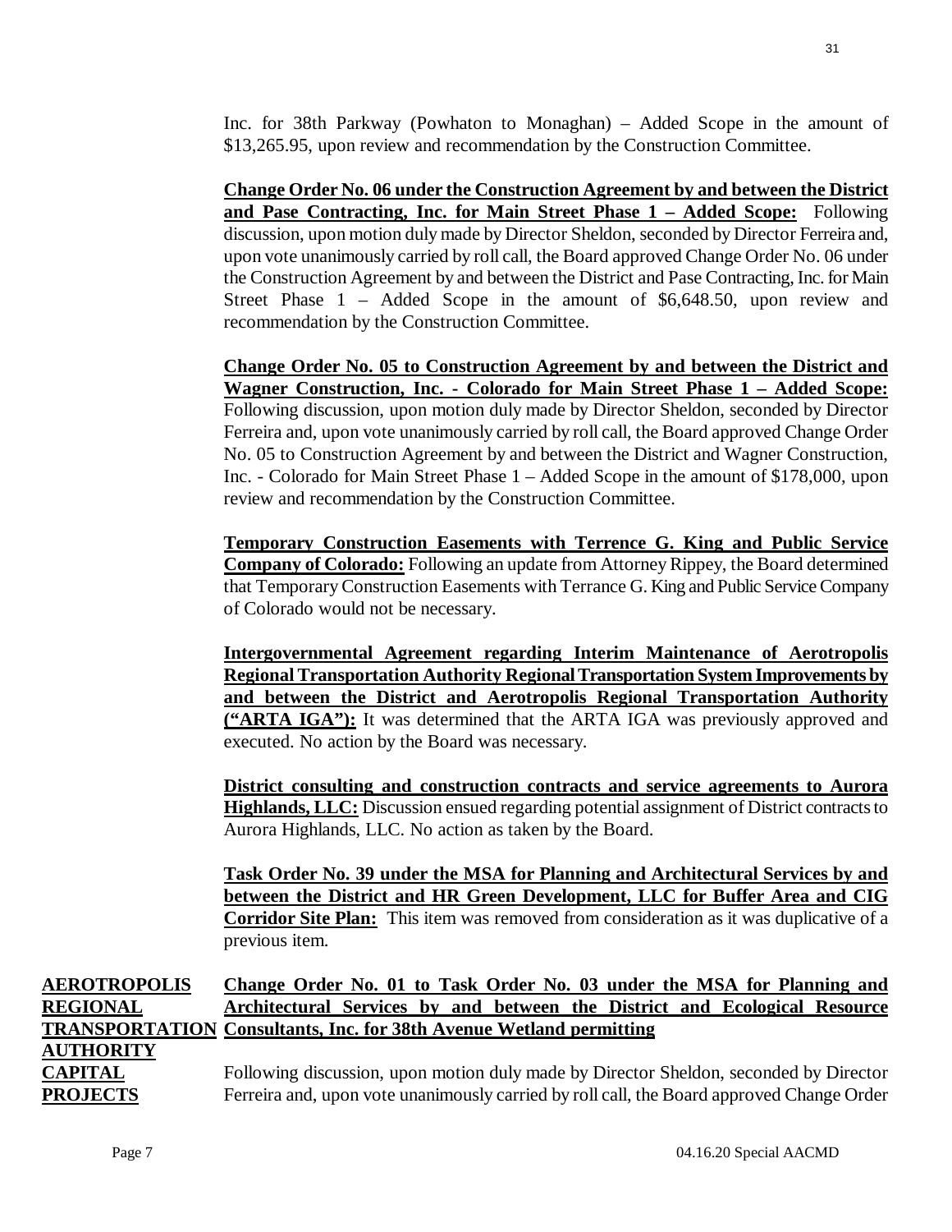Inc. for 38th Parkway (Powhaton to Monaghan) – Added Scope in the amount of $13,265.95, upon review and recommendation by the Construction Committee.

**Change Order No. 06 under the Construction Agreement by and between the District and Pase Contracting, Inc. for Main Street Phase 1 – Added Scope:** Following discussion, upon motion duly made by Director Sheldon, seconded by Director Ferreira and, upon vote unanimously carried by roll call, the Board approved Change Order No. 06 under the Construction Agreement by and between the District and Pase Contracting, Inc. for Main Street Phase 1 – Added Scope in the amount of $6,648.50, upon review and recommendation by the Construction Committee.

**Change Order No. 05 to Construction Agreement by and between the District and Wagner Construction, Inc. - Colorado for Main Street Phase 1 – Added Scope:** Following discussion, upon motion duly made by Director Sheldon, seconded by Director Ferreira and, upon vote unanimously carried by roll call, the Board approved Change Order No. 05 to Construction Agreement by and between the District and Wagner Construction, Inc. - Colorado for Main Street Phase 1 – Added Scope in the amount of $178,000, upon review and recommendation by the Construction Committee.

**Temporary Construction Easements with Terrence G. King and Public Service Company of Colorado:** Following an update from Attorney Rippey, the Board determined that Temporary Construction Easements with Terrance G. King and Public Service Company of Colorado would not be necessary.

**Intergovernmental Agreement regarding Interim Maintenance of Aerotropolis Regional Transportation Authority Regional Transportation System Improvements by and between the District and Aerotropolis Regional Transportation Authority ("ARTA IGA"):** It was determined that the ARTA IGA was previously approved and executed. No action by the Board was necessary.

**District consulting and construction contracts and service agreements to Aurora Highlands, LLC:** Discussion ensued regarding potential assignment of District contracts to Aurora Highlands, LLC. No action as taken by the Board.

**Task Order No. 39 under the MSA for Planning and Architectural Services by and between the District and HR Green Development, LLC for Buffer Area and CIG Corridor Site Plan:** This item was removed from consideration as it was duplicative of a previous item.

## AEROTROPOLIS REGIONAL TRANSPORTATION AUTHORITY CAPITAL PROJECTS

**Change Order No. 01 to Task Order No. 03 under the MSA for Planning and Architectural Services by and between the District and Ecological Resource Consultants, Inc. for 38th Avenue Wetland permitting**

Following discussion, upon motion duly made by Director Sheldon, seconded by Director Ferreira and, upon vote unanimously carried by roll call, the Board approved Change Order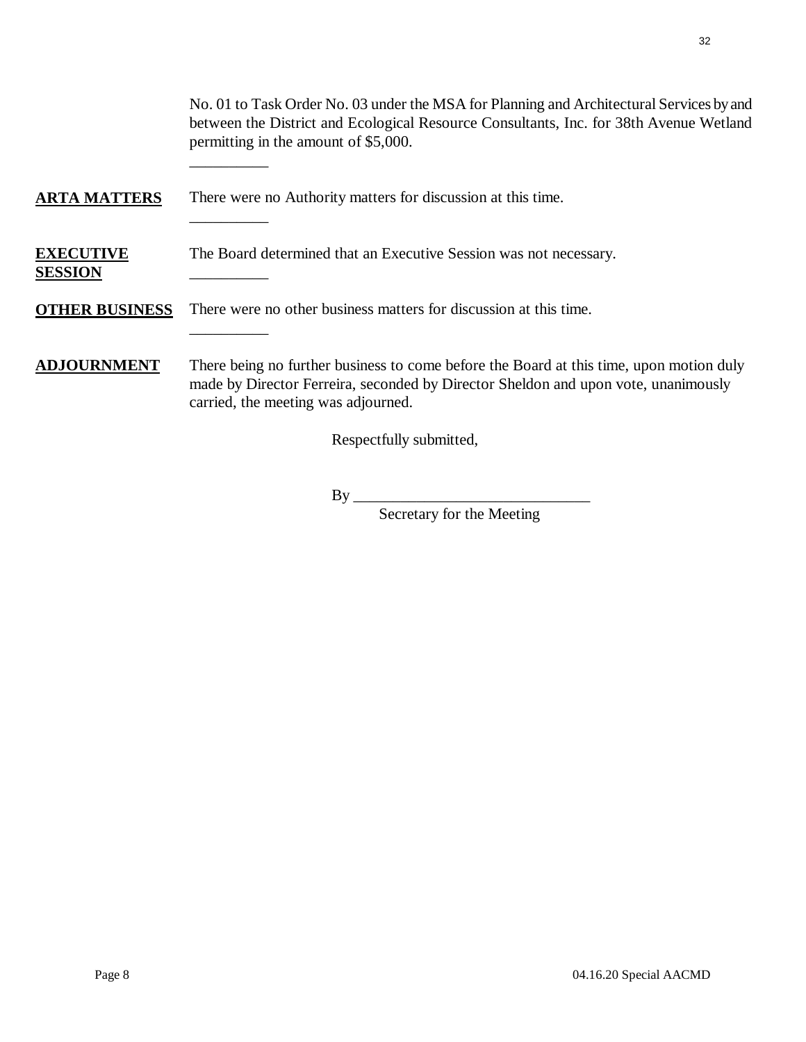No. 01 to Task Order No. 03 under the MSA for Planning and Architectural Services by and between the District and Ecological Resource Consultants, Inc. for 38th Avenue Wetland permitting in the amount of $5,000.

__________

**ARTA MATTERS** There were no Authority matters for discussion at this time.

__________

**EXECUTIVE SESSION** The Board determined that an Executive Session was not necessary.

__________

**OTHER BUSINESS** There were no other business matters for discussion at this time.

__________

**ADJOURNMENT** There being no further business to come before the Board at this time, upon motion duly made by Director Ferreira, seconded by Director Sheldon and upon vote, unanimously carried, the meeting was adjourned.

Respectfully submitted,

By ______________________________
Secretary for the Meeting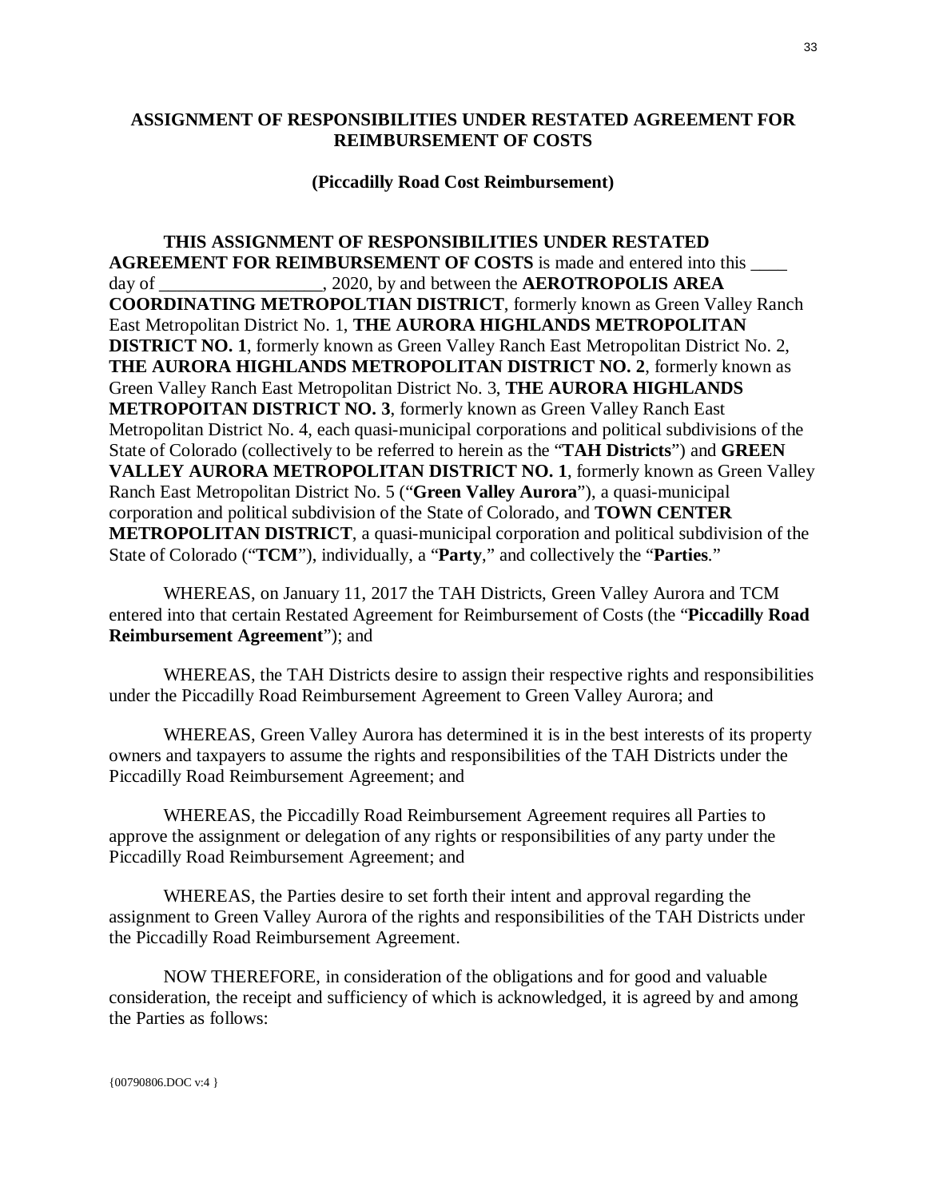## ASSIGNMENT OF RESPONSIBILITIES UNDER RESTATED AGREEMENT FOR REIMBURSEMENT OF COSTS

### (Piccadilly Road Cost Reimbursement)

**THIS ASSIGNMENT OF RESPONSIBILITIES UNDER RESTATED AGREEMENT FOR REIMBURSEMENT OF COSTS** is made and entered into this ____ day of __________________, 2020, by and between the **AEROTROPOLIS AREA COORDINATING METROPOLTIAN DISTRICT**, formerly known as Green Valley Ranch East Metropolitan District No. 1, **THE AURORA HIGHLANDS METROPOLITAN DISTRICT NO. 1**, formerly known as Green Valley Ranch East Metropolitan District No. 2, **THE AURORA HIGHLANDS METROPOLITAN DISTRICT NO. 2**, formerly known as Green Valley Ranch East Metropolitan District No. 3, **THE AURORA HIGHLANDS METROPOITAN DISTRICT NO. 3**, formerly known as Green Valley Ranch East Metropolitan District No. 4, each quasi-municipal corporations and political subdivisions of the State of Colorado (collectively to be referred to herein as the "**TAH Districts**") and **GREEN VALLEY AURORA METROPOLITAN DISTRICT NO. 1**, formerly known as Green Valley Ranch East Metropolitan District No. 5 ("**Green Valley Aurora**"), a quasi-municipal corporation and political subdivision of the State of Colorado, and **TOWN CENTER METROPOLITAN DISTRICT**, a quasi-municipal corporation and political subdivision of the State of Colorado ("**TCM**"), individually, a "**Party**," and collectively the "**Parties**."

WHEREAS, on January 11, 2017 the TAH Districts, Green Valley Aurora and TCM entered into that certain Restated Agreement for Reimbursement of Costs (the "**Piccadilly Road Reimbursement Agreement**"); and

WHEREAS, the TAH Districts desire to assign their respective rights and responsibilities under the Piccadilly Road Reimbursement Agreement to Green Valley Aurora; and

WHEREAS, Green Valley Aurora has determined it is in the best interests of its property owners and taxpayers to assume the rights and responsibilities of the TAH Districts under the Piccadilly Road Reimbursement Agreement; and

WHEREAS, the Piccadilly Road Reimbursement Agreement requires all Parties to approve the assignment or delegation of any rights or responsibilities of any party under the Piccadilly Road Reimbursement Agreement; and

WHEREAS, the Parties desire to set forth their intent and approval regarding the assignment to Green Valley Aurora of the rights and responsibilities of the TAH Districts under the Piccadilly Road Reimbursement Agreement.

NOW THEREFORE, in consideration of the obligations and for good and valuable consideration, the receipt and sufficiency of which is acknowledged, it is agreed by and among the Parties as follows:

{00790806.DOC v:4 }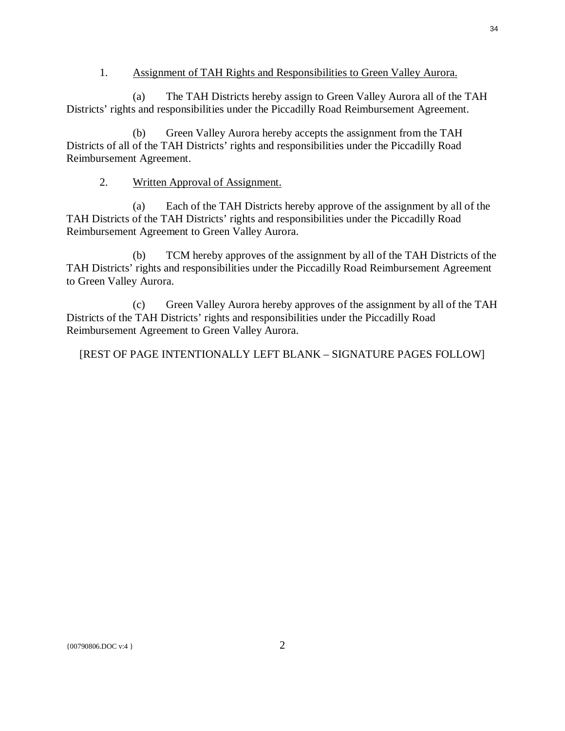1. <u>Assignment of TAH Rights and Responsibilities to Green Valley Aurora.</u>

(a) The TAH Districts hereby assign to Green Valley Aurora all of the TAH Districts' rights and responsibilities under the Piccadilly Road Reimbursement Agreement.

(b) Green Valley Aurora hereby accepts the assignment from the TAH Districts of all of the TAH Districts' rights and responsibilities under the Piccadilly Road Reimbursement Agreement.

2. <u>Written Approval of Assignment.</u>

(a) Each of the TAH Districts hereby approve of the assignment by all of the TAH Districts of the TAH Districts' rights and responsibilities under the Piccadilly Road Reimbursement Agreement to Green Valley Aurora.

(b) TCM hereby approves of the assignment by all of the TAH Districts of the TAH Districts' rights and responsibilities under the Piccadilly Road Reimbursement Agreement to Green Valley Aurora.

(c) Green Valley Aurora hereby approves of the assignment by all of the TAH Districts of the TAH Districts' rights and responsibilities under the Piccadilly Road Reimbursement Agreement to Green Valley Aurora.

[REST OF PAGE INTENTIONALLY LEFT BLANK – SIGNATURE PAGES FOLLOW]

{00790806.DOC v:4 }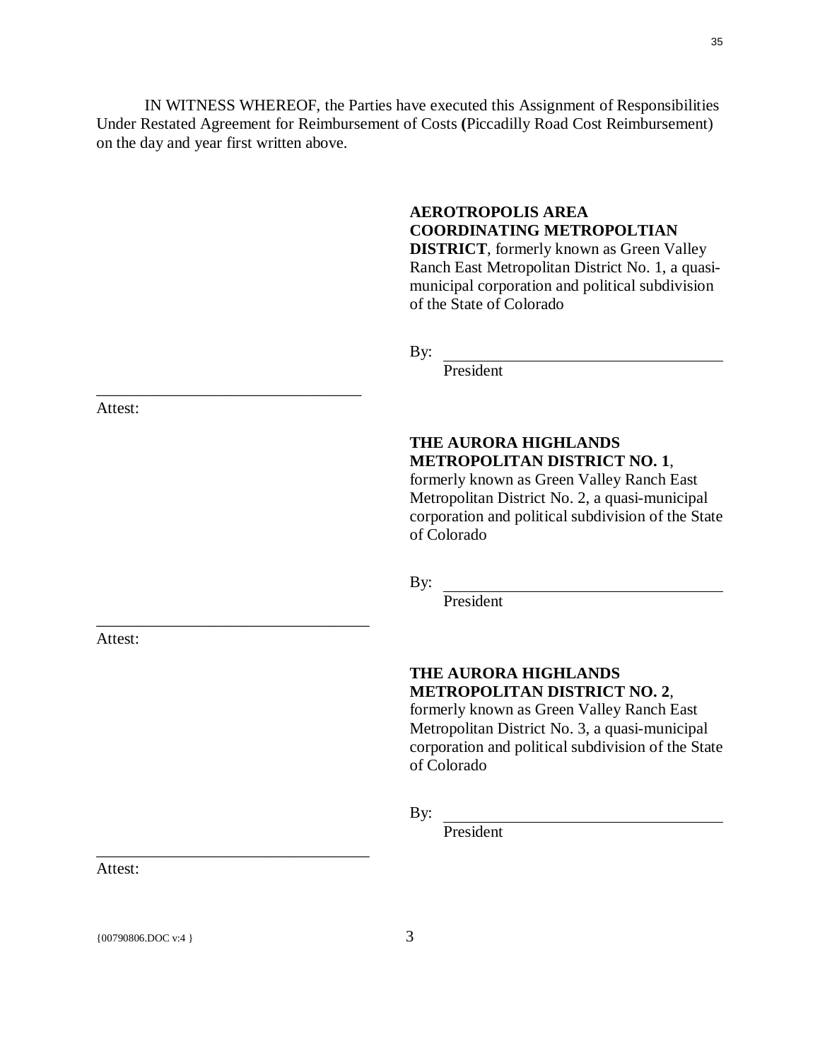IN WITNESS WHEREOF, the Parties have executed this Assignment of Responsibilities Under Restated Agreement for Reimbursement of Costs **(**Piccadilly Road Cost Reimbursement) on the day and year first written above.

**AEROTROPOLIS AREA COORDINATING METROPOLTIAN DISTRICT**, formerly known as Green Valley Ranch East Metropolitan District No. 1, a quasi-municipal corporation and political subdivision of the State of Colorado

By: ___________________________________
President

___________________________________
Attest:

**THE AURORA HIGHLANDS METROPOLITAN DISTRICT NO. 1**, formerly known as Green Valley Ranch East Metropolitan District No. 2, a quasi-municipal corporation and political subdivision of the State of Colorado

By: ___________________________________
President

___________________________________
Attest:

**THE AURORA HIGHLANDS METROPOLITAN DISTRICT NO. 2**, formerly known as Green Valley Ranch East Metropolitan District No. 3, a quasi-municipal corporation and political subdivision of the State of Colorado

By: ___________________________________
President

___________________________________
Attest:

{00790806.DOC v:4 }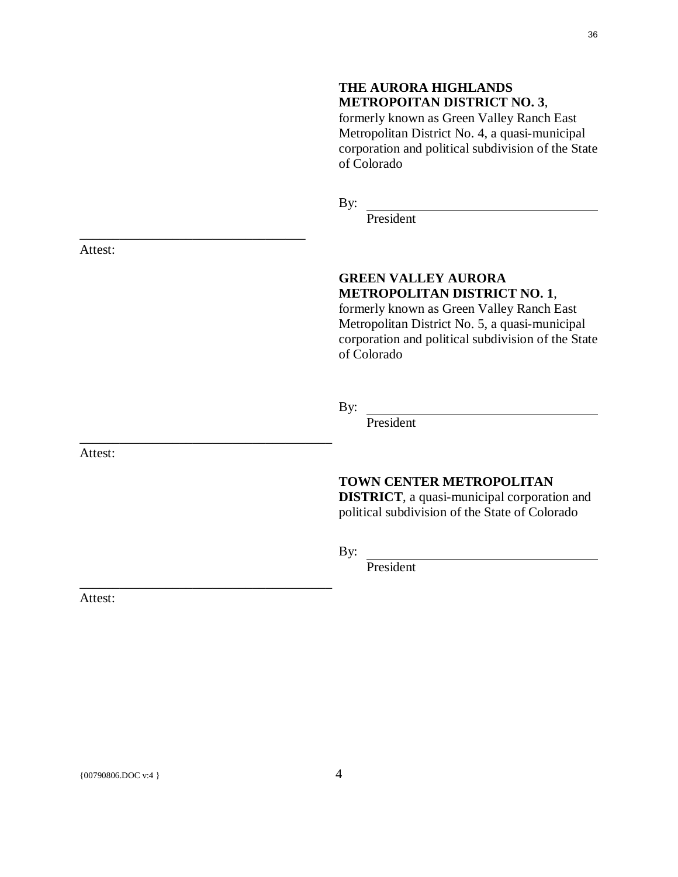**THE AURORA HIGHLANDS METROPOITAN DISTRICT NO. 3**, formerly known as Green Valley Ranch East Metropolitan District No. 4, a quasi-municipal corporation and political subdivision of the State of Colorado

By: ___________________________________
President

___________________________________
Attest:

**GREEN VALLEY AURORA METROPOLITAN DISTRICT NO. 1**, formerly known as Green Valley Ranch East Metropolitan District No. 5, a quasi-municipal corporation and political subdivision of the State of Colorado

By: ___________________________________
President

___________________________________
Attest:

**TOWN CENTER METROPOLITAN DISTRICT**, a quasi-municipal corporation and political subdivision of the State of Colorado

By: ___________________________________
President

___________________________________
Attest:

{00790806.DOC v:4 }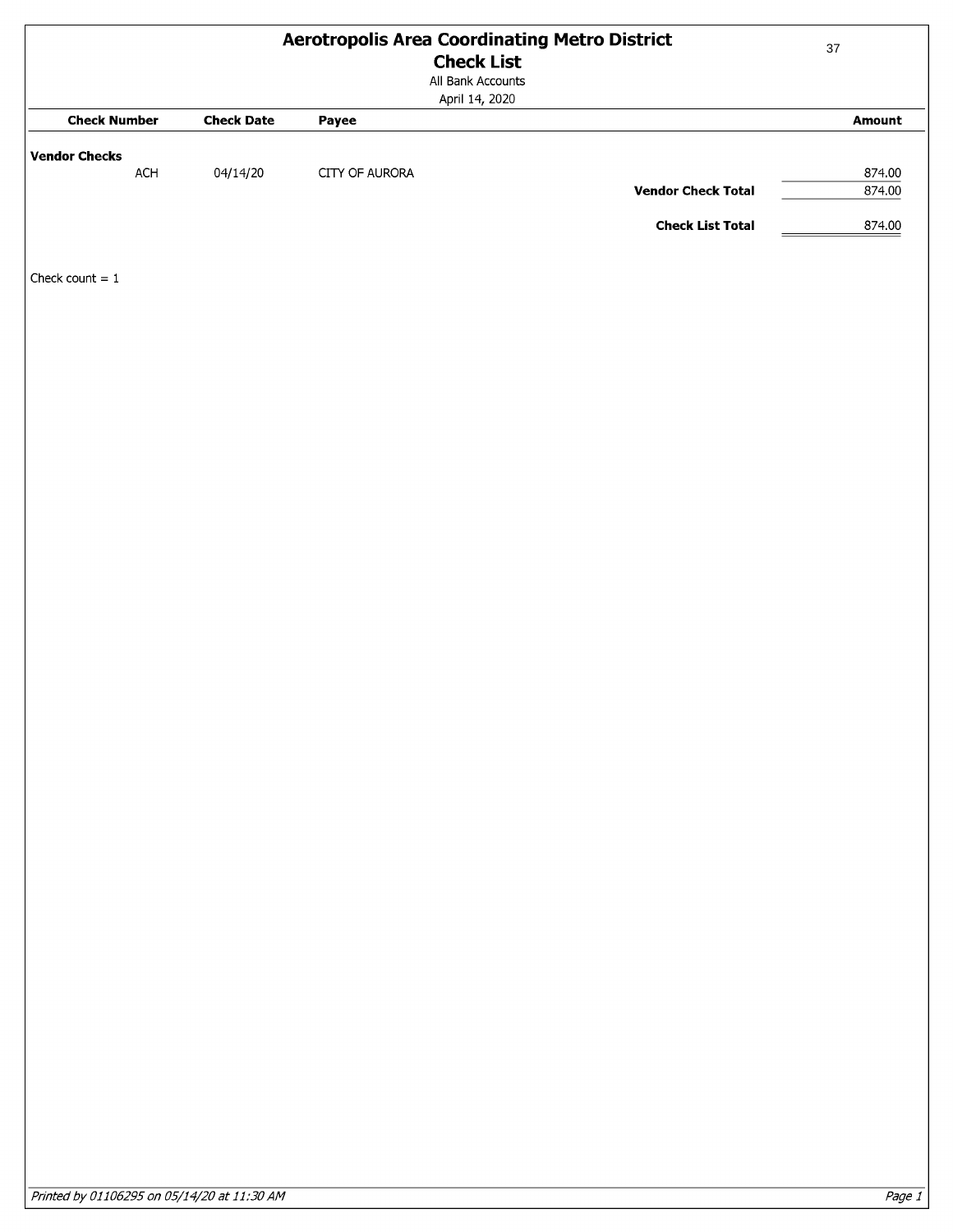# Aerotropolis Area Coordinating Metro District

## Check List

All Bank Accounts

April 14, 2020

| Check Number | Check Date | Payee | | Amount |
|---|---|---|---|---|
| **Vendor Checks** | | | | |
| ACH | 04/14/20 | CITY OF AURORA | | 874.00 |
| | | | **Vendor Check Total** | 874.00 |
| | | | **Check List Total** | 874.00 |

Check count = 1

*Printed by 01106295 on 05/14/20 at 11:30 AM*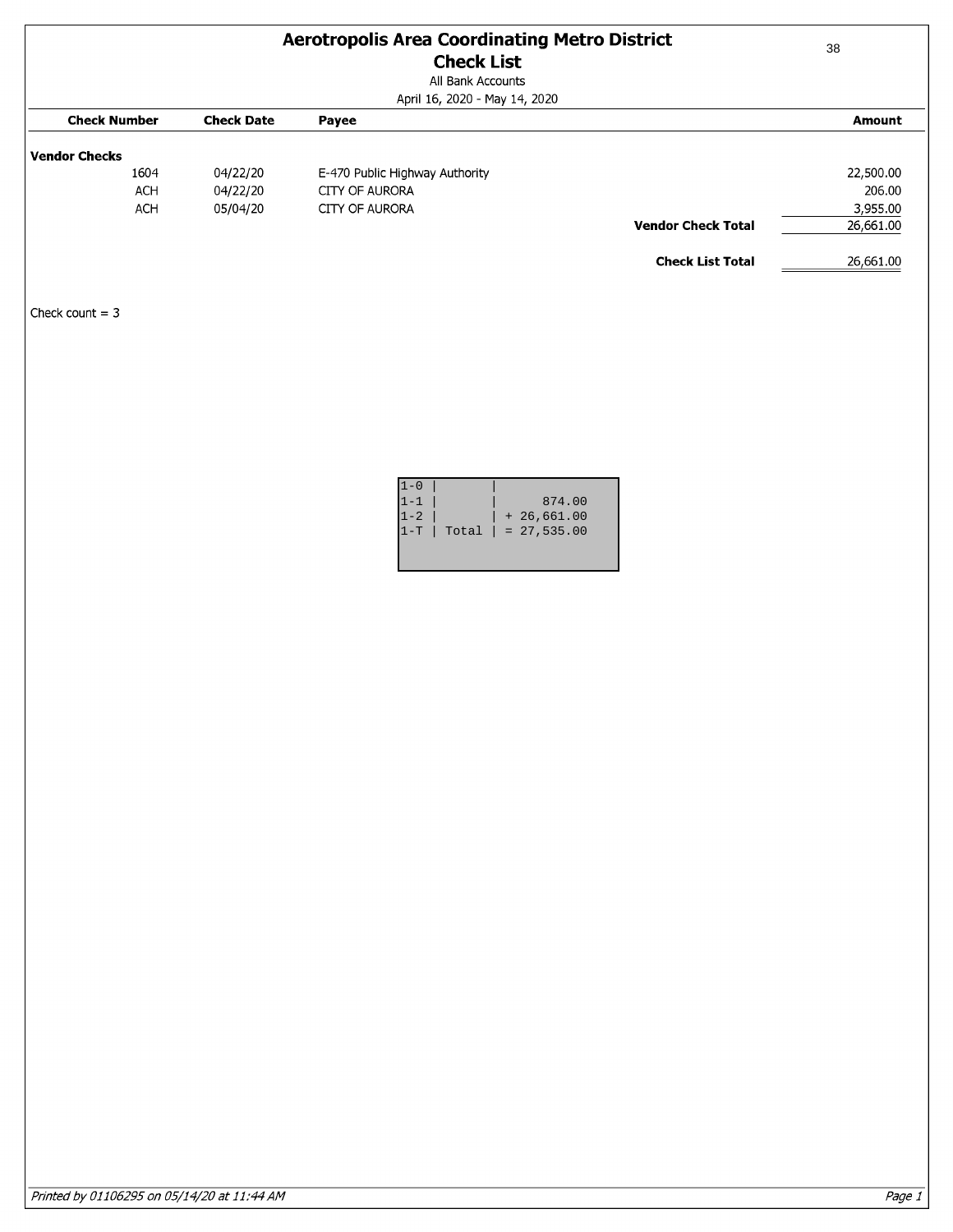# Aerotropolis Area Coordinating Metro District

## Check List

All Bank Accounts

April 16, 2020 - May 14, 2020

| Check Number | Check Date | Payee | Amount |
|---|---|---|---|
| **Vendor Checks** | | | |
| 1604 | 04/22/20 | E-470 Public Highway Authority | 22,500.00 |
| ACH | 04/22/20 | CITY OF AURORA | 206.00 |
| ACH | 05/04/20 | CITY OF AURORA | 3,955.00 |
| | | **Vendor Check Total** | 26,661.00 |
| | | **Check List Total** | 26,661.00 |

Check count = 3

```
1-0 |       |
1-1 |       |       874.00
1-2 |       | + 26,661.00
1-T | Total | = 27,535.00
```

*Printed by 01106295 on 05/14/20 at 11:44 AM*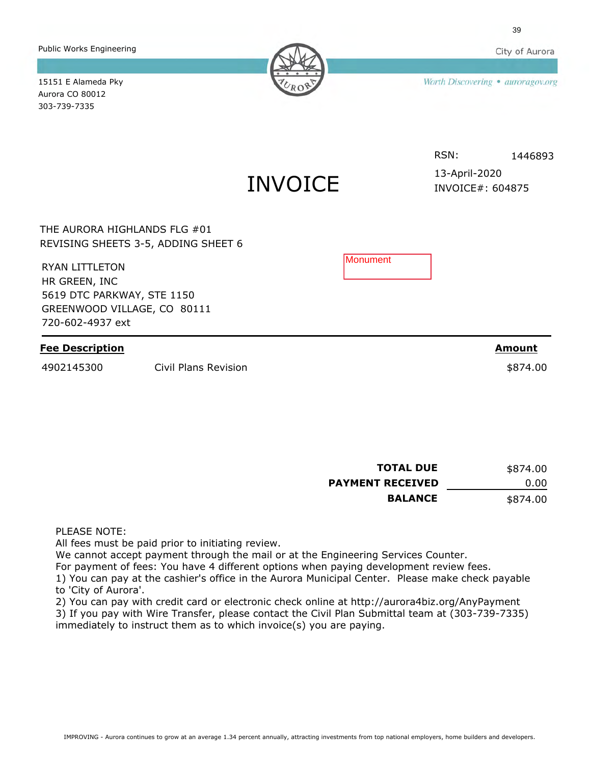Public Works Engineering

15151 E Alameda Pky
Aurora CO 80012
303-739-7335

City of Aurora

Worth Discovering • auroragov.org

RSN: 1446893

13-April-2020
INVOICE#: 604875

# INVOICE

THE AURORA HIGHLANDS FLG #01
REVISING SHEETS 3-5, ADDING SHEET 6

Monument

RYAN LITTLETON
HR GREEN, INC
5619 DTC PARKWAY, STE 1150
GREENWOOD VILLAGE, CO 80111
720-602-4937 ext

| Fee Description | | Amount |
|---|---|---|
| 4902145300 | Civil Plans Revision | $874.00 |

| | |
|---|---|
| **TOTAL DUE** | $874.00 |
| **PAYMENT RECEIVED** | 0.00 |
| **BALANCE** | $874.00 |

PLEASE NOTE:
All fees must be paid prior to initiating review.
We cannot accept payment through the mail or at the Engineering Services Counter.
For payment of fees: You have 4 different options when paying development review fees.
1) You can pay at the cashier's office in the Aurora Municipal Center. Please make check payable to 'City of Aurora'.
2) You can pay with credit card or electronic check online at http://aurora4biz.org/AnyPayment
3) If you pay with Wire Transfer, please contact the Civil Plan Submittal team at (303-739-7335) immediately to instruct them as to which invoice(s) you are paying.

IMPROVING - Aurora continues to grow at an average 1.34 percent annually, attracting investments from top national employers, home builders and developers.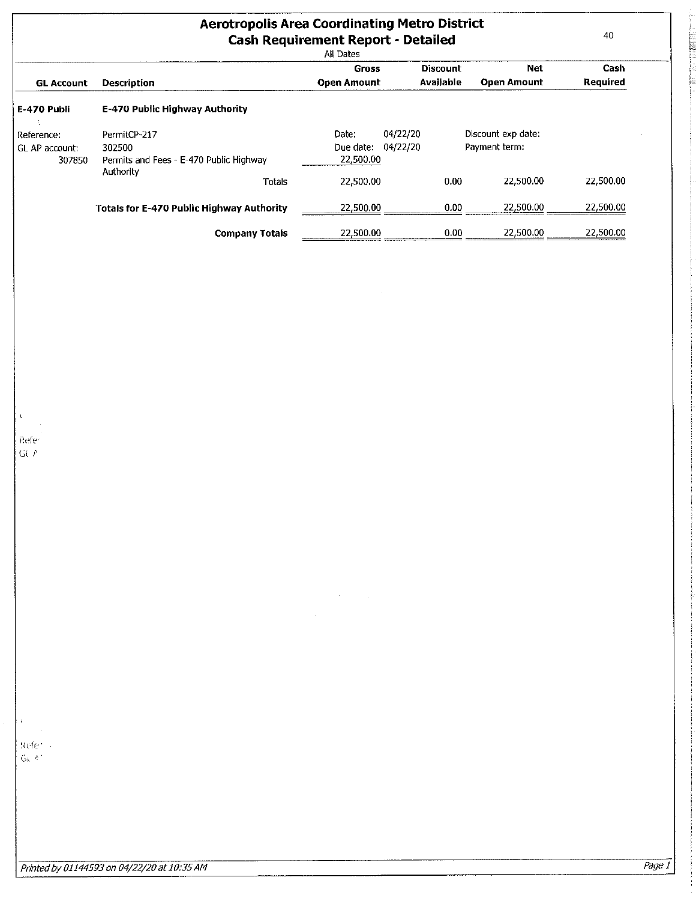# Aerotropolis Area Coordinating Metro District

## Cash Requirement Report - Detailed

All Dates

| GL Account | Description | Gross Open Amount | Discount Available | Net Open Amount | Cash Required |
|---|---|---|---|---|---|
| **E-470 Publi** | **E-470 Public Highway Authority** | | | | |
| Reference: | PermitCP-217 | Date: 04/22/20 | | Discount exp date: | |
| GL AP account: | 302500 | Due date: 04/22/20 | | Payment term: | |
| 307850 | Permits and Fees - E-470 Public Highway Authority | 22,500.00 | | | |
| | Totals | 22,500.00 | 0.00 | 22,500.00 | 22,500.00 |
| | **Totals for E-470 Public Highway Authority** | 22,500.00 | 0.00 | 22,500.00 | 22,500.00 |
| | **Company Totals** | 22,500.00 | 0.00 | 22,500.00 | 22,500.00 |

*Printed by 01144593 on 04/22/20 at 10:35 AM*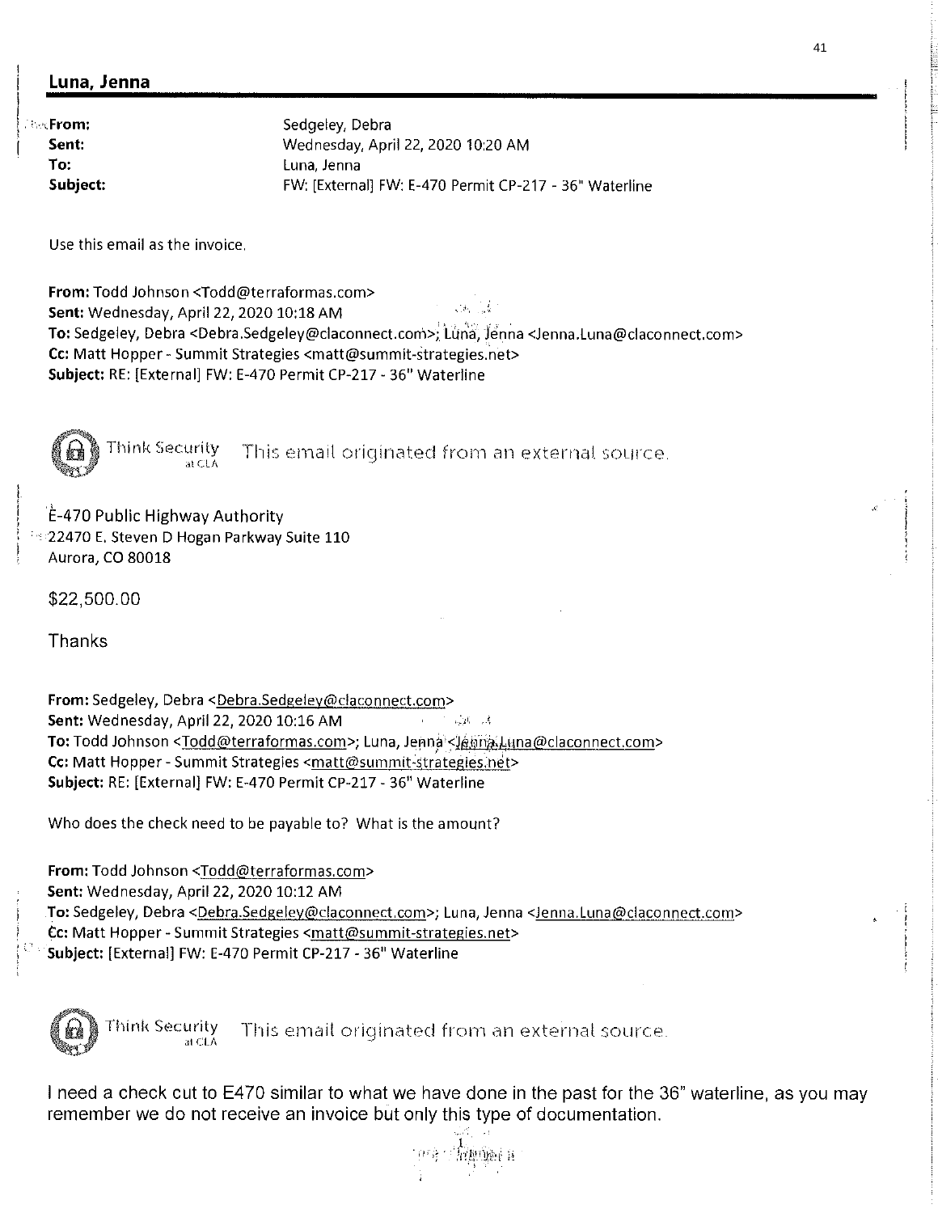## Luna, Jenna

**From:** Sedgeley, Debra
**Sent:** Wednesday, April 22, 2020 10:20 AM
**To:** Luna, Jenna
**Subject:** FW: [External] FW: E-470 Permit CP-217 - 36" Waterline

Use this email as the invoice.

**From:** Todd Johnson <Todd@terraformas.com>
**Sent:** Wednesday, April 22, 2020 10:18 AM
**To:** Sedgeley, Debra <Debra.Sedgeley@claconnect.com>; Luna, Jenna <Jenna.Luna@claconnect.com>
**Cc:** Matt Hopper - Summit Strategies <matt@summit-strategies.net>
**Subject:** RE: [External] FW: E-470 Permit CP-217 - 36" Waterline

Think Security at CLA This email originated from an external source.

E-470 Public Highway Authority
22470 E. Steven D Hogan Parkway Suite 110
Aurora, CO 80018

$22,500.00

Thanks

**From:** Sedgeley, Debra <Debra.Sedgeley@claconnect.com>
**Sent:** Wednesday, April 22, 2020 10:16 AM
**To:** Todd Johnson <Todd@terraformas.com>; Luna, Jenna <Jenna.Luna@claconnect.com>
**Cc:** Matt Hopper - Summit Strategies <matt@summit-strategies.net>
**Subject:** RE: [External] FW: E-470 Permit CP-217 - 36" Waterline

Who does the check need to be payable to? What is the amount?

**From:** Todd Johnson <Todd@terraformas.com>
**Sent:** Wednesday, April 22, 2020 10:12 AM
**To:** Sedgeley, Debra <Debra.Sedgeley@claconnect.com>; Luna, Jenna <Jenna.Luna@claconnect.com>
**Cc:** Matt Hopper - Summit Strategies <matt@summit-strategies.net>
**Subject:** [External] FW: E-470 Permit CP-217 - 36" Waterline

Think Security at CLA This email originated from an external source.

I need a check cut to E470 similar to what we have done in the past for the 36" waterline, as you may remember we do not receive an invoice but only this type of documentation.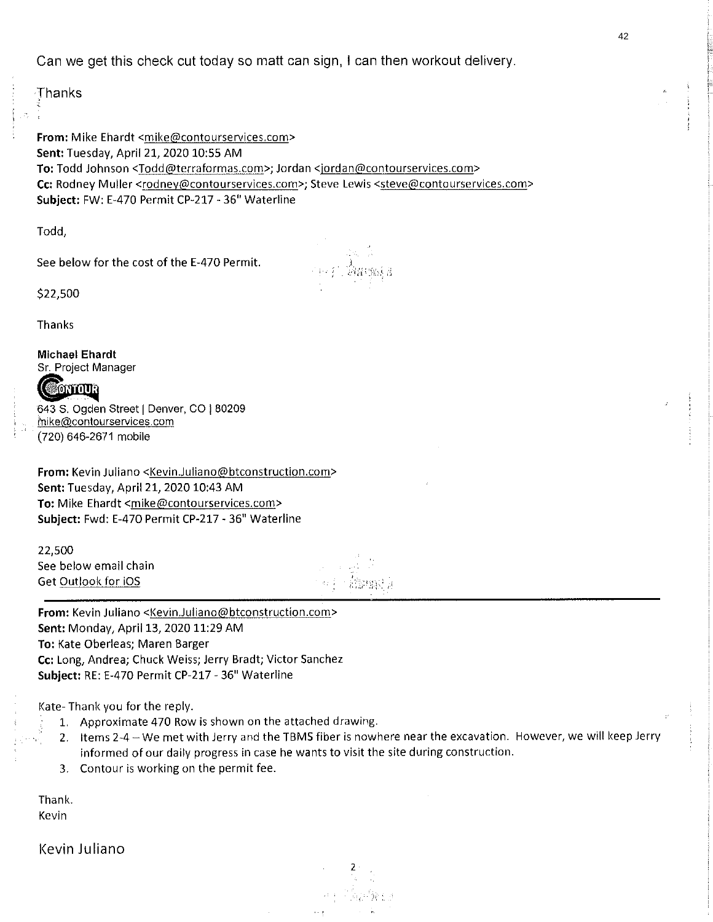Can we get this check cut today so matt can sign, I can then workout delivery.

Thanks

**From:** Mike Ehardt <mike@contourservices.com>
**Sent:** Tuesday, April 21, 2020 10:55 AM
**To:** Todd Johnson <Todd@terraformas.com>; Jordan <jordan@contourservices.com>
**Cc:** Rodney Muller <rodney@contourservices.com>; Steve Lewis <steve@contourservices.com>
**Subject:** FW: E-470 Permit CP-217 - 36" Waterline

Todd,

See below for the cost of the E-470 Permit.

$22,500

Thanks

**Michael Ehardt**
Sr. Project Manager
CONTOUR
643 S. Ogden Street | Denver, CO | 80209
mike@contourservices.com
(720) 646-2671 mobile

**From:** Kevin Juliano <Kevin.Juliano@btconstruction.com>
**Sent:** Tuesday, April 21, 2020 10:43 AM
**To:** Mike Ehardt <mike@contourservices.com>
**Subject:** Fwd: E-470 Permit CP-217 - 36" Waterline

22,500
See below email chain
Get Outlook for iOS

---

**From:** Kevin Juliano <Kevin.Juliano@btconstruction.com>
**Sent:** Monday, April 13, 2020 11:29 AM
**To:** Kate Oberleas; Maren Barger
**Cc:** Long, Andrea; Chuck Weiss; Jerry Bradt; Victor Sanchez
**Subject:** RE: E-470 Permit CP-217 - 36" Waterline

Kate- Thank you for the reply.

1. Approximate 470 Row is shown on the attached drawing.
2. Items 2-4 – We met with Jerry and the TBMS fiber is nowhere near the excavation. However, we will keep Jerry informed of our daily progress in case he wants to visit the site during construction.
3. Contour is working on the permit fee.

Thank.
Kevin

Kevin Juliano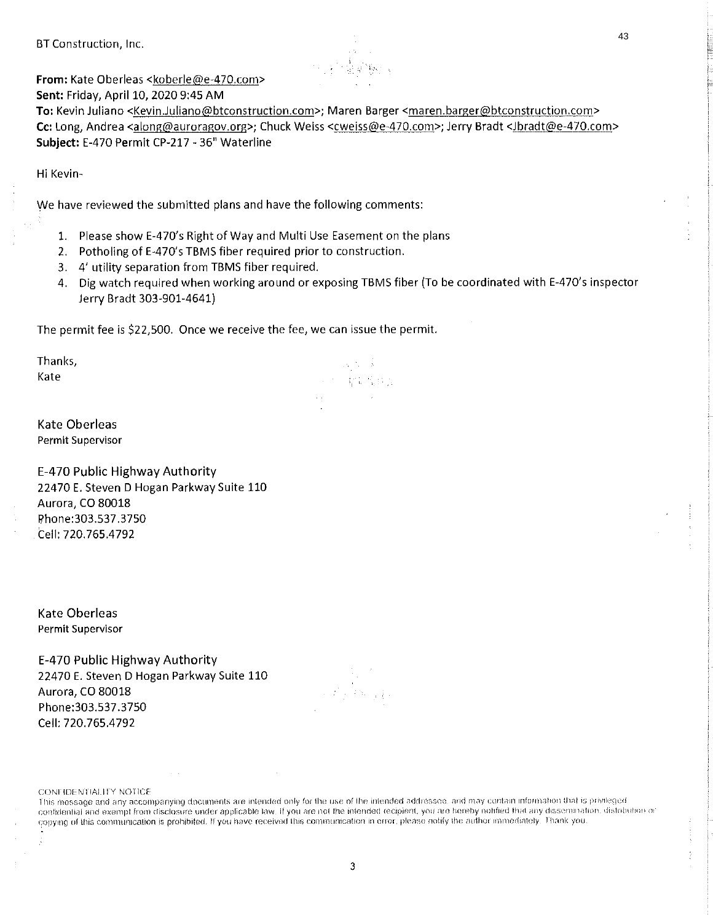BT Construction, Inc.

**From:** Kate Oberleas <koberle@e-470.com>
**Sent:** Friday, April 10, 2020 9:45 AM
**To:** Kevin Juliano <Kevin.Juliano@btconstruction.com>; Maren Barger <maren.barger@btconstruction.com>
**Cc:** Long, Andrea <along@auroragov.org>; Chuck Weiss <cweiss@e-470.com>; Jerry Bradt <Jbradt@e-470.com>
**Subject:** E-470 Permit CP-217 - 36" Waterline

Hi Kevin-

We have reviewed the submitted plans and have the following comments:

1. Please show E-470's Right of Way and Multi Use Easement on the plans
2. Potholing of E-470's TBMS fiber required prior to construction.
3. 4' utility separation from TBMS fiber required.
4. Dig watch required when working around or exposing TBMS fiber (To be coordinated with E-470's inspector Jerry Bradt 303-901-4641)

The permit fee is $22,500. Once we receive the fee, we can issue the permit.

Thanks,
Kate

Kate Oberleas
Permit Supervisor

E-470 Public Highway Authority
22470 E. Steven D Hogan Parkway Suite 110
Aurora, CO 80018
Phone:303.537.3750
Cell: 720.765.4792

Kate Oberleas
Permit Supervisor

E-470 Public Highway Authority
22470 E. Steven D Hogan Parkway Suite 110
Aurora, CO 80018
Phone:303.537.3750
Cell: 720.765.4792

CONFIDENTIALITY NOTICE
This message and any accompanying documents are intended only for the use of the intended addressee, and may contain information that is privileged, confidential and exempt from disclosure under applicable law. If you are not the intended recipient, you are hereby notified that any dissemination, distribution or copying of this communication is prohibited. If you have received this communication in error, please notify the author immediately. Thank you.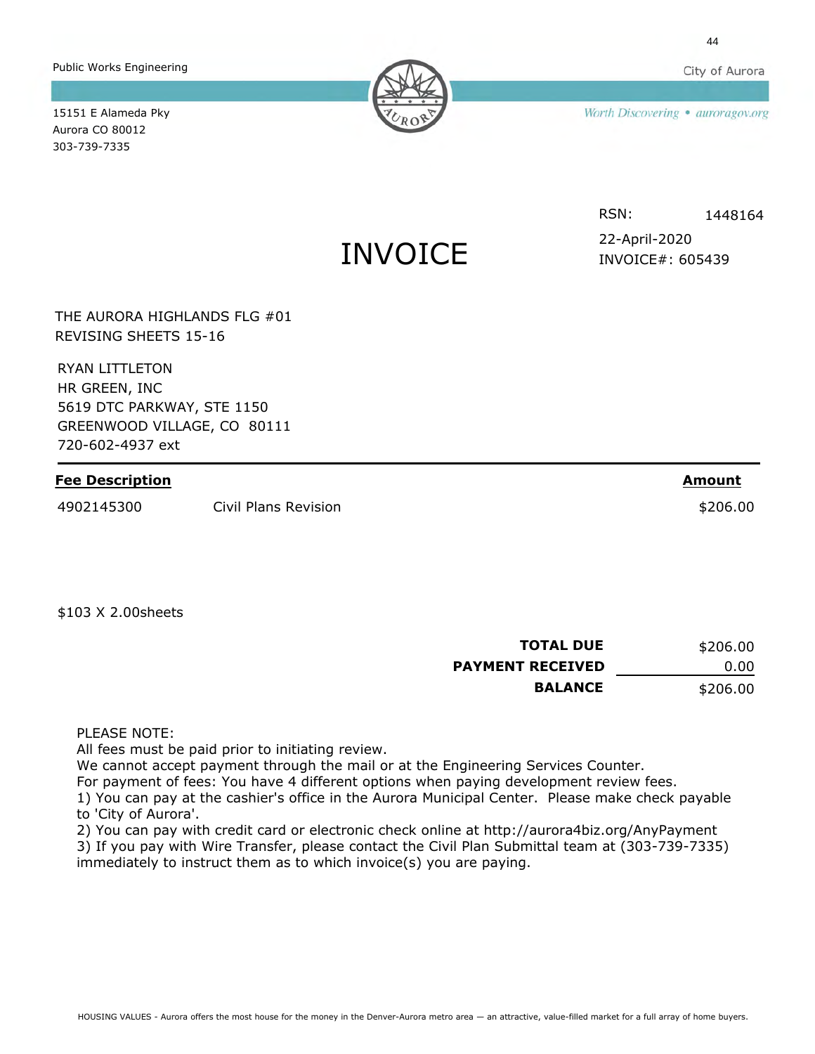Public Works Engineering

15151 E Alameda Pky
Aurora CO 80012
303-739-7335

City of Aurora

*Worth Discovering • auroragov.org*

RSN: 1448164

22-April-2020

INVOICE#: 605439

# INVOICE

THE AURORA HIGHLANDS FLG #01
REVISING SHEETS 15-16

RYAN LITTLETON
HR GREEN, INC
5619 DTC PARKWAY, STE 1150
GREENWOOD VILLAGE, CO 80111
720-602-4937 ext

| Fee Description | | Amount |
|---|---|---|
| 4902145300 | Civil Plans Revision | $206.00 |

$103 X 2.00sheets

| | |
|---|---|
| **TOTAL DUE** | $206.00 |
| **PAYMENT RECEIVED** | 0.00 |
| **BALANCE** | $206.00 |

PLEASE NOTE:
All fees must be paid prior to initiating review.
We cannot accept payment through the mail or at the Engineering Services Counter.
For payment of fees: You have 4 different options when paying development review fees.
1) You can pay at the cashier's office in the Aurora Municipal Center. Please make check payable to 'City of Aurora'.
2) You can pay with credit card or electronic check online at http://aurora4biz.org/AnyPayment
3) If you pay with Wire Transfer, please contact the Civil Plan Submittal team at (303-739-7335) immediately to instruct them as to which invoice(s) you are paying.

HOUSING VALUES - Aurora offers the most house for the money in the Denver-Aurora metro area — an attractive, value-filled market for a full array of home buyers.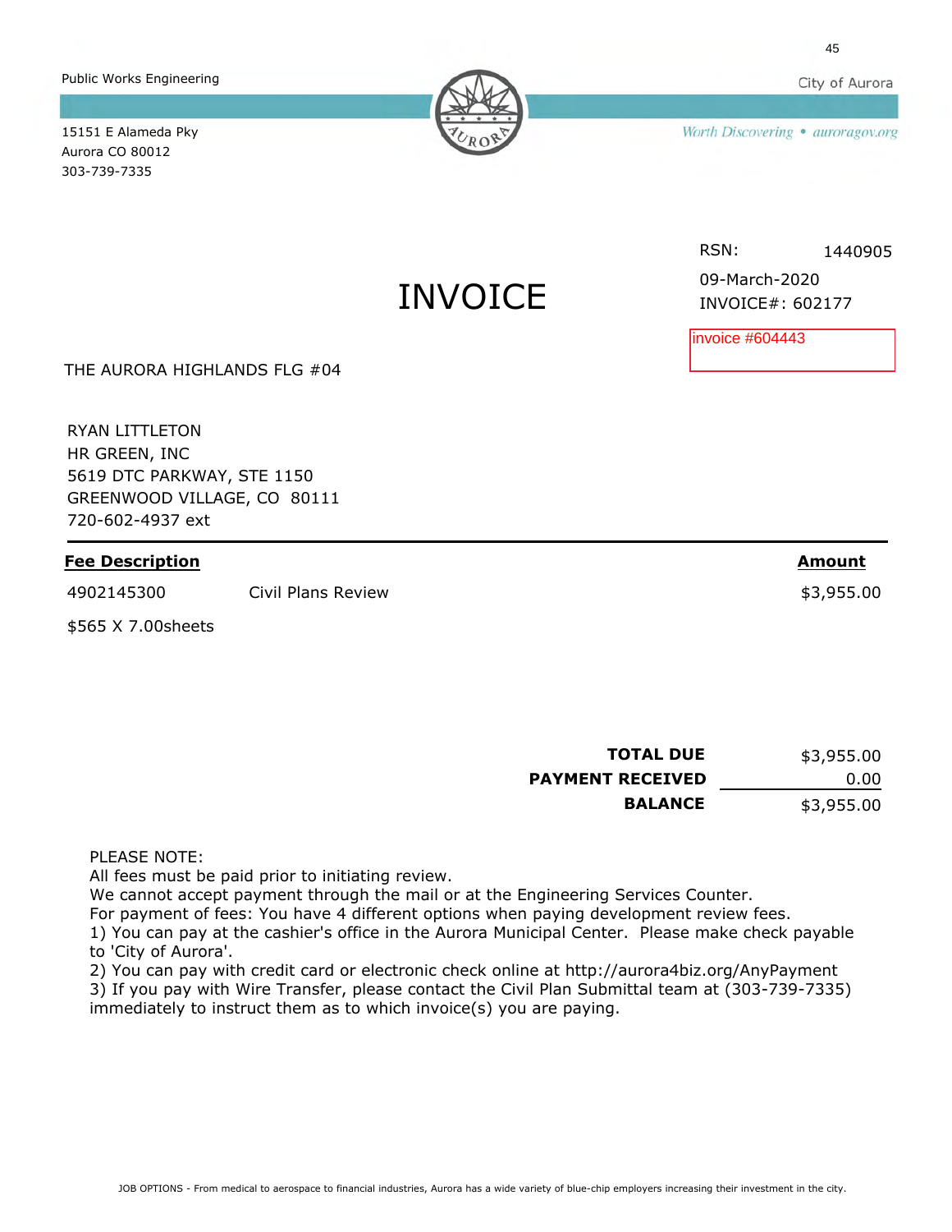Public Works Engineering

15151 E Alameda Pky
Aurora CO 80012
303-739-7335

City of Aurora

Worth Discovering • auroragov.org

RSN: 1440905

09-March-2020

INVOICE#: 602177

invoice #604443

# INVOICE

THE AURORA HIGHLANDS FLG #04

RYAN LITTLETON
HR GREEN, INC
5619 DTC PARKWAY, STE 1150
GREENWOOD VILLAGE, CO 80111
720-602-4937 ext

| **Fee Description** | | **Amount** |
| --- | --- | --- |
| 4902145300 | Civil Plans Review | $3,955.00 |
| $565 X 7.00sheets | | |

| | |
| --- | --- |
| **TOTAL DUE** | $3,955.00 |
| **PAYMENT RECEIVED** | 0.00 |
| **BALANCE** | $3,955.00 |

PLEASE NOTE:
All fees must be paid prior to initiating review.
We cannot accept payment through the mail or at the Engineering Services Counter.
For payment of fees: You have 4 different options when paying development review fees.
1) You can pay at the cashier's office in the Aurora Municipal Center. Please make check payable to 'City of Aurora'.
2) You can pay with credit card or electronic check online at http://aurora4biz.org/AnyPayment
3) If you pay with Wire Transfer, please contact the Civil Plan Submittal team at (303-739-7335) immediately to instruct them as to which invoice(s) you are paying.

JOB OPTIONS - From medical to aerospace to financial industries, Aurora has a wide variety of blue-chip employers increasing their investment in the city.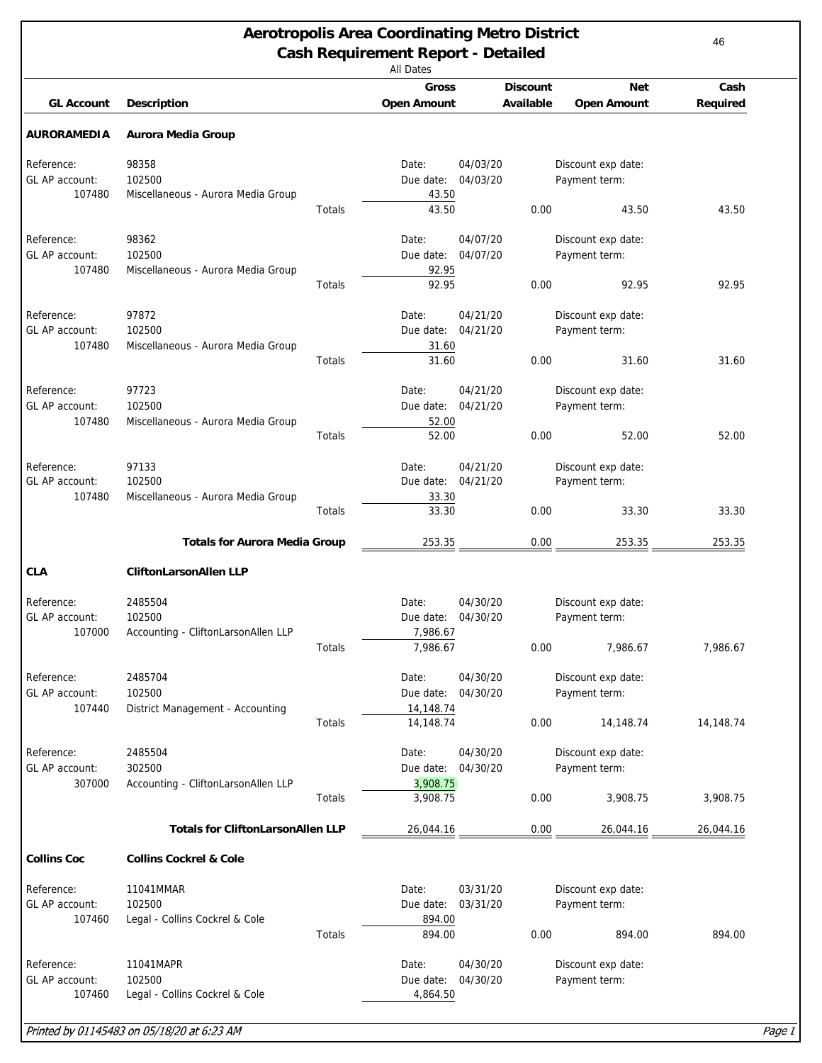# Aerotropolis Area Coordinating Metro District

## Cash Requirement Report - Detailed

All Dates

| GL Account | Description | | Gross Open Amount | Discount Available | Net Open Amount | Cash Required |
|---|---|---|---|---|---|---|
| **AURORAMEDIA** | **Aurora Media Group** | | | | | |
| Reference: | 98358 | | Date: 04/03/20 | | Discount exp date: | |
| GL AP account: | 102500 | | Due date: 04/03/20 | | Payment term: | |
| 107480 | Miscellaneous - Aurora Media Group | | 43.50 | | | |
| | | Totals | 43.50 | 0.00 | 43.50 | 43.50 |
| Reference: | 98362 | | Date: 04/07/20 | | Discount exp date: | |
| GL AP account: | 102500 | | Due date: 04/07/20 | | Payment term: | |
| 107480 | Miscellaneous - Aurora Media Group | | 92.95 | | | |
| | | Totals | 92.95 | 0.00 | 92.95 | 92.95 |
| Reference: | 97872 | | Date: 04/21/20 | | Discount exp date: | |
| GL AP account: | 102500 | | Due date: 04/21/20 | | Payment term: | |
| 107480 | Miscellaneous - Aurora Media Group | | 31.60 | | | |
| | | Totals | 31.60 | 0.00 | 31.60 | 31.60 |
| Reference: | 97723 | | Date: 04/21/20 | | Discount exp date: | |
| GL AP account: | 102500 | | Due date: 04/21/20 | | Payment term: | |
| 107480 | Miscellaneous - Aurora Media Group | | 52.00 | | | |
| | | Totals | 52.00 | 0.00 | 52.00 | 52.00 |
| Reference: | 97133 | | Date: 04/21/20 | | Discount exp date: | |
| GL AP account: | 102500 | | Due date: 04/21/20 | | Payment term: | |
| 107480 | Miscellaneous - Aurora Media Group | | 33.30 | | | |
| | | Totals | 33.30 | 0.00 | 33.30 | 33.30 |
| | **Totals for Aurora Media Group** | | 253.35 | 0.00 | 253.35 | 253.35 |
| **CLA** | **CliftonLarsonAllen LLP** | | | | | |
| Reference: | 2485504 | | Date: 04/30/20 | | Discount exp date: | |
| GL AP account: | 102500 | | Due date: 04/30/20 | | Payment term: | |
| 107000 | Accounting - CliftonLarsonAllen LLP | | 7,986.67 | | | |
| | | Totals | 7,986.67 | 0.00 | 7,986.67 | 7,986.67 |
| Reference: | 2485704 | | Date: 04/30/20 | | Discount exp date: | |
| GL AP account: | 102500 | | Due date: 04/30/20 | | Payment term: | |
| 107440 | District Management - Accounting | | 14,148.74 | | | |
| | | Totals | 14,148.74 | 0.00 | 14,148.74 | 14,148.74 |
| Reference: | 2485504 | | Date: 04/30/20 | | Discount exp date: | |
| GL AP account: | 302500 | | Due date: 04/30/20 | | Payment term: | |
| 307000 | Accounting - CliftonLarsonAllen LLP | | 3,908.75 | | | |
| | | Totals | 3,908.75 | 0.00 | 3,908.75 | 3,908.75 |
| | **Totals for CliftonLarsonAllen LLP** | | 26,044.16 | 0.00 | 26,044.16 | 26,044.16 |
| **Collins Coc** | **Collins Cockrel & Cole** | | | | | |
| Reference: | 11041MMAR | | Date: 03/31/20 | | Discount exp date: | |
| GL AP account: | 102500 | | Due date: 03/31/20 | | Payment term: | |
| 107460 | Legal - Collins Cockrel & Cole | | 894.00 | | | |
| | | Totals | 894.00 | 0.00 | 894.00 | 894.00 |
| Reference: | 11041MAPR | | Date: 04/30/20 | | Discount exp date: | |
| GL AP account: | 102500 | | Due date: 04/30/20 | | Payment term: | |
| 107460 | Legal - Collins Cockrel & Cole | | 4,864.50 | | | |

*Printed by 01145483 on 05/18/20 at 6:23 AM*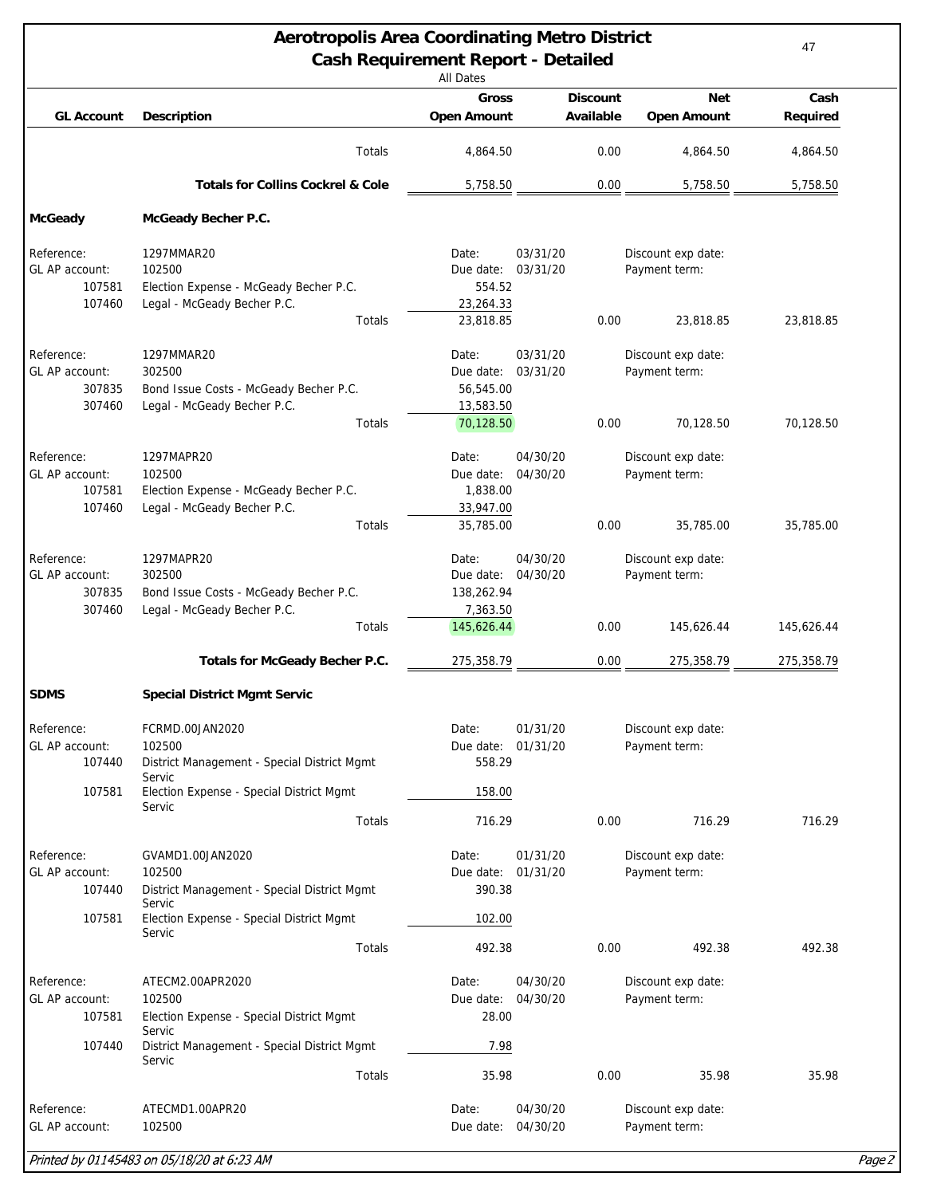# Aerotropolis Area Coordinating Metro District
## Cash Requirement Report - Detailed

All Dates

| GL Account | Description | Gross Open Amount | Discount Available | Net Open Amount | Cash Required |
|---|---|---|---|---|---|
| | Totals | 4,864.50 | 0.00 | 4,864.50 | 4,864.50 |
| | **Totals for Collins Cockrel & Cole** | 5,758.50 | 0.00 | 5,758.50 | 5,758.50 |
| **McGeady** | **McGeady Becher P.C.** | | | | |
| Reference: | 1297MMAR20 | Date: 03/31/20 | | Discount exp date: | |
| GL AP account: | 102500 | Due date: 03/31/20 | | Payment term: | |
| 107581 | Election Expense - McGeady Becher P.C. | 554.52 | | | |
| 107460 | Legal - McGeady Becher P.C. | 23,264.33 | | | |
| | Totals | 23,818.85 | 0.00 | 23,818.85 | 23,818.85 |
| Reference: | 1297MMAR20 | Date: 03/31/20 | | Discount exp date: | |
| GL AP account: | 302500 | Due date: 03/31/20 | | Payment term: | |
| 307835 | Bond Issue Costs - McGeady Becher P.C. | 56,545.00 | | | |
| 307460 | Legal - McGeady Becher P.C. | 13,583.50 | | | |
| | Totals | 70,128.50 | 0.00 | 70,128.50 | 70,128.50 |
| Reference: | 1297MAPR20 | Date: 04/30/20 | | Discount exp date: | |
| GL AP account: | 102500 | Due date: 04/30/20 | | Payment term: | |
| 107581 | Election Expense - McGeady Becher P.C. | 1,838.00 | | | |
| 107460 | Legal - McGeady Becher P.C. | 33,947.00 | | | |
| | Totals | 35,785.00 | 0.00 | 35,785.00 | 35,785.00 |
| Reference: | 1297MAPR20 | Date: 04/30/20 | | Discount exp date: | |
| GL AP account: | 302500 | Due date: 04/30/20 | | Payment term: | |
| 307835 | Bond Issue Costs - McGeady Becher P.C. | 138,262.94 | | | |
| 307460 | Legal - McGeady Becher P.C. | 7,363.50 | | | |
| | Totals | 145,626.44 | 0.00 | 145,626.44 | 145,626.44 |
| | **Totals for McGeady Becher P.C.** | 275,358.79 | 0.00 | 275,358.79 | 275,358.79 |
| **SDMS** | **Special District Mgmt Servic** | | | | |
| Reference: | FCRMD.00JAN2020 | Date: 01/31/20 | | Discount exp date: | |
| GL AP account: | 102500 | Due date: 01/31/20 | | Payment term: | |
| 107440 | District Management - Special District Mgmt Servic | 558.29 | | | |
| 107581 | Election Expense - Special District Mgmt Servic | 158.00 | | | |
| | Totals | 716.29 | 0.00 | 716.29 | 716.29 |
| Reference: | GVAMD1.00JAN2020 | Date: 01/31/20 | | Discount exp date: | |
| GL AP account: | 102500 | Due date: 01/31/20 | | Payment term: | |
| 107440 | District Management - Special District Mgmt Servic | 390.38 | | | |
| 107581 | Election Expense - Special District Mgmt Servic | 102.00 | | | |
| | Totals | 492.38 | 0.00 | 492.38 | 492.38 |
| Reference: | ATECM2.00APR2020 | Date: 04/30/20 | | Discount exp date: | |
| GL AP account: | 102500 | Due date: 04/30/20 | | Payment term: | |
| 107581 | Election Expense - Special District Mgmt Servic | 28.00 | | | |
| 107440 | District Management - Special District Mgmt Servic | 7.98 | | | |
| | Totals | 35.98 | 0.00 | 35.98 | 35.98 |
| Reference: | ATECMD1.00APR20 | Date: 04/30/20 | | Discount exp date: | |
| GL AP account: | 102500 | Due date: 04/30/20 | | Payment term: | |

*Printed by 01145483 on 05/18/20 at 6:23 AM*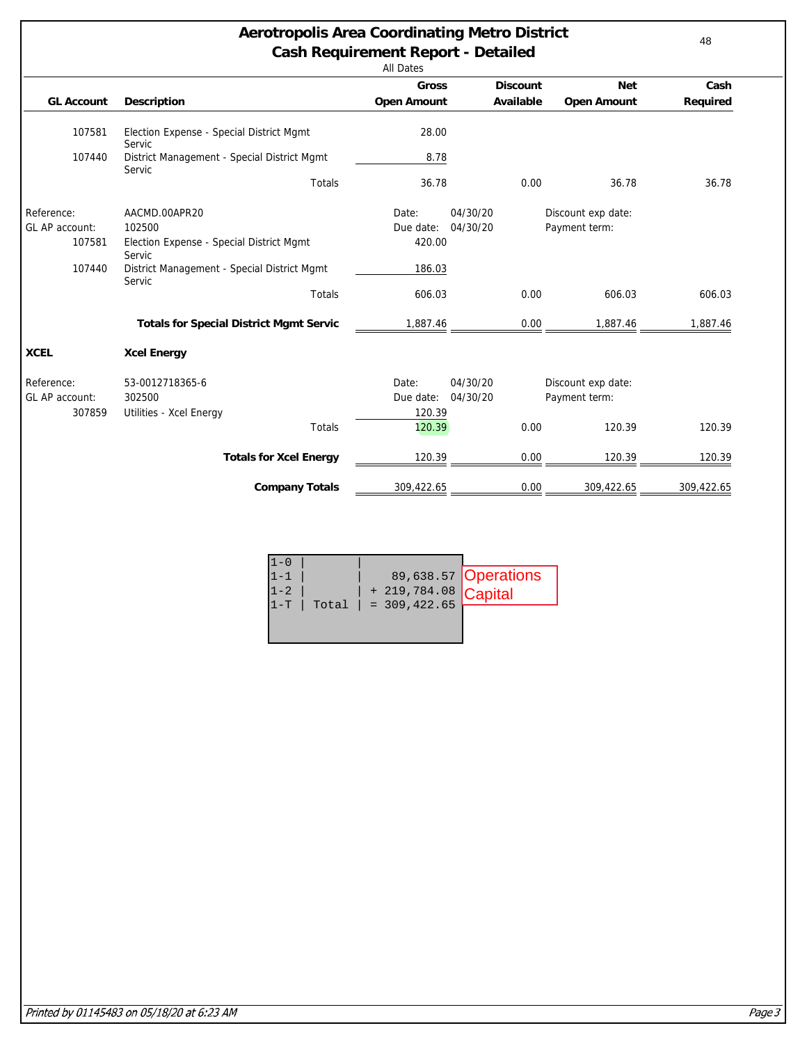# Aerotropolis Area Coordinating Metro District

## Cash Requirement Report - Detailed

All Dates

| GL Account | Description | Gross Open Amount | Discount Available | Net Open Amount | Cash Required |
|---|---|---|---|---|---|
| 107581 | Election Expense - Special District Mgmt Servic | 28.00 | | | |
| 107440 | District Management - Special District Mgmt Servic | 8.78 | | | |
| | Totals | 36.78 | 0.00 | 36.78 | 36.78 |
| Reference: | AACMD.00APR20 | Date: 04/30/20 | | Discount exp date: | |
| GL AP account: | 102500 | Due date: 04/30/20 | | Payment term: | |
| 107581 | Election Expense - Special District Mgmt Servic | 420.00 | | | |
| 107440 | District Management - Special District Mgmt Servic | 186.03 | | | |
| | Totals | 606.03 | 0.00 | 606.03 | 606.03 |
| | **Totals for Special District Mgmt Servic** | 1,887.46 | 0.00 | 1,887.46 | 1,887.46 |
| **XCEL** | **Xcel Energy** | | | | |
| Reference: | 53-0012718365-6 | Date: 04/30/20 | | Discount exp date: | |
| GL AP account: | 302500 | Due date: 04/30/20 | | Payment term: | |
| 307859 | Utilities - Xcel Energy | 120.39 | | | |
| | Totals | 120.39 | 0.00 | 120.39 | 120.39 |
| | **Totals for Xcel Energy** | 120.39 | 0.00 | 120.39 | 120.39 |
| | **Company Totals** | 309,422.65 | 0.00 | 309,422.65 | 309,422.65 |

```
1-0 |       |
1-1 |       |     89,638.57   Operations
1-2 |       | + 219,784.08   Capital
1-T | Total | = 309,422.65
```

*Printed by 01145483 on 05/18/20 at 6:23 AM*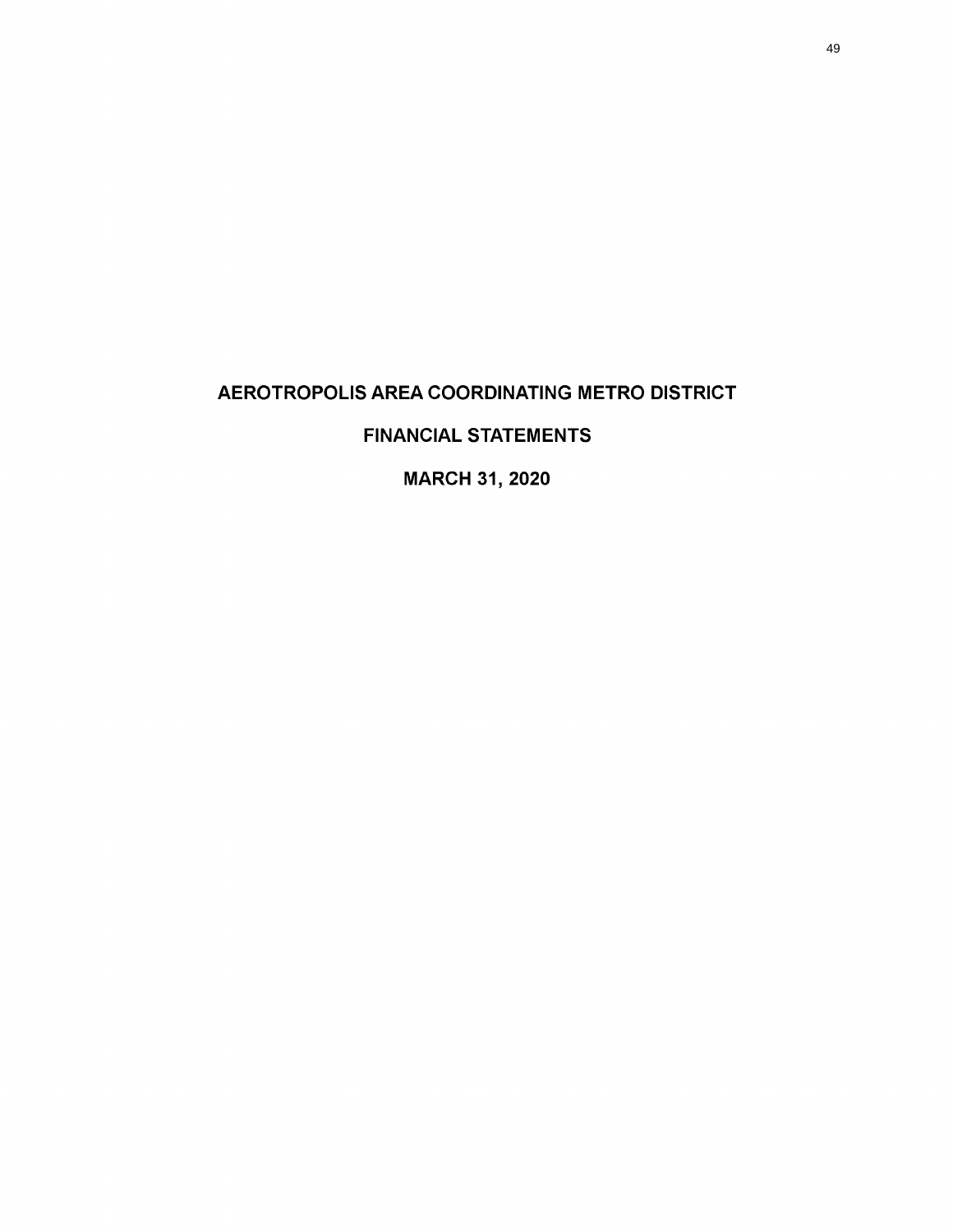# AEROTROPOLIS AREA COORDINATING METRO DISTRICT

## FINANCIAL STATEMENTS

## MARCH 31, 2020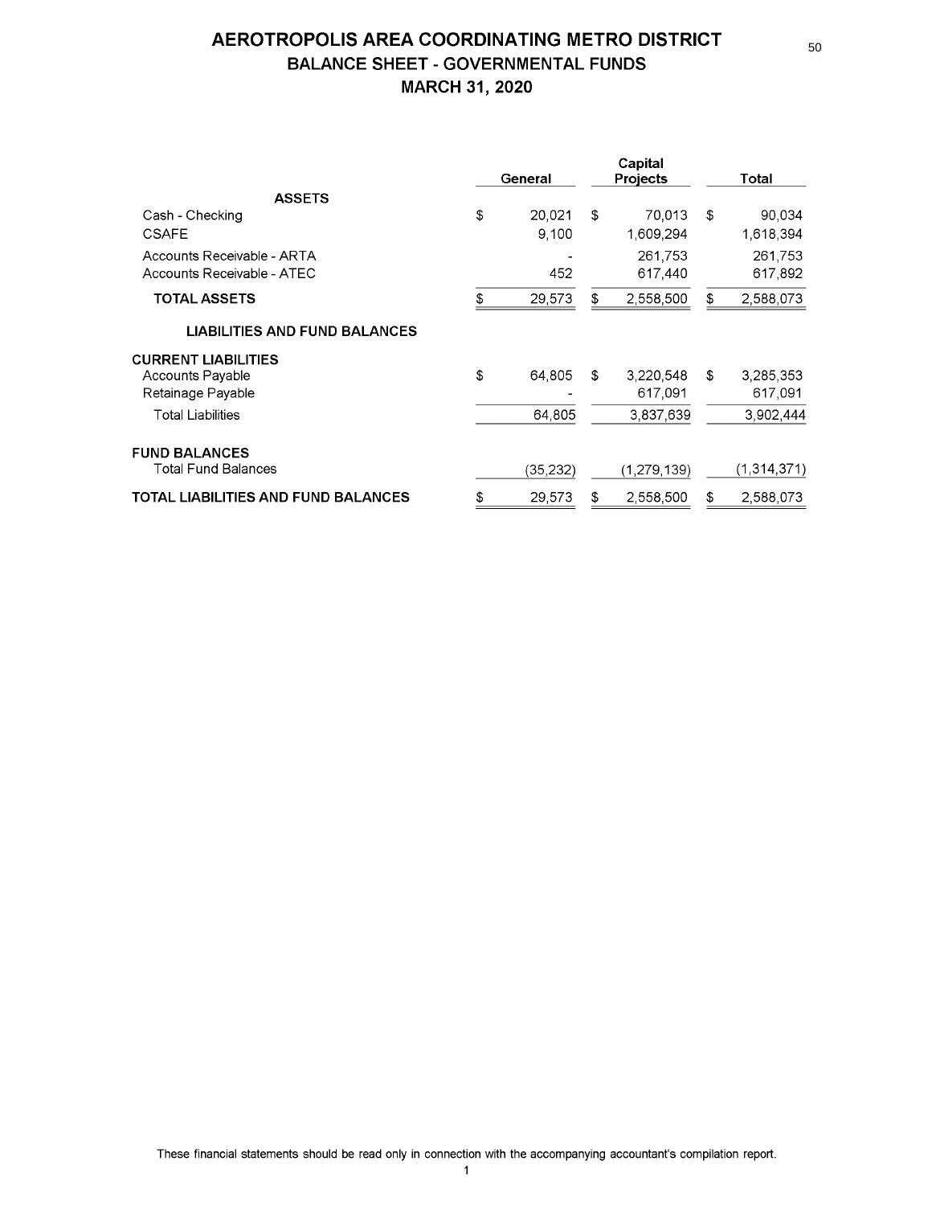# AEROTROPOLIS AREA COORDINATING METRO DISTRICT

## BALANCE SHEET - GOVERNMENTAL FUNDS

## MARCH 31, 2020

| | General | Capital Projects | Total |
|---|---|---|---|
| **ASSETS** | | | |
| Cash - Checking | $ 20,021 | $ 70,013 | $ 90,034 |
| CSAFE | 9,100 | 1,609,294 | 1,618,394 |
| Accounts Receivable - ARTA | - | 261,753 | 261,753 |
| Accounts Receivable - ATEC | 452 | 617,440 | 617,892 |
| **TOTAL ASSETS** | $ 29,573 | $ 2,558,500 | $ 2,588,073 |
| **LIABILITIES AND FUND BALANCES** | | | |
| **CURRENT LIABILITIES** | | | |
| Accounts Payable | $ 64,805 | $ 3,220,548 | $ 3,285,353 |
| Retainage Payable | - | 617,091 | 617,091 |
| Total Liabilities | 64,805 | 3,837,639 | 3,902,444 |
| **FUND BALANCES** | | | |
| Total Fund Balances | (35,232) | (1,279,139) | (1,314,371) |
| **TOTAL LIABILITIES AND FUND BALANCES** | $ 29,573 | $ 2,558,500 | $ 2,588,073 |

These financial statements should be read only in connection with the accompanying accountant's compilation report.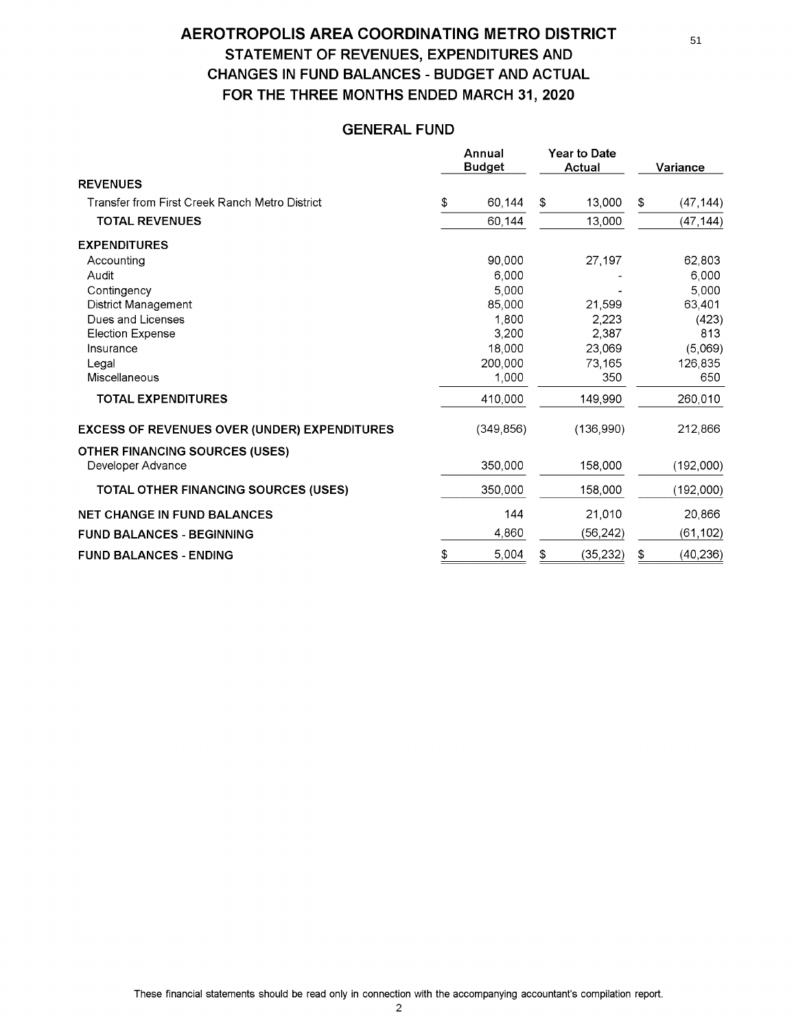# AEROTROPOLIS AREA COORDINATING METRO DISTRICT

## STATEMENT OF REVENUES, EXPENDITURES AND CHANGES IN FUND BALANCES - BUDGET AND ACTUAL

## FOR THE THREE MONTHS ENDED MARCH 31, 2020

### GENERAL FUND

| | Annual Budget | Year to Date Actual | Variance |
|---|---|---|---|
| **REVENUES** | | | |
| Transfer from First Creek Ranch Metro District | $ 60,144 | $ 13,000 | $ (47,144) |
| **TOTAL REVENUES** | 60,144 | 13,000 | (47,144) |
| **EXPENDITURES** | | | |
| Accounting | 90,000 | 27,197 | 62,803 |
| Audit | 6,000 | - | 6,000 |
| Contingency | 5,000 | - | 5,000 |
| District Management | 85,000 | 21,599 | 63,401 |
| Dues and Licenses | 1,800 | 2,223 | (423) |
| Election Expense | 3,200 | 2,387 | 813 |
| Insurance | 18,000 | 23,069 | (5,069) |
| Legal | 200,000 | 73,165 | 126,835 |
| Miscellaneous | 1,000 | 350 | 650 |
| **TOTAL EXPENDITURES** | 410,000 | 149,990 | 260,010 |
| **EXCESS OF REVENUES OVER (UNDER) EXPENDITURES** | (349,856) | (136,990) | 212,866 |
| **OTHER FINANCING SOURCES (USES)** | | | |
| Developer Advance | 350,000 | 158,000 | (192,000) |
| **TOTAL OTHER FINANCING SOURCES (USES)** | 350,000 | 158,000 | (192,000) |
| **NET CHANGE IN FUND BALANCES** | 144 | 21,010 | 20,866 |
| **FUND BALANCES - BEGINNING** | 4,860 | (56,242) | (61,102) |
| **FUND BALANCES - ENDING** | $ 5,004 | $ (35,232) | $ (40,236) |

These financial statements should be read only in connection with the accompanying accountant's compilation report.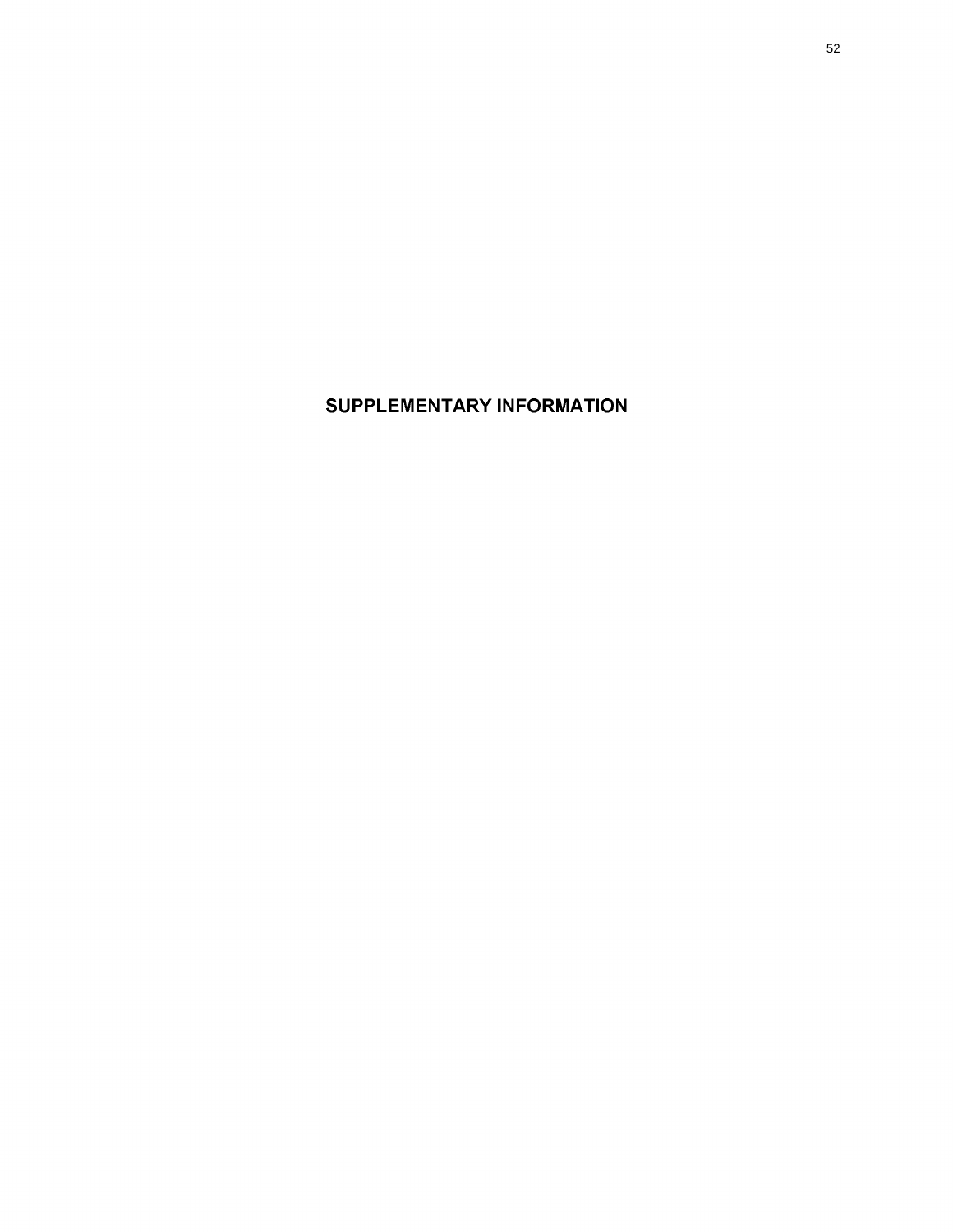# SUPPLEMENTARY INFORMATION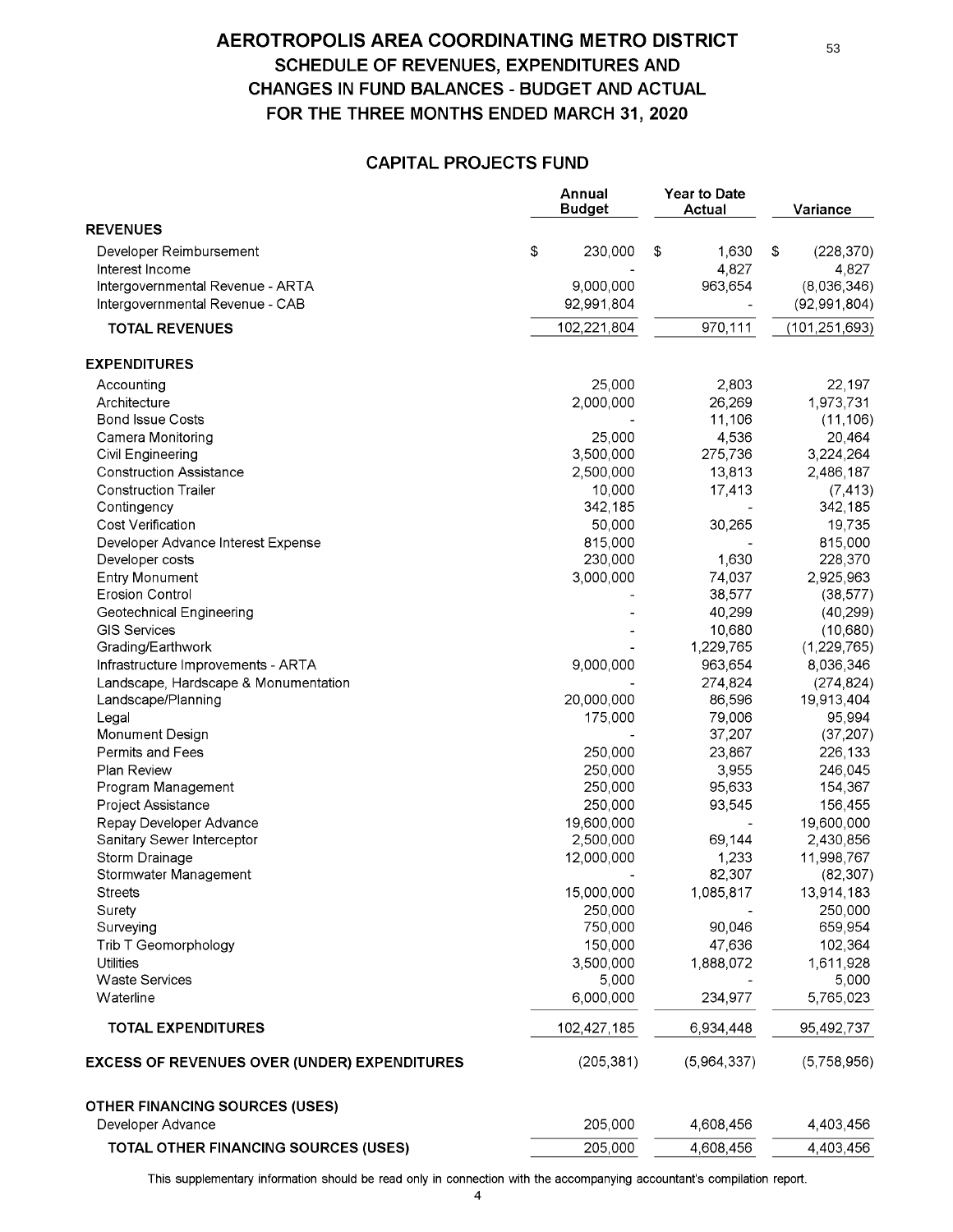# AEROTROPOLIS AREA COORDINATING METRO DISTRICT

## SCHEDULE OF REVENUES, EXPENDITURES AND CHANGES IN FUND BALANCES - BUDGET AND ACTUAL FOR THE THREE MONTHS ENDED MARCH 31, 2020

### CAPITAL PROJECTS FUND

| | Annual Budget | Year to Date Actual | Variance |
|---|---|---|---|
| **REVENUES** | | | |
| Developer Reimbursement | $ 230,000 | $ 1,630 | $ (228,370) |
| Interest Income | - | 4,827 | 4,827 |
| Intergovernmental Revenue - ARTA | 9,000,000 | 963,654 | (8,036,346) |
| Intergovernmental Revenue - CAB | 92,991,804 | - | (92,991,804) |
| **TOTAL REVENUES** | 102,221,804 | 970,111 | (101,251,693) |
| **EXPENDITURES** | | | |
| Accounting | 25,000 | 2,803 | 22,197 |
| Architecture | 2,000,000 | 26,269 | 1,973,731 |
| Bond Issue Costs | - | 11,106 | (11,106) |
| Camera Monitoring | 25,000 | 4,536 | 20,464 |
| Civil Engineering | 3,500,000 | 275,736 | 3,224,264 |
| Construction Assistance | 2,500,000 | 13,813 | 2,486,187 |
| Construction Trailer | 10,000 | 17,413 | (7,413) |
| Contingency | 342,185 | - | 342,185 |
| Cost Verification | 50,000 | 30,265 | 19,735 |
| Developer Advance Interest Expense | 815,000 | - | 815,000 |
| Developer costs | 230,000 | 1,630 | 228,370 |
| Entry Monument | 3,000,000 | 74,037 | 2,925,963 |
| Erosion Control | - | 38,577 | (38,577) |
| Geotechnical Engineering | - | 40,299 | (40,299) |
| GIS Services | - | 10,680 | (10,680) |
| Grading/Earthwork | - | 1,229,765 | (1,229,765) |
| Infrastructure Improvements - ARTA | 9,000,000 | 963,654 | 8,036,346 |
| Landscape, Hardscape & Monumentation | - | 274,824 | (274,824) |
| Landscape/Planning | 20,000,000 | 86,596 | 19,913,404 |
| Legal | 175,000 | 79,006 | 95,994 |
| Monument Design | - | 37,207 | (37,207) |
| Permits and Fees | 250,000 | 23,867 | 226,133 |
| Plan Review | 250,000 | 3,955 | 246,045 |
| Program Management | 250,000 | 95,633 | 154,367 |
| Project Assistance | 250,000 | 93,545 | 156,455 |
| Repay Developer Advance | 19,600,000 | - | 19,600,000 |
| Sanitary Sewer Interceptor | 2,500,000 | 69,144 | 2,430,856 |
| Storm Drainage | 12,000,000 | 1,233 | 11,998,767 |
| Stormwater Management | - | 82,307 | (82,307) |
| Streets | 15,000,000 | 1,085,817 | 13,914,183 |
| Surety | 250,000 | - | 250,000 |
| Surveying | 750,000 | 90,046 | 659,954 |
| Trib T Geomorphology | 150,000 | 47,636 | 102,364 |
| Utilities | 3,500,000 | 1,888,072 | 1,611,928 |
| Waste Services | 5,000 | - | 5,000 |
| Waterline | 6,000,000 | 234,977 | 5,765,023 |
| **TOTAL EXPENDITURES** | 102,427,185 | 6,934,448 | 95,492,737 |
| **EXCESS OF REVENUES OVER (UNDER) EXPENDITURES** | (205,381) | (5,964,337) | (5,758,956) |
| **OTHER FINANCING SOURCES (USES)** | | | |
| Developer Advance | 205,000 | 4,608,456 | 4,403,456 |
| **TOTAL OTHER FINANCING SOURCES (USES)** | 205,000 | 4,608,456 | 4,403,456 |

This supplementary information should be read only in connection with the accompanying accountant's compilation report.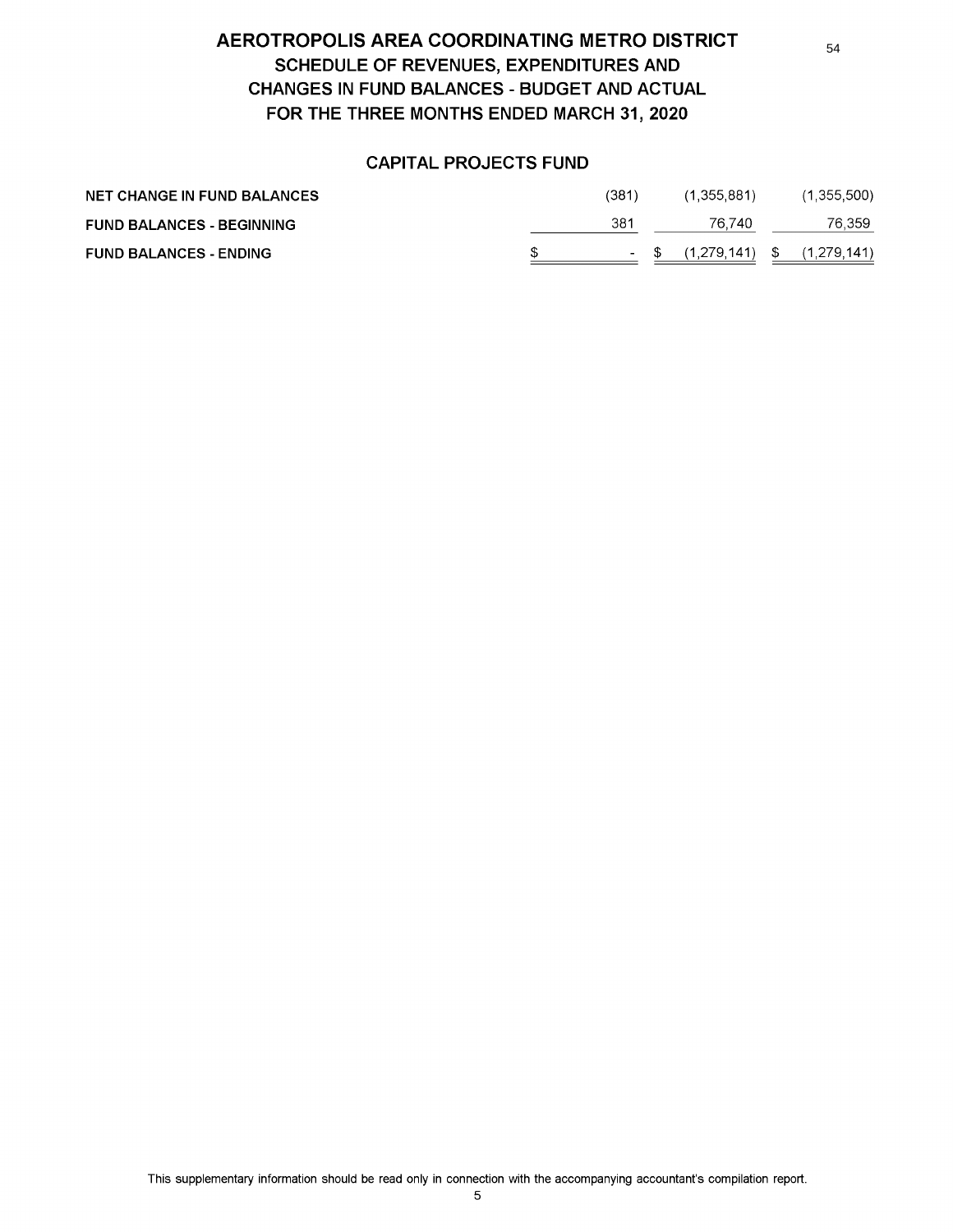# AEROTROPOLIS AREA COORDINATING METRO DISTRICT

## SCHEDULE OF REVENUES, EXPENDITURES AND CHANGES IN FUND BALANCES - BUDGET AND ACTUAL FOR THE THREE MONTHS ENDED MARCH 31, 2020

### CAPITAL PROJECTS FUND

| | | | |
|---|---|---|---|
| **NET CHANGE IN FUND BALANCES** | (381) | (1,355,881) | (1,355,500) |
| **FUND BALANCES - BEGINNING** | 381 | 76,740 | 76,359 |
| **FUND BALANCES - ENDING** | $ - | $ (1,279,141) | $ (1,279,141) |

This supplementary information should be read only in connection with the accompanying accountant's compilation report.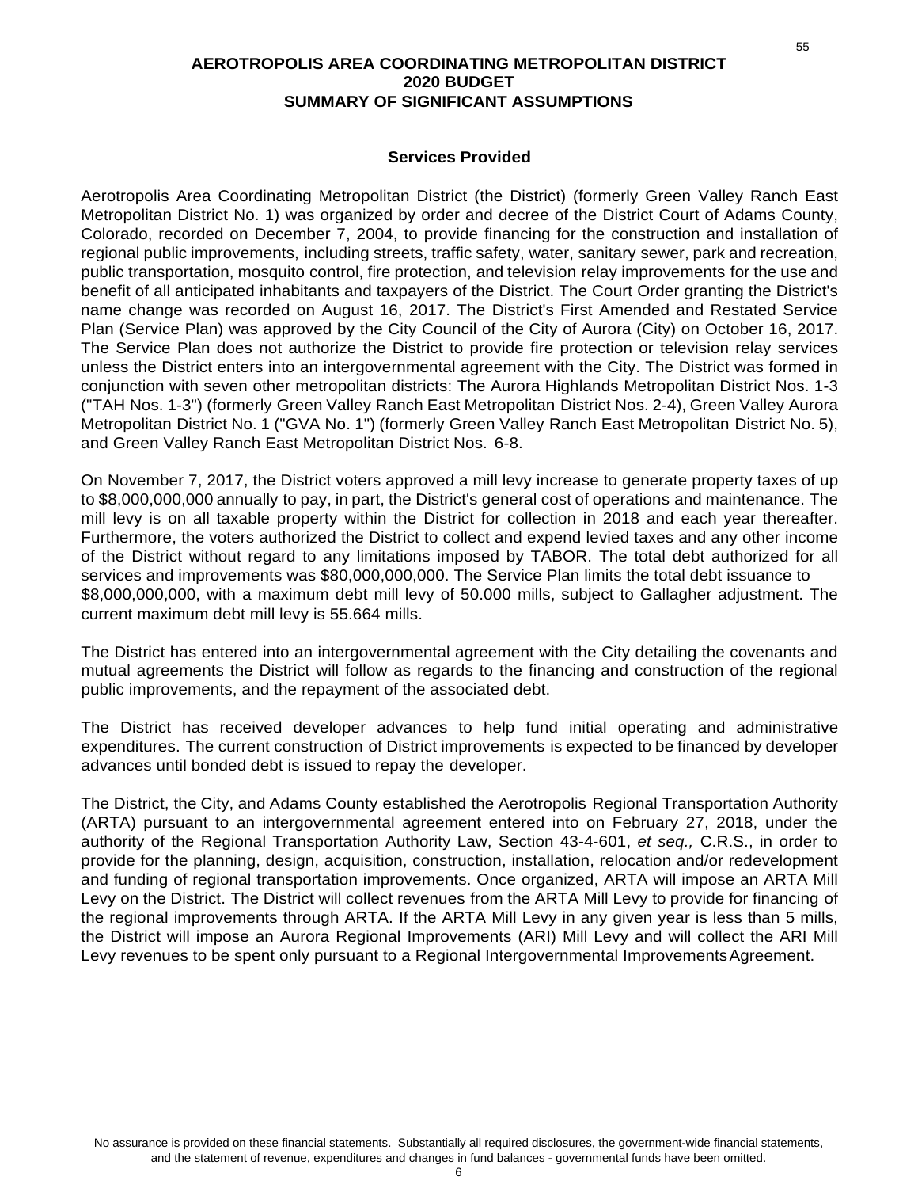# AEROTROPOLIS AREA COORDINATING METROPOLITAN DISTRICT
## 2020 BUDGET
## SUMMARY OF SIGNIFICANT ASSUMPTIONS

### Services Provided

Aerotropolis Area Coordinating Metropolitan District (the District) (formerly Green Valley Ranch East Metropolitan District No. 1) was organized by order and decree of the District Court of Adams County, Colorado, recorded on December 7, 2004, to provide financing for the construction and installation of regional public improvements, including streets, traffic safety, water, sanitary sewer, park and recreation, public transportation, mosquito control, fire protection, and television relay improvements for the use and benefit of all anticipated inhabitants and taxpayers of the District. The Court Order granting the District's name change was recorded on August 16, 2017. The District's First Amended and Restated Service Plan (Service Plan) was approved by the City Council of the City of Aurora (City) on October 16, 2017. The Service Plan does not authorize the District to provide fire protection or television relay services unless the District enters into an intergovernmental agreement with the City. The District was formed in conjunction with seven other metropolitan districts: The Aurora Highlands Metropolitan District Nos. 1-3 ("TAH Nos. 1-3") (formerly Green Valley Ranch East Metropolitan District Nos. 2-4), Green Valley Aurora Metropolitan District No. 1 ("GVA No. 1") (formerly Green Valley Ranch East Metropolitan District No. 5), and Green Valley Ranch East Metropolitan District Nos. 6-8.

On November 7, 2017, the District voters approved a mill levy increase to generate property taxes of up to $8,000,000,000 annually to pay, in part, the District's general cost of operations and maintenance. The mill levy is on all taxable property within the District for collection in 2018 and each year thereafter. Furthermore, the voters authorized the District to collect and expend levied taxes and any other income of the District without regard to any limitations imposed by TABOR. The total debt authorized for all services and improvements was $80,000,000,000. The Service Plan limits the total debt issuance to $8,000,000,000, with a maximum debt mill levy of 50.000 mills, subject to Gallagher adjustment. The current maximum debt mill levy is 55.664 mills.

The District has entered into an intergovernmental agreement with the City detailing the covenants and mutual agreements the District will follow as regards to the financing and construction of the regional public improvements, and the repayment of the associated debt.

The District has received developer advances to help fund initial operating and administrative expenditures. The current construction of District improvements is expected to be financed by developer advances until bonded debt is issued to repay the developer.

The District, the City, and Adams County established the Aerotropolis Regional Transportation Authority (ARTA) pursuant to an intergovernmental agreement entered into on February 27, 2018, under the authority of the Regional Transportation Authority Law, Section 43-4-601, *et seq.,* C.R.S., in order to provide for the planning, design, acquisition, construction, installation, relocation and/or redevelopment and funding of regional transportation improvements. Once organized, ARTA will impose an ARTA Mill Levy on the District. The District will collect revenues from the ARTA Mill Levy to provide for financing of the regional improvements through ARTA. If the ARTA Mill Levy in any given year is less than 5 mills, the District will impose an Aurora Regional Improvements (ARI) Mill Levy and will collect the ARI Mill Levy revenues to be spent only pursuant to a Regional Intergovernmental Improvements Agreement.

No assurance is provided on these financial statements. Substantially all required disclosures, the government-wide financial statements, and the statement of revenue, expenditures and changes in fund balances - governmental funds have been omitted.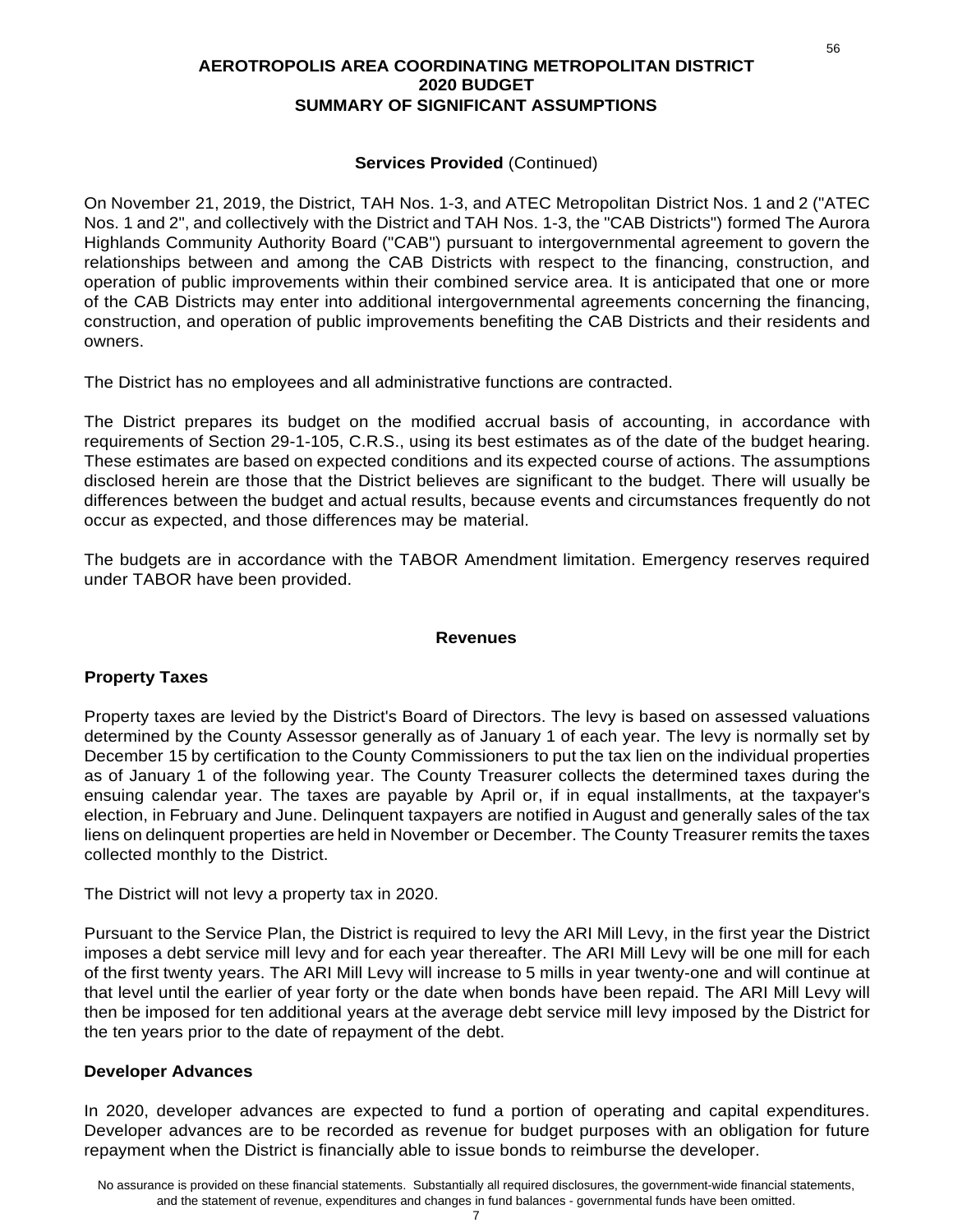# AEROTROPOLIS AREA COORDINATING METROPOLITAN DISTRICT
## 2020 BUDGET
## SUMMARY OF SIGNIFICANT ASSUMPTIONS

**Services Provided** (Continued)

On November 21, 2019, the District, TAH Nos. 1-3, and ATEC Metropolitan District Nos. 1 and 2 ("ATEC Nos. 1 and 2", and collectively with the District and TAH Nos. 1-3, the "CAB Districts") formed The Aurora Highlands Community Authority Board ("CAB") pursuant to intergovernmental agreement to govern the relationships between and among the CAB Districts with respect to the financing, construction, and operation of public improvements within their combined service area. It is anticipated that one or more of the CAB Districts may enter into additional intergovernmental agreements concerning the financing, construction, and operation of public improvements benefiting the CAB Districts and their residents and owners.

The District has no employees and all administrative functions are contracted.

The District prepares its budget on the modified accrual basis of accounting, in accordance with requirements of Section 29-1-105, C.R.S., using its best estimates as of the date of the budget hearing. These estimates are based on expected conditions and its expected course of actions. The assumptions disclosed herein are those that the District believes are significant to the budget. There will usually be differences between the budget and actual results, because events and circumstances frequently do not occur as expected, and those differences may be material.

The budgets are in accordance with the TABOR Amendment limitation. Emergency reserves required under TABOR have been provided.

**Revenues**

### Property Taxes

Property taxes are levied by the District's Board of Directors. The levy is based on assessed valuations determined by the County Assessor generally as of January 1 of each year. The levy is normally set by December 15 by certification to the County Commissioners to put the tax lien on the individual properties as of January 1 of the following year. The County Treasurer collects the determined taxes during the ensuing calendar year. The taxes are payable by April or, if in equal installments, at the taxpayer's election, in February and June. Delinquent taxpayers are notified in August and generally sales of the tax liens on delinquent properties are held in November or December. The County Treasurer remits the taxes collected monthly to the District.

The District will not levy a property tax in 2020.

Pursuant to the Service Plan, the District is required to levy the ARI Mill Levy, in the first year the District imposes a debt service mill levy and for each year thereafter. The ARI Mill Levy will be one mill for each of the first twenty years. The ARI Mill Levy will increase to 5 mills in year twenty-one and will continue at that level until the earlier of year forty or the date when bonds have been repaid. The ARI Mill Levy will then be imposed for ten additional years at the average debt service mill levy imposed by the District for the ten years prior to the date of repayment of the debt.

### Developer Advances

In 2020, developer advances are expected to fund a portion of operating and capital expenditures. Developer advances are to be recorded as revenue for budget purposes with an obligation for future repayment when the District is financially able to issue bonds to reimburse the developer.

No assurance is provided on these financial statements. Substantially all required disclosures, the government-wide financial statements, and the statement of revenue, expenditures and changes in fund balances - governmental funds have been omitted.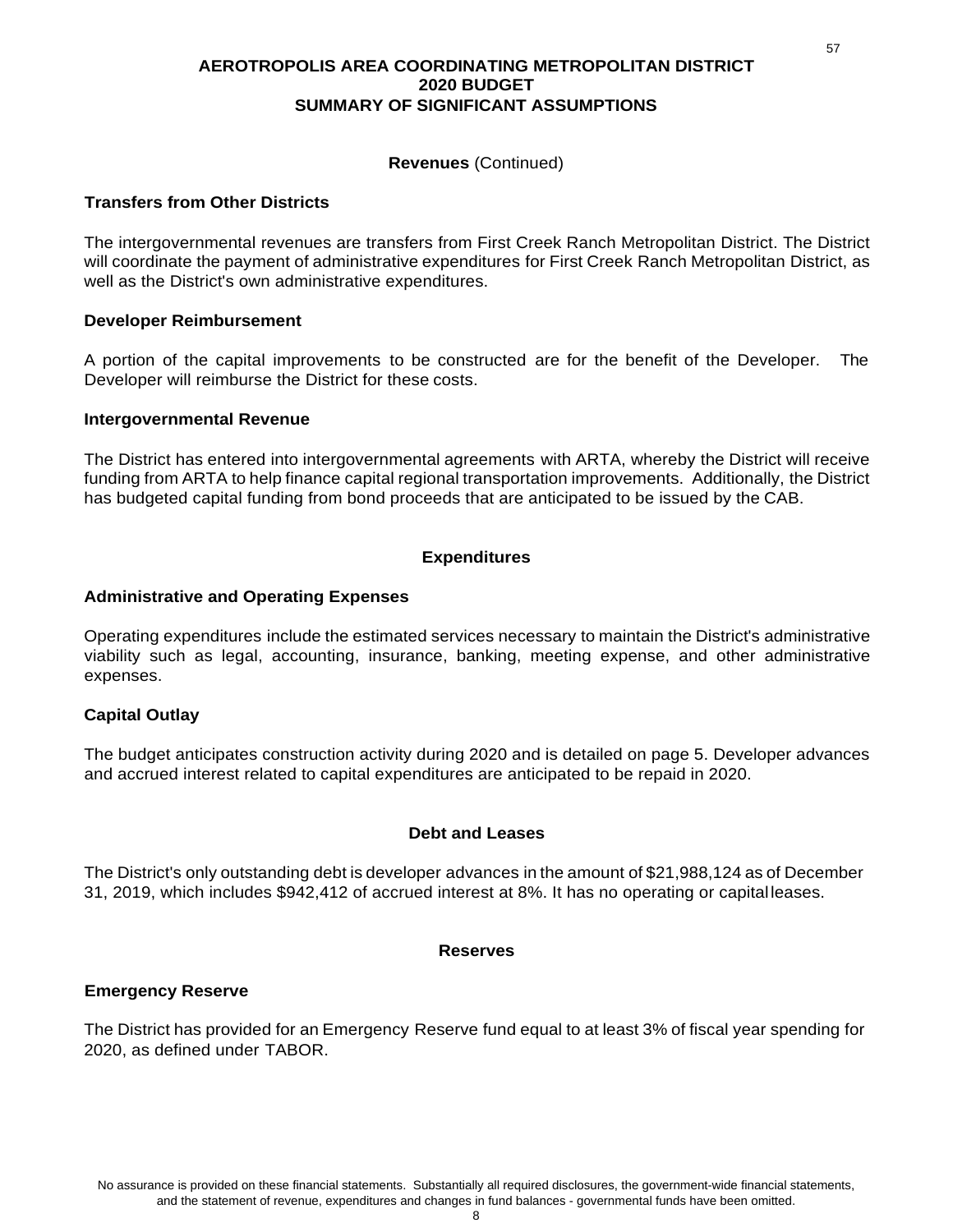# AEROTROPOLIS AREA COORDINATING METROPOLITAN DISTRICT
## 2020 BUDGET
## SUMMARY OF SIGNIFICANT ASSUMPTIONS

**Revenues** (Continued)

### Transfers from Other Districts

The intergovernmental revenues are transfers from First Creek Ranch Metropolitan District. The District will coordinate the payment of administrative expenditures for First Creek Ranch Metropolitan District, as well as the District's own administrative expenditures.

### Developer Reimbursement

A portion of the capital improvements to be constructed are for the benefit of the Developer. The Developer will reimburse the District for these costs.

### Intergovernmental Revenue

The District has entered into intergovernmental agreements with ARTA, whereby the District will receive funding from ARTA to help finance capital regional transportation improvements. Additionally, the District has budgeted capital funding from bond proceeds that are anticipated to be issued by the CAB.

## Expenditures

### Administrative and Operating Expenses

Operating expenditures include the estimated services necessary to maintain the District's administrative viability such as legal, accounting, insurance, banking, meeting expense, and other administrative expenses.

### Capital Outlay

The budget anticipates construction activity during 2020 and is detailed on page 5. Developer advances and accrued interest related to capital expenditures are anticipated to be repaid in 2020.

## Debt and Leases

The District's only outstanding debt is developer advances in the amount of $21,988,124 as of December 31, 2019, which includes $942,412 of accrued interest at 8%. It has no operating or capital leases.

## Reserves

### Emergency Reserve

The District has provided for an Emergency Reserve fund equal to at least 3% of fiscal year spending for 2020, as defined under TABOR.

No assurance is provided on these financial statements. Substantially all required disclosures, the government-wide financial statements, and the statement of revenue, expenditures and changes in fund balances - governmental funds have been omitted.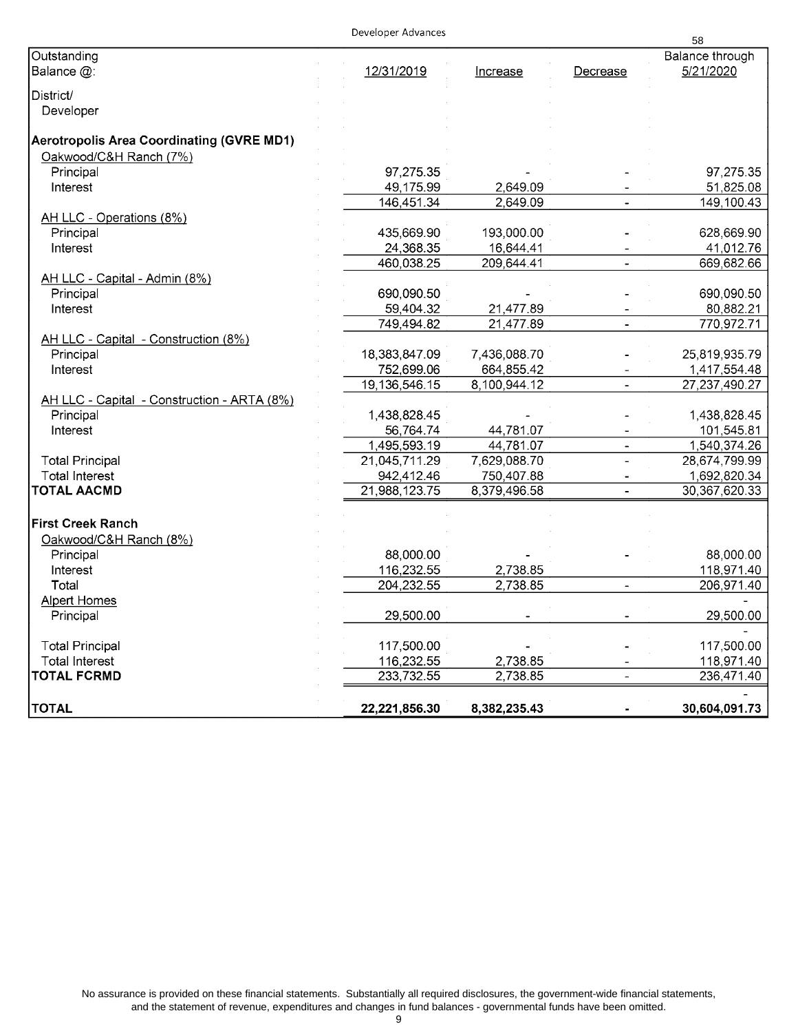Developer Advances

| Outstanding Balance @: | 12/31/2019 | Increase | Decrease | Balance through 5/21/2020 |
|---|---|---|---|---|
| District/ Developer | | | | |
| **Aerotropolis Area Coordinating (GVRE MD1)** | | | | |
| Oakwood/C&H Ranch (7%) | | | | |
| Principal | 97,275.35 | - | - | 97,275.35 |
| Interest | 49,175.99 | 2,649.09 | - | 51,825.08 |
| | 146,451.34 | 2,649.09 | - | 149,100.43 |
| AH LLC - Operations (8%) | | | | |
| Principal | 435,669.90 | 193,000.00 | - | 628,669.90 |
| Interest | 24,368.35 | 16,644.41 | - | 41,012.76 |
| | 460,038.25 | 209,644.41 | - | 669,682.66 |
| AH LLC - Capital - Admin (8%) | | | | |
| Principal | 690,090.50 | - | - | 690,090.50 |
| Interest | 59,404.32 | 21,477.89 | - | 80,882.21 |
| | 749,494.82 | 21,477.89 | - | 770,972.71 |
| AH LLC - Capital - Construction (8%) | | | | |
| Principal | 18,383,847.09 | 7,436,088.70 | - | 25,819,935.79 |
| Interest | 752,699.06 | 664,855.42 | - | 1,417,554.48 |
| | 19,136,546.15 | 8,100,944.12 | - | 27,237,490.27 |
| AH LLC - Capital - Construction - ARTA (8%) | | | | |
| Principal | 1,438,828.45 | - | - | 1,438,828.45 |
| Interest | 56,764.74 | 44,781.07 | - | 101,545.81 |
| | 1,495,593.19 | 44,781.07 | - | 1,540,374.26 |
| Total Principal | 21,045,711.29 | 7,629,088.70 | - | 28,674,799.99 |
| Total Interest | 942,412.46 | 750,407.88 | - | 1,692,820.34 |
| **TOTAL AACMD** | 21,988,123.75 | 8,379,496.58 | - | 30,367,620.33 |
| **First Creek Ranch** | | | | |
| Oakwood/C&H Ranch (8%) | | | | |
| Principal | 88,000.00 | - | - | 88,000.00 |
| Interest | 116,232.55 | 2,738.85 | - | 118,971.40 |
| Total | 204,232.55 | 2,738.85 | - | 206,971.40 |
| Alpert Homes | | | | - |
| Principal | 29,500.00 | - | - | 29,500.00 |
| | | | | - |
| Total Principal | 117,500.00 | - | - | 117,500.00 |
| Total Interest | 116,232.55 | 2,738.85 | - | 118,971.40 |
| **TOTAL FCRMD** | 233,732.55 | 2,738.85 | - | 236,471.40 |
| | | | | - |
| **TOTAL** | **22,221,856.30** | **8,382,235.43** | **-** | **30,604,091.73** |

No assurance is provided on these financial statements. Substantially all required disclosures, the government-wide financial statements, and the statement of revenue, expenditures and changes in fund balances - governmental funds have been omitted.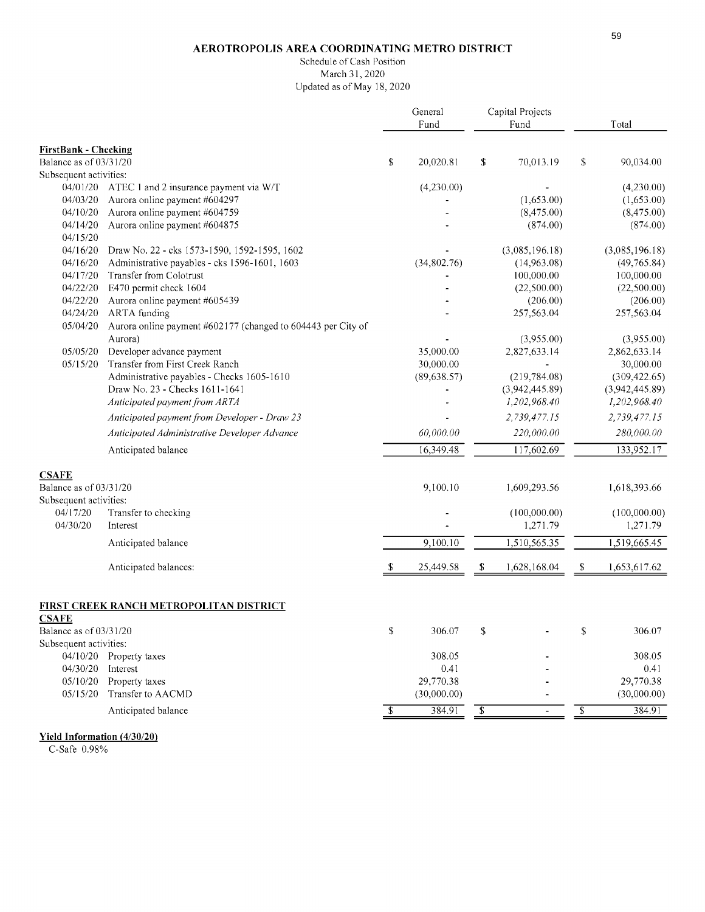# AEROTROPOLIS AREA COORDINATING METRO DISTRICT

Schedule of Cash Position
March 31, 2020
Updated as of May 18, 2020

| | | General Fund | Capital Projects Fund | Total |
|---|---|---|---|---|
| **FirstBank - Checking** | | | | |
| Balance as of 03/31/20 | | $ 20,020.81 | $ 70,013.19 | $ 90,034.00 |
| Subsequent activities: | | | | |
| 04/01/20 | ATEC 1 and 2 insurance payment via W/T | (4,230.00) | - | (4,230.00) |
| 04/03/20 | Aurora online payment #604297 | - | (1,653.00) | (1,653.00) |
| 04/10/20 | Aurora online payment #604759 | - | (8,475.00) | (8,475.00) |
| 04/14/20 | Aurora online payment #604875 | - | (874.00) | (874.00) |
| 04/15/20 | | | | |
| 04/16/20 | Draw No. 22 - cks 1573-1590, 1592-1595, 1602 | - | (3,085,196.18) | (3,085,196.18) |
| 04/16/20 | Administrative payables - cks 1596-1601, 1603 | (34,802.76) | (14,963.08) | (49,765.84) |
| 04/17/20 | Transfer from Colotrust | - | 100,000.00 | 100,000.00 |
| 04/22/20 | E470 permit check 1604 | - | (22,500.00) | (22,500.00) |
| 04/22/20 | Aurora online payment #605439 | - | (206.00) | (206.00) |
| 04/24/20 | ARTA funding | - | 257,563.04 | 257,563.04 |
| 05/04/20 | Aurora online payment #602177 (changed to 604443 per City of Aurora) | - | (3,955.00) | (3,955.00) |
| 05/05/20 | Developer advance payment | 35,000.00 | 2,827,633.14 | 2,862,633.14 |
| 05/15/20 | Transfer from First Creek Ranch | 30,000.00 | - | 30,000.00 |
| | Administrative payables - Checks 1605-1610 | (89,638.57) | (219,784.08) | (309,422.65) |
| | Draw No. 23 - Checks 1611-1641 | - | (3,942,445.89) | (3,942,445.89) |
| | *Anticipated payment from ARTA* | - | *1,202,968.40* | *1,202,968.40* |
| | *Anticipated payment from Developer - Draw 23* | - | *2,739,477.15* | *2,739,477.15* |
| | *Anticipated Administrative Developer Advance* | *60,000.00* | *220,000.00* | *280,000.00* |
| | Anticipated balance | 16,349.48 | 117,602.69 | 133,952.17 |
| **CSAFE** | | | | |
| Balance as of 03/31/20 | | 9,100.10 | 1,609,293.56 | 1,618,393.66 |
| Subsequent activities: | | | | |
| 04/17/20 | Transfer to checking | - | (100,000.00) | (100,000.00) |
| 04/30/20 | Interest | - | 1,271.79 | 1,271.79 |
| | Anticipated balance | 9,100.10 | 1,510,565.35 | 1,519,665.45 |
| | Anticipated balances: | $ 25,449.58 | $ 1,628,168.04 | $ 1,653,617.62 |

## FIRST CREEK RANCH METROPOLITAN DISTRICT

| | | General Fund | Capital Projects Fund | Total |
|---|---|---|---|---|
| **CSAFE** | | | | |
| Balance as of 03/31/20 | | $ 306.07 | $ - | $ 306.07 |
| Subsequent activities: | | | | |
| 04/10/20 | Property taxes | 308.05 | - | 308.05 |
| 04/30/20 | Interest | 0.41 | - | 0.41 |
| 05/10/20 | Property taxes | 29,770.38 | - | 29,770.38 |
| 05/15/20 | Transfer to AACMD | (30,000.00) | - | (30,000.00) |
| | Anticipated balance | $ 384.91 | $ - | $ 384.91 |

**Yield Information (4/30/20)**

C-Safe 0.98%